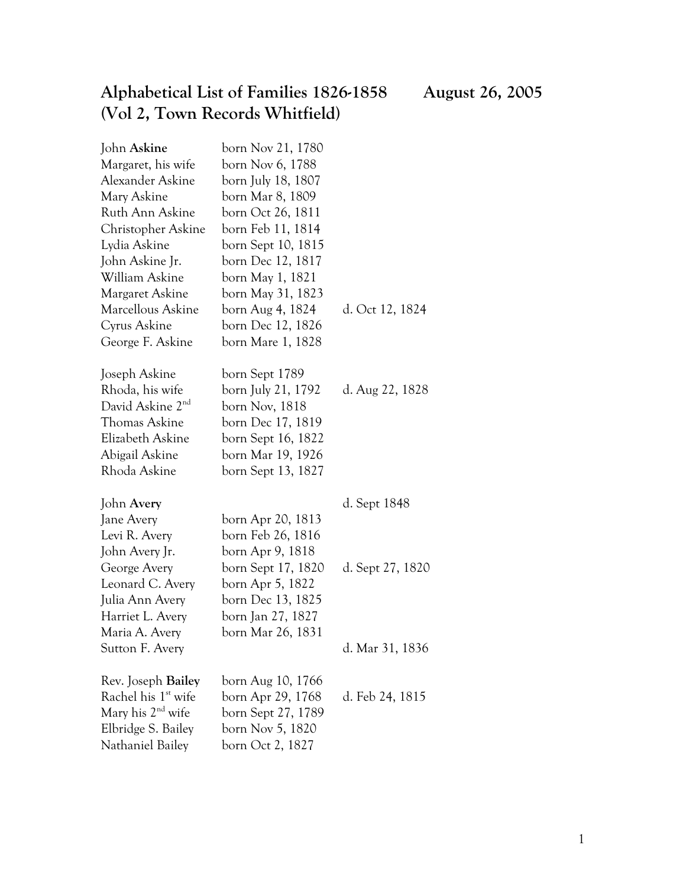# Alphabetical List of Families 1826-1858 August 26, 2005
# (Vol 2, Town Records Whitfield)

| | | |
|---|---|---|
| John **Askine** | born Nov 21, 1780 | |
| Margaret, his wife | born Nov 6, 1788 | |
| Alexander Askine | born July 18, 1807 | |
| Mary Askine | born Mar 8, 1809 | |
| Ruth Ann Askine | born Oct 26, 1811 | |
| Christopher Askine | born Feb 11, 1814 | |
| Lydia Askine | born Sept 10, 1815 | |
| John Askine Jr. | born Dec 12, 1817 | |
| William Askine | born May 1, 1821 | |
| Margaret Askine | born May 31, 1823 | |
| Marcellous Askine | born Aug 4, 1824 | d. Oct 12, 1824 |
| Cyrus Askine | born Dec 12, 1826 | |
| George F. Askine | born Mare 1, 1828 | |
| | | |
| Joseph Askine | born Sept 1789 | |
| Rhoda, his wife | born July 21, 1792 | d. Aug 22, 1828 |
| David Askine 2nd | born Nov, 1818 | |
| Thomas Askine | born Dec 17, 1819 | |
| Elizabeth Askine | born Sept 16, 1822 | |
| Abigail Askine | born Mar 19, 1926 | |
| Rhoda Askine | born Sept 13, 1827 | |
| | | |
| John **Avery** | | d. Sept 1848 |
| Jane Avery | born Apr 20, 1813 | |
| Levi R. Avery | born Feb 26, 1816 | |
| John Avery Jr. | born Apr 9, 1818 | |
| George Avery | born Sept 17, 1820 | d. Sept 27, 1820 |
| Leonard C. Avery | born Apr 5, 1822 | |
| Julia Ann Avery | born Dec 13, 1825 | |
| Harriet L. Avery | born Jan 27, 1827 | |
| Maria A. Avery | born Mar 26, 1831 | |
| Sutton F. Avery | | d. Mar 31, 1836 |
| | | |
| Rev. Joseph **Bailey** | born Aug 10, 1766 | |
| Rachel his 1st wife | born Apr 29, 1768 | d. Feb 24, 1815 |
| Mary his 2nd wife | born Sept 27, 1789 | |
| Elbridge S. Bailey | born Nov 5, 1820 | |
| Nathaniel Bailey | born Oct 2, 1827 | |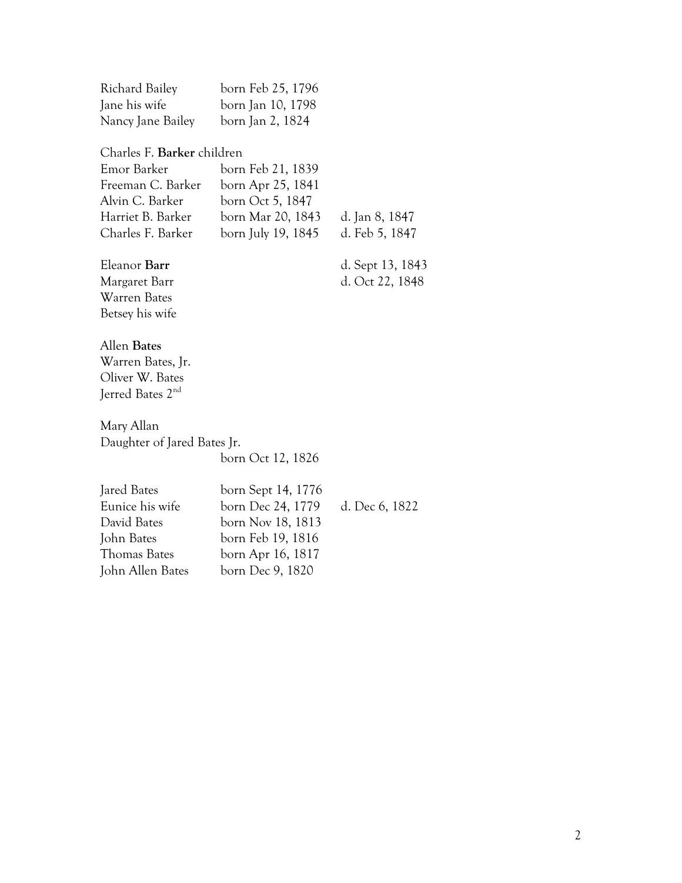| | | |
|---|---|---|
| Richard Bailey | born Feb 25, 1796 | |
| Jane his wife | born Jan 10, 1798 | |
| Nancy Jane Bailey | born Jan 2, 1824 | |

Charles F. **Barker** children

| | | |
|---|---|---|
| Emor Barker | born Feb 21, 1839 | |
| Freeman C. Barker | born Apr 25, 1841 | |
| Alvin C. Barker | born Oct 5, 1847 | |
| Harriet B. Barker | born Mar 20, 1843 | d. Jan 8, 1847 |
| Charles F. Barker | born July 19, 1845 | d. Feb 5, 1847 |

| | | |
|---|---|---|
| Eleanor **Barr** | | d. Sept 13, 1843 |
| Margaret Barr | | d. Oct 22, 1848 |
| Warren Bates | | |
| Betsey his wife | | |

Allen **Bates**
Warren Bates, Jr.
Oliver W. Bates
Jerred Bates 2nd

Mary Allan
Daughter of Jared Bates Jr.
born Oct 12, 1826

| | | |
|---|---|---|
| Jared Bates | born Sept 14, 1776 | |
| Eunice his wife | born Dec 24, 1779 | d. Dec 6, 1822 |
| David Bates | born Nov 18, 1813 | |
| John Bates | born Feb 19, 1816 | |
| Thomas Bates | born Apr 16, 1817 | |
| John Allen Bates | born Dec 9, 1820 | |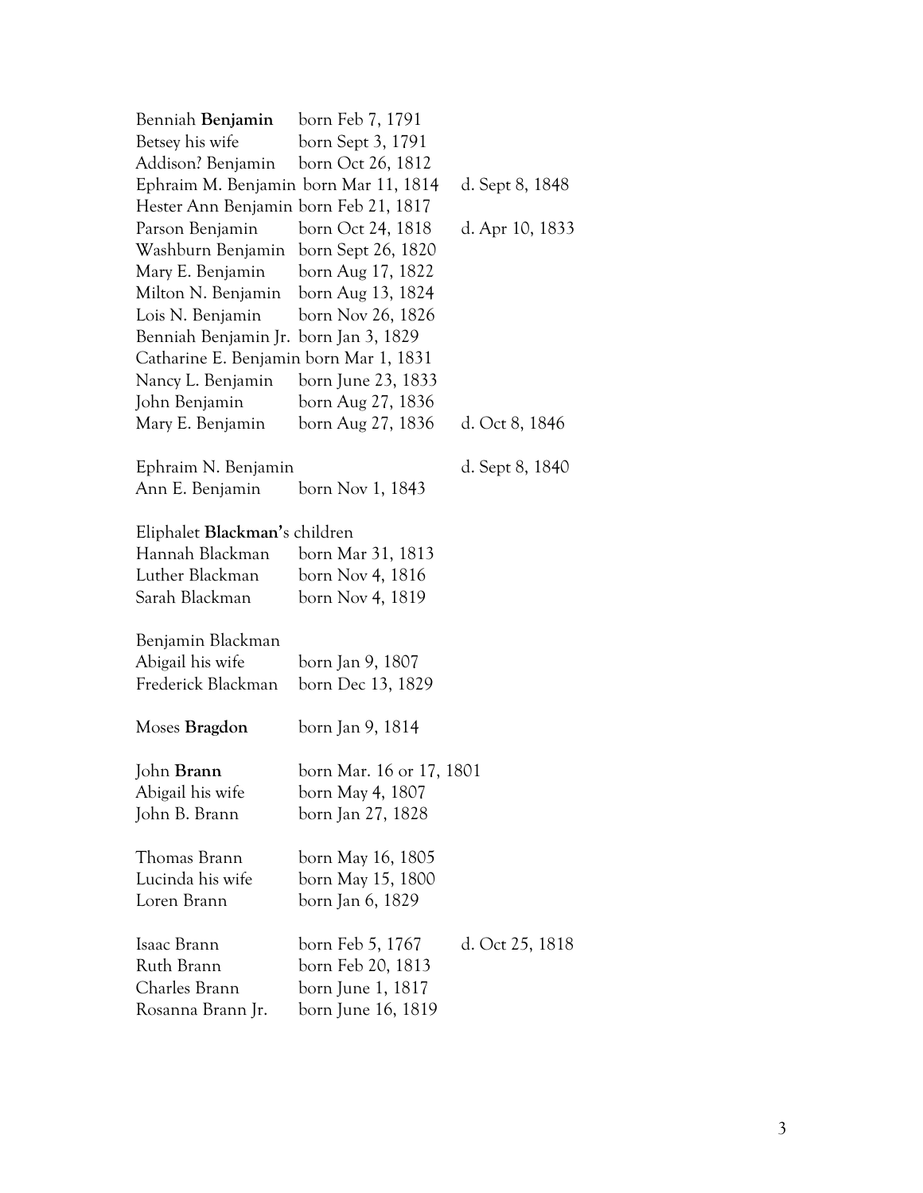Benniah **Benjamin** born Feb 7, 1791
Betsey his wife born Sept 3, 1791
Addison? Benjamin born Oct 26, 1812
Ephraim M. Benjamin born Mar 11, 1814 d. Sept 8, 1848
Hester Ann Benjamin born Feb 21, 1817
Parson Benjamin born Oct 24, 1818 d. Apr 10, 1833
Washburn Benjamin born Sept 26, 1820
Mary E. Benjamin born Aug 17, 1822
Milton N. Benjamin born Aug 13, 1824
Lois N. Benjamin born Nov 26, 1826
Benniah Benjamin Jr. born Jan 3, 1829
Catharine E. Benjamin born Mar 1, 1831
Nancy L. Benjamin born June 23, 1833
John Benjamin born Aug 27, 1836
Mary E. Benjamin born Aug 27, 1836 d. Oct 8, 1846

Ephraim N. Benjamin d. Sept 8, 1840
Ann E. Benjamin born Nov 1, 1843

Eliphalet **Blackman'**s children
Hannah Blackman born Mar 31, 1813
Luther Blackman born Nov 4, 1816
Sarah Blackman born Nov 4, 1819

Benjamin Blackman
Abigail his wife born Jan 9, 1807
Frederick Blackman born Dec 13, 1829

Moses **Bragdon** born Jan 9, 1814

John **Brann** born Mar. 16 or 17, 1801
Abigail his wife born May 4, 1807
John B. Brann born Jan 27, 1828

Thomas Brann born May 16, 1805
Lucinda his wife born May 15, 1800
Loren Brann born Jan 6, 1829

Isaac Brann born Feb 5, 1767 d. Oct 25, 1818
Ruth Brann born Feb 20, 1813
Charles Brann born June 1, 1817
Rosanna Brann Jr. born June 16, 1819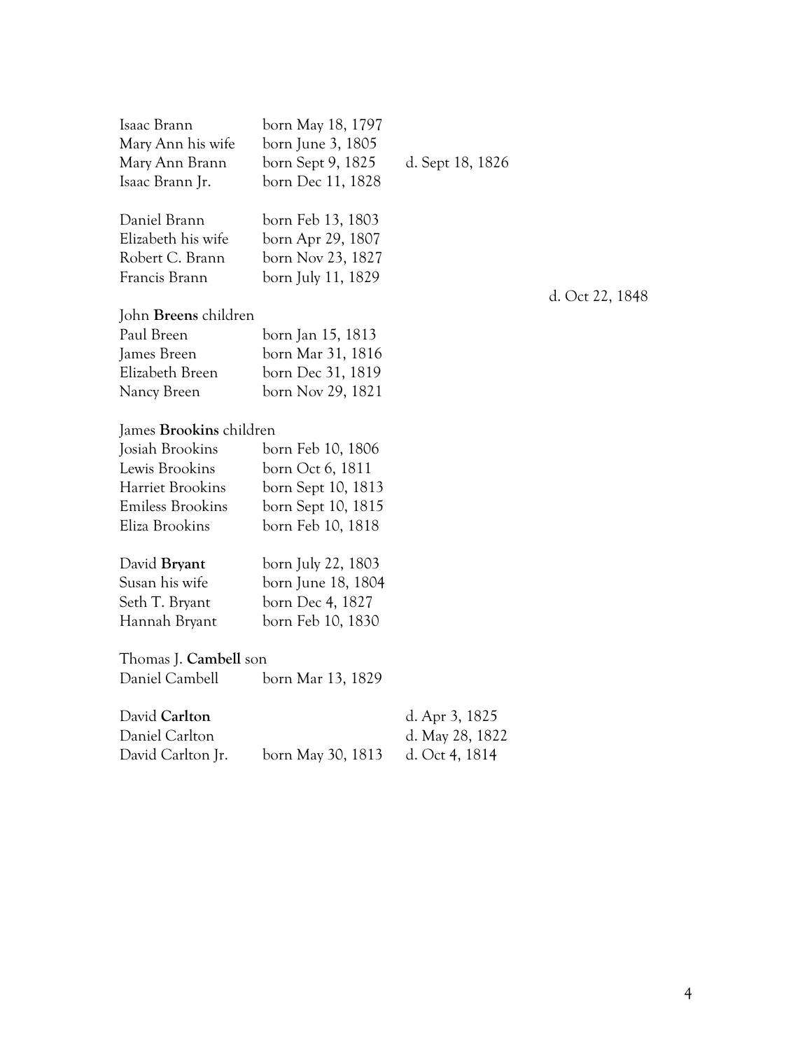| | | | |
|---|---|---|---|
| Isaac Brann | born May 18, 1797 | | |
| Mary Ann his wife | born June 3, 1805 | | |
| Mary Ann Brann | born Sept 9, 1825 | d. Sept 18, 1826 | |
| Isaac Brann Jr. | born Dec 11, 1828 | | |
| | | | |
| Daniel Brann | born Feb 13, 1803 | | |
| Elizabeth his wife | born Apr 29, 1807 | | |
| Robert C. Brann | born Nov 23, 1827 | | |
| Francis Brann | born July 11, 1829 | | |
| | | | d. Oct 22, 1848 |
| John **Breens** children | | | |
| Paul Breen | born Jan 15, 1813 | | |
| James Breen | born Mar 31, 1816 | | |
| Elizabeth Breen | born Dec 31, 1819 | | |
| Nancy Breen | born Nov 29, 1821 | | |
| | | | |
| James **Brookins** children | | | |
| Josiah Brookins | born Feb 10, 1806 | | |
| Lewis Brookins | born Oct 6, 1811 | | |
| Harriet Brookins | born Sept 10, 1813 | | |
| Emiless Brookins | born Sept 10, 1815 | | |
| Eliza Brookins | born Feb 10, 1818 | | |
| | | | |
| David **Bryant** | born July 22, 1803 | | |
| Susan his wife | born June 18, 1804 | | |
| Seth T. Bryant | born Dec 4, 1827 | | |
| Hannah Bryant | born Feb 10, 1830 | | |
| | | | |
| Thomas J. **Cambell** son | | | |
| Daniel Cambell | born Mar 13, 1829 | | |
| | | | |
| David **Carlton** | | d. Apr 3, 1825 | |
| Daniel Carlton | | d. May 28, 1822 | |
| David Carlton Jr. | born May 30, 1813 | d. Oct 4, 1814 | |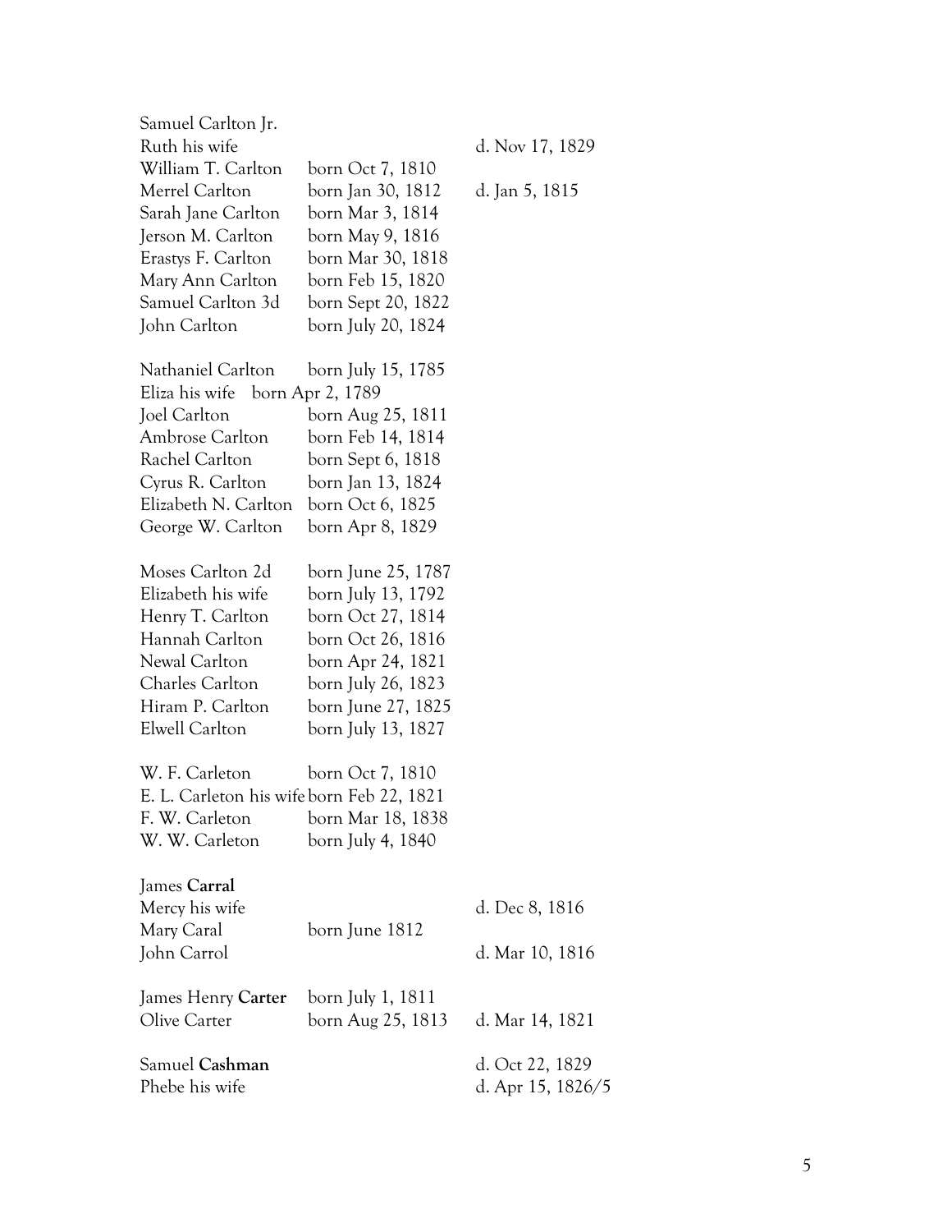| | | |
|---|---|---|
| Samuel Carlton Jr. | | |
| Ruth his wife | | d. Nov 17, 1829 |
| William T. Carlton | born Oct 7, 1810 | |
| Merrel Carlton | born Jan 30, 1812 | d. Jan 5, 1815 |
| Sarah Jane Carlton | born Mar 3, 1814 | |
| Jerson M. Carlton | born May 9, 1816 | |
| Erastys F. Carlton | born Mar 30, 1818 | |
| Mary Ann Carlton | born Feb 15, 1820 | |
| Samuel Carlton 3d | born Sept 20, 1822 | |
| John Carlton | born July 20, 1824 | |
| | | |
| Nathaniel Carlton | born July 15, 1785 | |
| Eliza his wife born Apr 2, 1789 | | |
| Joel Carlton | born Aug 25, 1811 | |
| Ambrose Carlton | born Feb 14, 1814 | |
| Rachel Carlton | born Sept 6, 1818 | |
| Cyrus R. Carlton | born Jan 13, 1824 | |
| Elizabeth N. Carlton | born Oct 6, 1825 | |
| George W. Carlton | born Apr 8, 1829 | |
| | | |
| Moses Carlton 2d | born June 25, 1787 | |
| Elizabeth his wife | born July 13, 1792 | |
| Henry T. Carlton | born Oct 27, 1814 | |
| Hannah Carlton | born Oct 26, 1816 | |
| Newal Carlton | born Apr 24, 1821 | |
| Charles Carlton | born July 26, 1823 | |
| Hiram P. Carlton | born June 27, 1825 | |
| Elwell Carlton | born July 13, 1827 | |
| | | |
| W. F. Carleton | born Oct 7, 1810 | |
| E. L. Carleton his wife | born Feb 22, 1821 | |
| F. W. Carleton | born Mar 18, 1838 | |
| W. W. Carleton | born July 4, 1840 | |
| | | |
| James **Carral** | | |
| Mercy his wife | | d. Dec 8, 1816 |
| Mary Caral | born June 1812 | |
| John Carrol | | d. Mar 10, 1816 |
| | | |
| James Henry **Carter** | born July 1, 1811 | |
| Olive Carter | born Aug 25, 1813 | d. Mar 14, 1821 |
| | | |
| Samuel **Cashman** | | d. Oct 22, 1829 |
| Phebe his wife | | d. Apr 15, 1826/5 |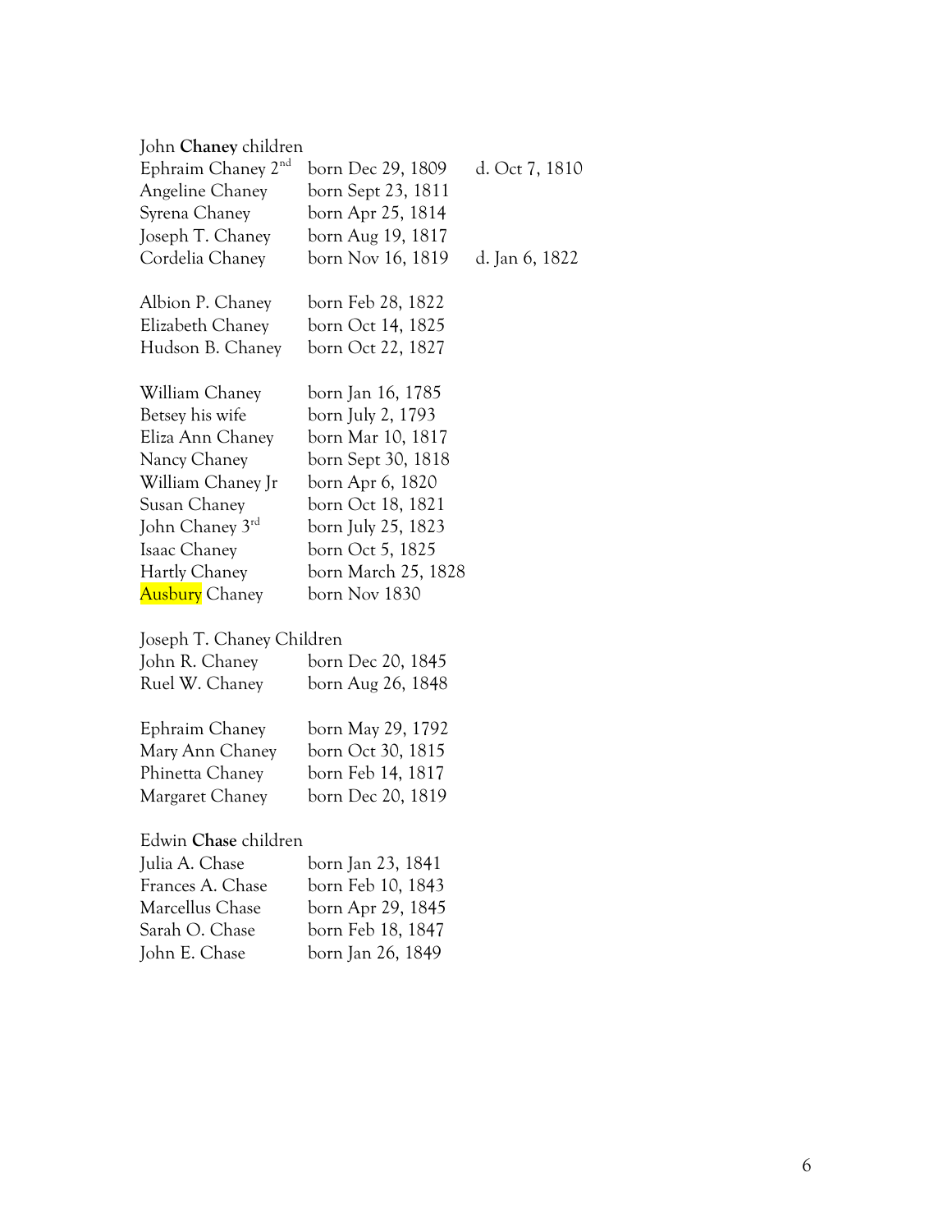John **Chaney** children

| | | |
|---|---|---|
| Ephraim Chaney 2nd | born Dec 29, 1809 | d. Oct 7, 1810 |
| Angeline Chaney | born Sept 23, 1811 | |
| Syrena Chaney | born Apr 25, 1814 | |
| Joseph T. Chaney | born Aug 19, 1817 | |
| Cordelia Chaney | born Nov 16, 1819 | d. Jan 6, 1822 |

| | |
|---|---|
| Albion P. Chaney | born Feb 28, 1822 |
| Elizabeth Chaney | born Oct 14, 1825 |
| Hudson B. Chaney | born Oct 22, 1827 |

| | |
|---|---|
| William Chaney | born Jan 16, 1785 |
| Betsey his wife | born July 2, 1793 |
| Eliza Ann Chaney | born Mar 10, 1817 |
| Nancy Chaney | born Sept 30, 1818 |
| William Chaney Jr | born Apr 6, 1820 |
| Susan Chaney | born Oct 18, 1821 |
| John Chaney 3rd | born July 25, 1823 |
| Isaac Chaney | born Oct 5, 1825 |
| Hartly Chaney | born March 25, 1828 |
| Ausbury Chaney | born Nov 1830 |

Joseph T. Chaney Children

| | |
|---|---|
| John R. Chaney | born Dec 20, 1845 |
| Ruel W. Chaney | born Aug 26, 1848 |

| | |
|---|---|
| Ephraim Chaney | born May 29, 1792 |
| Mary Ann Chaney | born Oct 30, 1815 |
| Phinetta Chaney | born Feb 14, 1817 |
| Margaret Chaney | born Dec 20, 1819 |

Edwin **Chase** children

| | |
|---|---|
| Julia A. Chase | born Jan 23, 1841 |
| Frances A. Chase | born Feb 10, 1843 |
| Marcellus Chase | born Apr 29, 1845 |
| Sarah O. Chase | born Feb 18, 1847 |
| John E. Chase | born Jan 26, 1849 |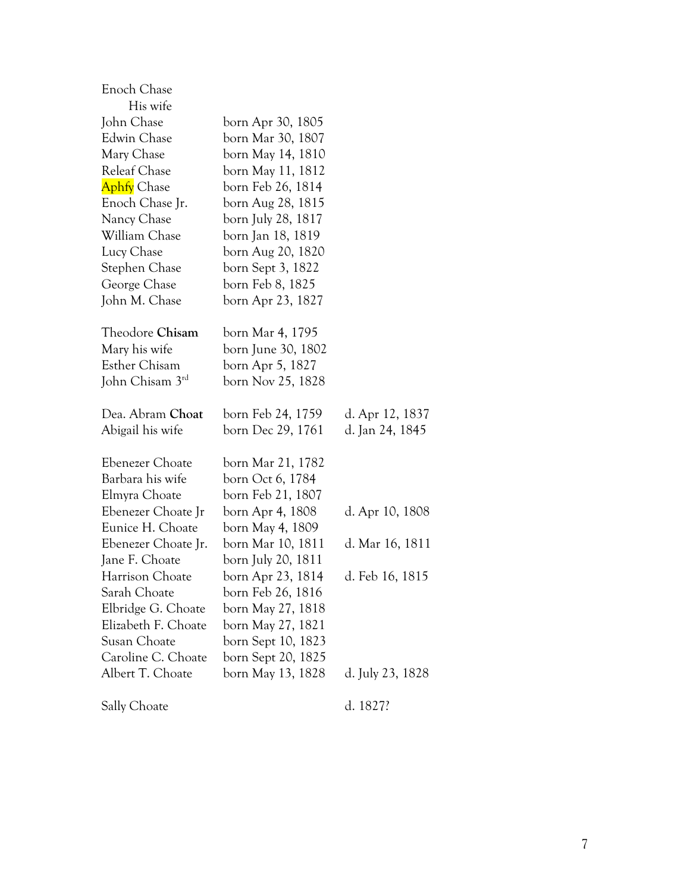| | | |
|---|---|---|
| Enoch Chase | | |
| His wife | | |
| John Chase | born Apr 30, 1805 | |
| Edwin Chase | born Mar 30, 1807 | |
| Mary Chase | born May 14, 1810 | |
| Releaf Chase | born May 11, 1812 | |
| Aphfy Chase | born Feb 26, 1814 | |
| Enoch Chase Jr. | born Aug 28, 1815 | |
| Nancy Chase | born July 28, 1817 | |
| William Chase | born Jan 18, 1819 | |
| Lucy Chase | born Aug 20, 1820 | |
| Stephen Chase | born Sept 3, 1822 | |
| George Chase | born Feb 8, 1825 | |
| John M. Chase | born Apr 23, 1827 | |
| | | |
| Theodore **Chisam** | born Mar 4, 1795 | |
| Mary his wife | born June 30, 1802 | |
| Esther Chisam | born Apr 5, 1827 | |
| John Chisam 3rd | born Nov 25, 1828 | |
| | | |
| Dea. Abram **Choat** | born Feb 24, 1759 | d. Apr 12, 1837 |
| Abigail his wife | born Dec 29, 1761 | d. Jan 24, 1845 |
| | | |
| Ebenezer Choate | born Mar 21, 1782 | |
| Barbara his wife | born Oct 6, 1784 | |
| Elmyra Choate | born Feb 21, 1807 | |
| Ebenezer Choate Jr | born Apr 4, 1808 | d. Apr 10, 1808 |
| Eunice H. Choate | born May 4, 1809 | |
| Ebenezer Choate Jr. | born Mar 10, 1811 | d. Mar 16, 1811 |
| Jane F. Choate | born July 20, 1811 | |
| Harrison Choate | born Apr 23, 1814 | d. Feb 16, 1815 |
| Sarah Choate | born Feb 26, 1816 | |
| Elbridge G. Choate | born May 27, 1818 | |
| Elizabeth F. Choate | born May 27, 1821 | |
| Susan Choate | born Sept 10, 1823 | |
| Caroline C. Choate | born Sept 20, 1825 | |
| Albert T. Choate | born May 13, 1828 | d. July 23, 1828 |
| | | |
| Sally Choate | | d. 1827? |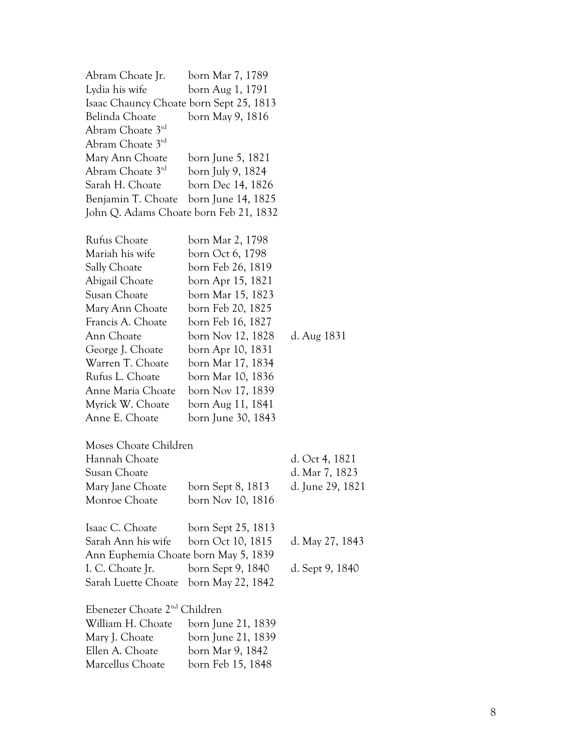| | | |
|---|---|---|
| Abram Choate Jr. | born Mar 7, 1789 | |
| Lydia his wife | born Aug 1, 1791 | |
| Isaac Chauncy Choate born Sept 25, 1813 | | |
| Belinda Choate | born May 9, 1816 | |
| Abram Choate 3rd | | |
| Abram Choate 3rd | | |
| Mary Ann Choate | born June 5, 1821 | |
| Abram Choate 3rd | born July 9, 1824 | |
| Sarah H. Choate | born Dec 14, 1826 | |
| Benjamin T. Choate | born June 14, 1825 | |
| John Q. Adams Choate born Feb 21, 1832 | | |

| | | |
|---|---|---|
| Rufus Choate | born Mar 2, 1798 | |
| Mariah his wife | born Oct 6, 1798 | |
| Sally Choate | born Feb 26, 1819 | |
| Abigail Choate | born Apr 15, 1821 | |
| Susan Choate | born Mar 15, 1823 | |
| Mary Ann Choate | born Feb 20, 1825 | |
| Francis A. Choate | born Feb 16, 1827 | |
| Ann Choate | born Nov 12, 1828 | d. Aug 1831 |
| George J. Choate | born Apr 10, 1831 | |
| Warren T. Choate | born Mar 17, 1834 | |
| Rufus L. Choate | born Mar 10, 1836 | |
| Anne Maria Choate | born Nov 17, 1839 | |
| Myrick W. Choate | born Aug 11, 1841 | |
| Anne E. Choate | born June 30, 1843 | |

| Moses Choate Children | | |
|---|---|---|
| Hannah Choate | | d. Oct 4, 1821 |
| Susan Choate | | d. Mar 7, 1823 |
| Mary Jane Choate | born Sept 8, 1813 | d. June 29, 1821 |
| Monroe Choate | born Nov 10, 1816 | |

| | | |
|---|---|---|
| Isaac C. Choate | born Sept 25, 1813 | |
| Sarah Ann his wife | born Oct 10, 1815 | d. May 27, 1843 |
| Ann Euphemia Choate born May 5, 1839 | | |
| I. C. Choate Jr. | born Sept 9, 1840 | d. Sept 9, 1840 |
| Sarah Luette Choate | born May 22, 1842 | |

| Ebenezer Choate 2nd Children | |
|---|---|
| William H. Choate | born June 21, 1839 |
| Mary J. Choate | born June 21, 1839 |
| Ellen A. Choate | born Mar 9, 1842 |
| Marcellus Choate | born Feb 15, 1848 |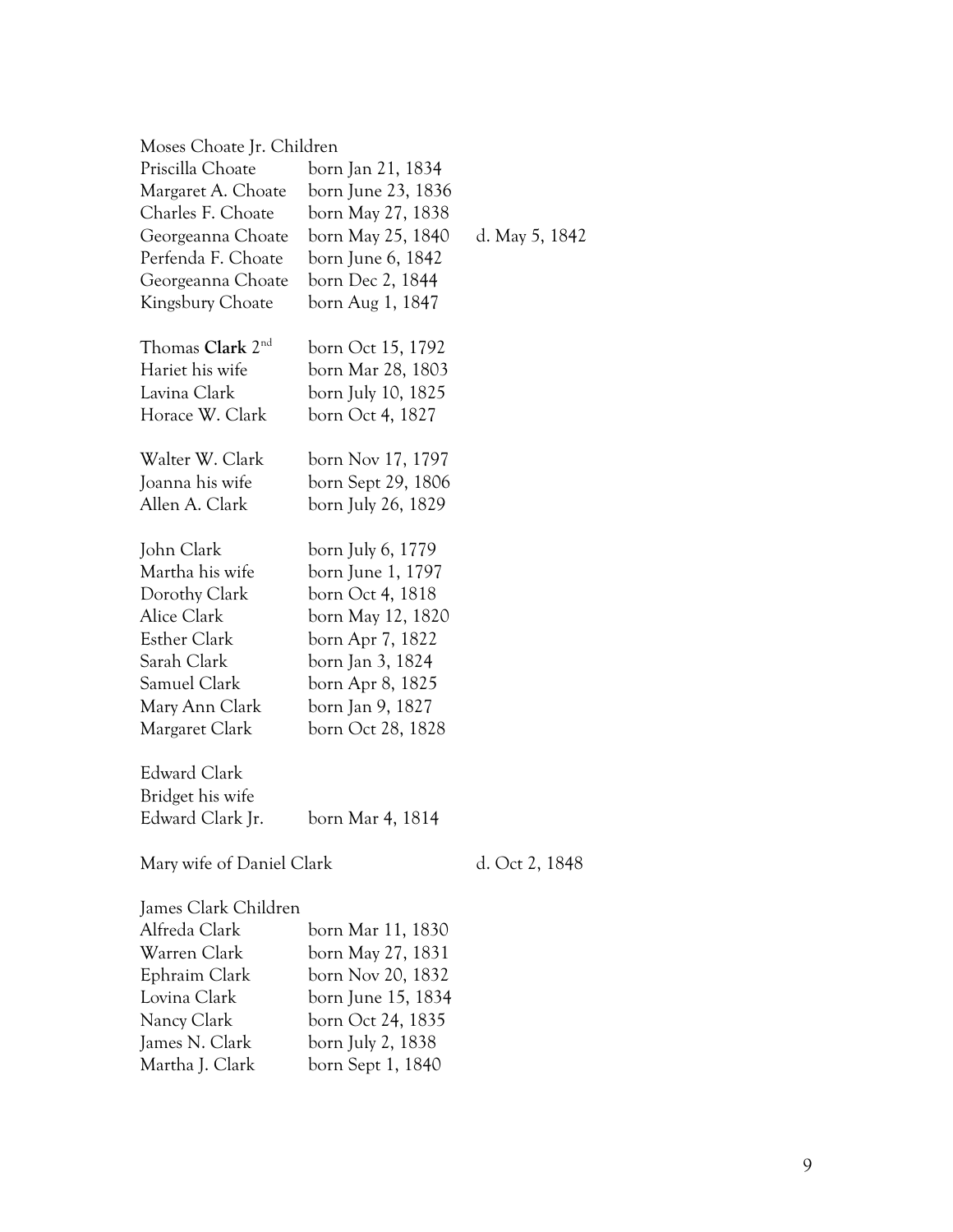Moses Choate Jr. Children

| | | |
|---|---|---|
| Priscilla Choate | born Jan 21, 1834 | |
| Margaret A. Choate | born June 23, 1836 | |
| Charles F. Choate | born May 27, 1838 | |
| Georgeanna Choate | born May 25, 1840 | d. May 5, 1842 |
| Perfenda F. Choate | born June 6, 1842 | |
| Georgeanna Choate | born Dec 2, 1844 | |
| Kingsbury Choate | born Aug 1, 1847 | |

| | |
|---|---|
| Thomas **Clark** 2nd | born Oct 15, 1792 |
| Hariet his wife | born Mar 28, 1803 |
| Lavina Clark | born July 10, 1825 |
| Horace W. Clark | born Oct 4, 1827 |

| | |
|---|---|
| Walter W. Clark | born Nov 17, 1797 |
| Joanna his wife | born Sept 29, 1806 |
| Allen A. Clark | born July 26, 1829 |

| | |
|---|---|
| John Clark | born July 6, 1779 |
| Martha his wife | born June 1, 1797 |
| Dorothy Clark | born Oct 4, 1818 |
| Alice Clark | born May 12, 1820 |
| Esther Clark | born Apr 7, 1822 |
| Sarah Clark | born Jan 3, 1824 |
| Samuel Clark | born Apr 8, 1825 |
| Mary Ann Clark | born Jan 9, 1827 |
| Margaret Clark | born Oct 28, 1828 |

| | |
|---|---|
| Edward Clark | |
| Bridget his wife | |
| Edward Clark Jr. | born Mar 4, 1814 |

Mary wife of Daniel Clark d. Oct 2, 1848

James Clark Children

| | |
|---|---|
| Alfreda Clark | born Mar 11, 1830 |
| Warren Clark | born May 27, 1831 |
| Ephraim Clark | born Nov 20, 1832 |
| Lovina Clark | born June 15, 1834 |
| Nancy Clark | born Oct 24, 1835 |
| James N. Clark | born July 2, 1838 |
| Martha J. Clark | born Sept 1, 1840 |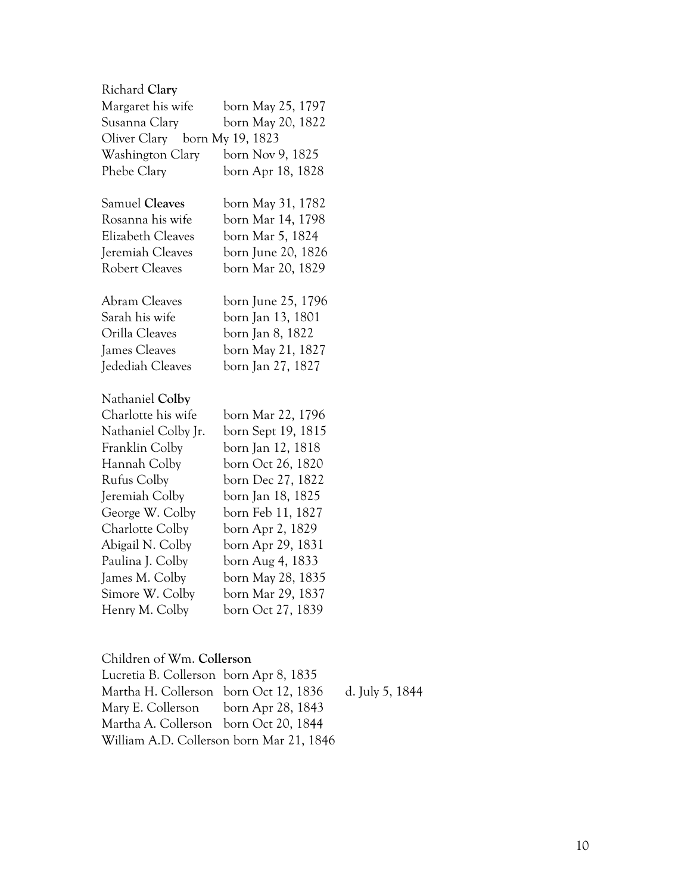Richard **Clary**
Margaret his wife born May 25, 1797
Susanna Clary born May 20, 1822
Oliver Clary born My 19, 1823
Washington Clary born Nov 9, 1825
Phebe Clary born Apr 18, 1828

Samuel **Cleaves** born May 31, 1782
Rosanna his wife born Mar 14, 1798
Elizabeth Cleaves born Mar 5, 1824
Jeremiah Cleaves born June 20, 1826
Robert Cleaves born Mar 20, 1829

Abram Cleaves born June 25, 1796
Sarah his wife born Jan 13, 1801
Orilla Cleaves born Jan 8, 1822
James Cleaves born May 21, 1827
Jedediah Cleaves born Jan 27, 1827

Nathaniel **Colby**
Charlotte his wife born Mar 22, 1796
Nathaniel Colby Jr. born Sept 19, 1815
Franklin Colby born Jan 12, 1818
Hannah Colby born Oct 26, 1820
Rufus Colby born Dec 27, 1822
Jeremiah Colby born Jan 18, 1825
George W. Colby born Feb 11, 1827
Charlotte Colby born Apr 2, 1829
Abigail N. Colby born Apr 29, 1831
Paulina J. Colby born Aug 4, 1833
James M. Colby born May 28, 1835
Simore W. Colby born Mar 29, 1837
Henry M. Colby born Oct 27, 1839

Children of Wm. **Collerson**
Lucretia B. Collerson born Apr 8, 1835
Martha H. Collerson born Oct 12, 1836 d. July 5, 1844
Mary E. Collerson born Apr 28, 1843
Martha A. Collerson born Oct 20, 1844
William A.D. Collerson born Mar 21, 1846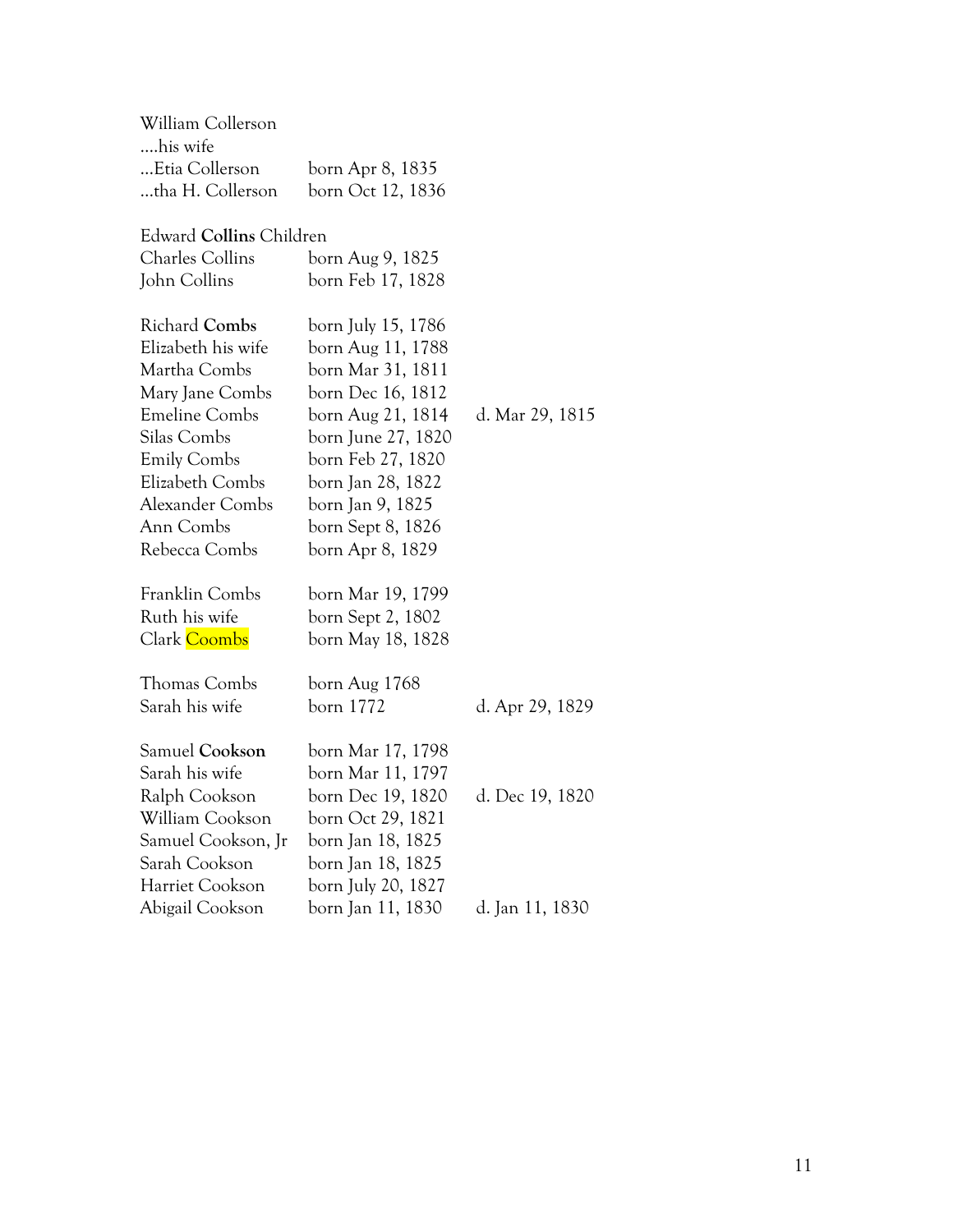William Colleron
....his wife
...Etia Collerson born Apr 8, 1835
...tha H. Collerson born Oct 12, 1836

Edward **Collins** Children
Charles Collins born Aug 9, 1825
John Collins born Feb 17, 1828

| | | |
|---|---|---|
| Richard **Combs** | born July 15, 1786 | |
| Elizabeth his wife | born Aug 11, 1788 | |
| Martha Combs | born Mar 31, 1811 | |
| Mary Jane Combs | born Dec 16, 1812 | |
| Emeline Combs | born Aug 21, 1814 | d. Mar 29, 1815 |
| Silas Combs | born June 27, 1820 | |
| Emily Combs | born Feb 27, 1820 | |
| Elizabeth Combs | born Jan 28, 1822 | |
| Alexander Combs | born Jan 9, 1825 | |
| Ann Combs | born Sept 8, 1826 | |
| Rebecca Combs | born Apr 8, 1829 | |
| | | |
| Franklin Combs | born Mar 19, 1799 | |
| Ruth his wife | born Sept 2, 1802 | |
| Clark Coombs | born May 18, 1828 | |
| | | |
| Thomas Combs | born Aug 1768 | |
| Sarah his wife | born 1772 | d. Apr 29, 1829 |
| | | |
| Samuel **Cookson** | born Mar 17, 1798 | |
| Sarah his wife | born Mar 11, 1797 | |
| Ralph Cookson | born Dec 19, 1820 | d. Dec 19, 1820 |
| William Cookson | born Oct 29, 1821 | |
| Samuel Cookson, Jr | born Jan 18, 1825 | |
| Sarah Cookson | born Jan 18, 1825 | |
| Harriet Cookson | born July 20, 1827 | |
| Abigail Cookson | born Jan 11, 1830 | d. Jan 11, 1830 |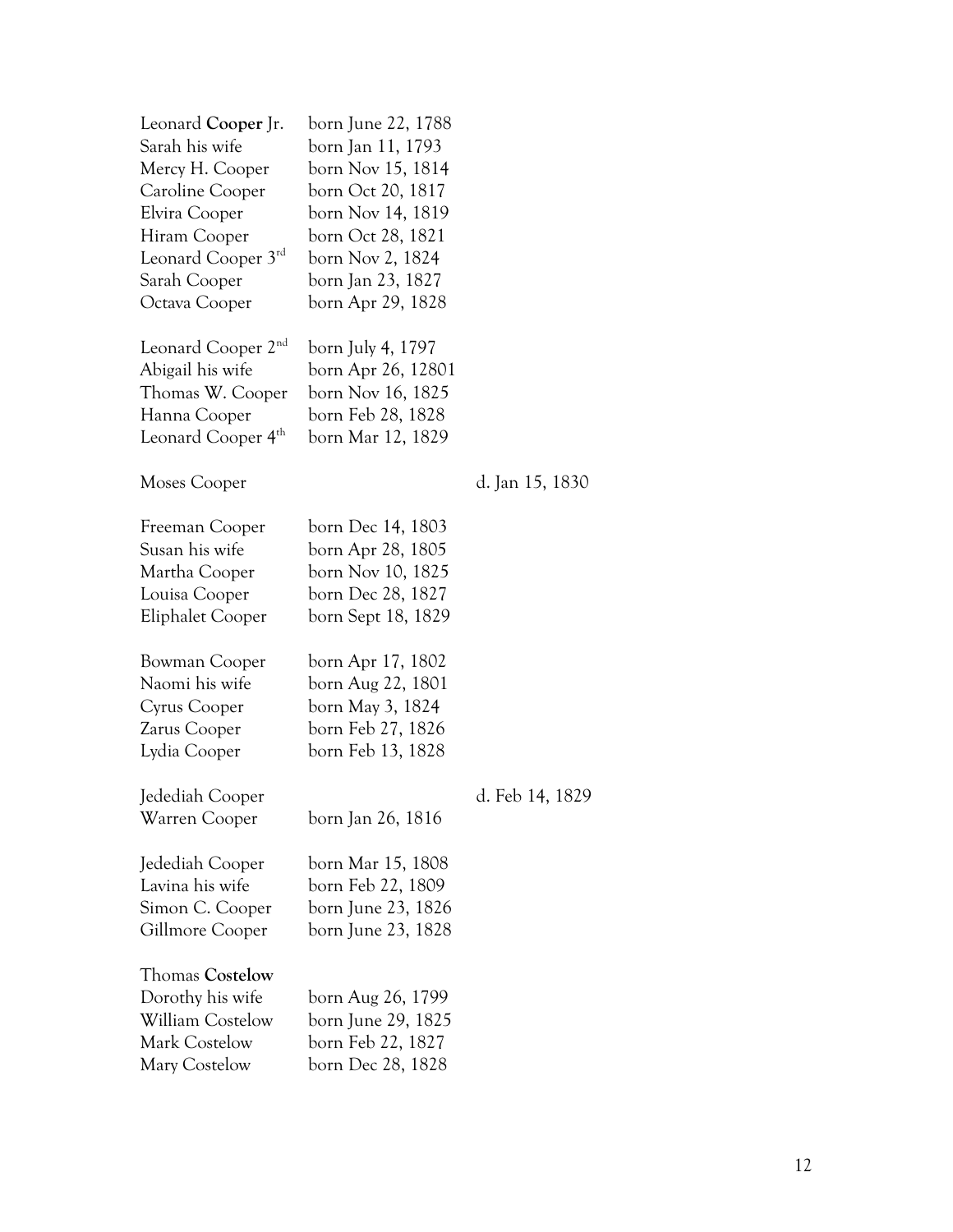| | | |
|---|---|---|
| Leonard **Cooper** Jr. | born June 22, 1788 | |
| Sarah his wife | born Jan 11, 1793 | |
| Mercy H. Cooper | born Nov 15, 1814 | |
| Caroline Cooper | born Oct 20, 1817 | |
| Elvira Cooper | born Nov 14, 1819 | |
| Hiram Cooper | born Oct 28, 1821 | |
| Leonard Cooper 3rd | born Nov 2, 1824 | |
| Sarah Cooper | born Jan 23, 1827 | |
| Octava Cooper | born Apr 29, 1828 | |
| | | |
| Leonard Cooper 2nd | born July 4, 1797 | |
| Abigail his wife | born Apr 26, 12801 | |
| Thomas W. Cooper | born Nov 16, 1825 | |
| Hanna Cooper | born Feb 28, 1828 | |
| Leonard Cooper 4th | born Mar 12, 1829 | |
| | | |
| Moses Cooper | | d. Jan 15, 1830 |
| | | |
| Freeman Cooper | born Dec 14, 1803 | |
| Susan his wife | born Apr 28, 1805 | |
| Martha Cooper | born Nov 10, 1825 | |
| Louisa Cooper | born Dec 28, 1827 | |
| Eliphalet Cooper | born Sept 18, 1829 | |
| | | |
| Bowman Cooper | born Apr 17, 1802 | |
| Naomi his wife | born Aug 22, 1801 | |
| Cyrus Cooper | born May 3, 1824 | |
| Zarus Cooper | born Feb 27, 1826 | |
| Lydia Cooper | born Feb 13, 1828 | |
| | | |
| Jedediah Cooper | | d. Feb 14, 1829 |
| Warren Cooper | born Jan 26, 1816 | |
| | | |
| Jedediah Cooper | born Mar 15, 1808 | |
| Lavina his wife | born Feb 22, 1809 | |
| Simon C. Cooper | born June 23, 1826 | |
| Gillmore Cooper | born June 23, 1828 | |
| | | |
| Thomas **Costelow** | | |
| Dorothy his wife | born Aug 26, 1799 | |
| William Costelow | born June 29, 1825 | |
| Mark Costelow | born Feb 22, 1827 | |
| Mary Costelow | born Dec 28, 1828 | |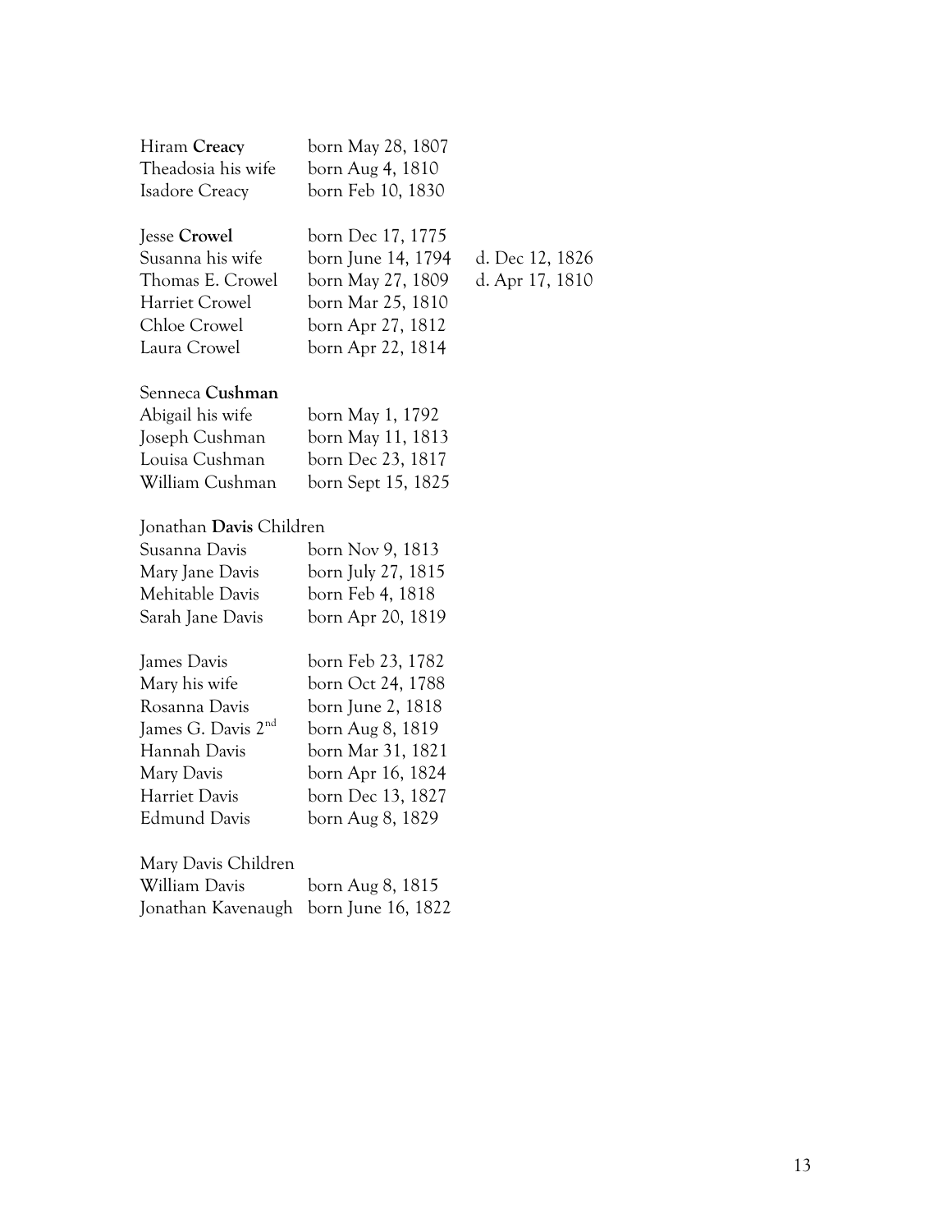Hiram **Creacy** born May 28, 1807
Theadosia his wife born Aug 4, 1810
Isadore Creacy born Feb 10, 1830

Jesse **Crowel** born Dec 17, 1775
Susanna his wife born June 14, 1794 d. Dec 12, 1826
Thomas E. Crowel born May 27, 1809 d. Apr 17, 1810
Harriet Crowel born Mar 25, 1810
Chloe Crowel born Apr 27, 1812
Laura Crowel born Apr 22, 1814

Senneca **Cushman**
Abigail his wife born May 1, 1792
Joseph Cushman born May 11, 1813
Louisa Cushman born Dec 23, 1817
William Cushman born Sept 15, 1825

Jonathan **Davis** Children
Susanna Davis born Nov 9, 1813
Mary Jane Davis born July 27, 1815
Mehitable Davis born Feb 4, 1818
Sarah Jane Davis born Apr 20, 1819

James Davis born Feb 23, 1782
Mary his wife born Oct 24, 1788
Rosanna Davis born June 2, 1818
James G. Davis 2nd born Aug 8, 1819
Hannah Davis born Mar 31, 1821
Mary Davis born Apr 16, 1824
Harriet Davis born Dec 13, 1827
Edmund Davis born Aug 8, 1829

Mary Davis Children
William Davis born Aug 8, 1815
Jonathan Kavenaugh born June 16, 1822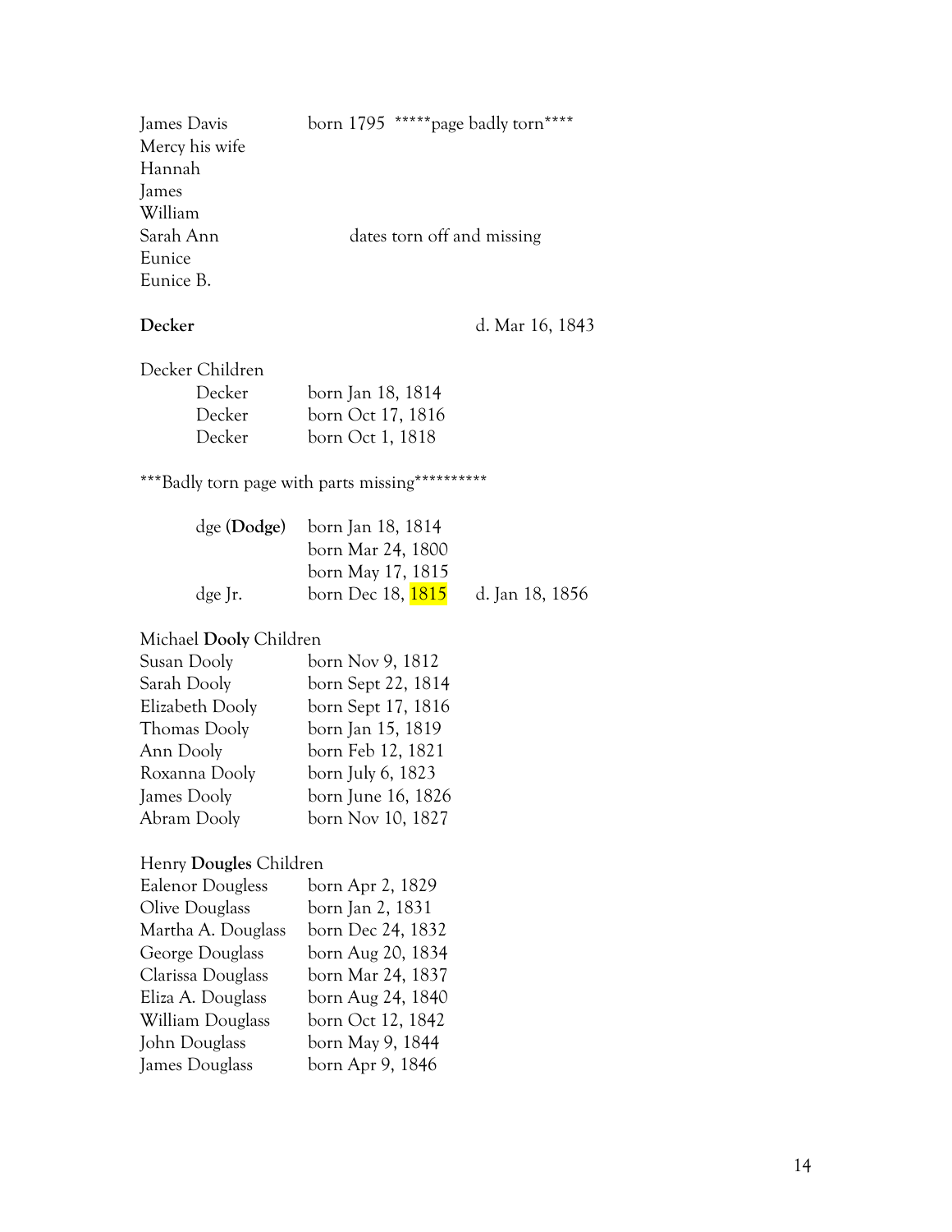| | | |
|---|---|---|
| James Davis | born 1795 *****page badly torn**** | |
| Mercy his wife | | |
| Hannah | | |
| James | | |
| William | | |
| Sarah Ann | dates torn off and missing | |
| Eunice | | |
| Eunice B. | | |

**Decker** d. Mar 16, 1843

Decker Children

| | | |
|---|---|---|
| Decker | born Jan 18, 1814 | |
| Decker | born Oct 17, 1816 | |
| Decker | born Oct 1, 1818 | |

***Badly torn page with parts missing**********

| | | |
|---|---|---|
| dge (**Dodge**) | born Jan 18, 1814 | |
| | born Mar 24, 1800 | |
| | born May 17, 1815 | |
| dge Jr. | born Dec 18, 1815 | d. Jan 18, 1856 |

Michael **Dooly** Children

| | |
|---|---|
| Susan Dooly | born Nov 9, 1812 |
| Sarah Dooly | born Sept 22, 1814 |
| Elizabeth Dooly | born Sept 17, 1816 |
| Thomas Dooly | born Jan 15, 1819 |
| Ann Dooly | born Feb 12, 1821 |
| Roxanna Dooly | born July 6, 1823 |
| James Dooly | born June 16, 1826 |
| Abram Dooly | born Nov 10, 1827 |

Henry **Dougles** Children

| | |
|---|---|
| Ealenor Dougless | born Apr 2, 1829 |
| Olive Douglass | born Jan 2, 1831 |
| Martha A. Douglass | born Dec 24, 1832 |
| George Douglass | born Aug 20, 1834 |
| Clarissa Douglass | born Mar 24, 1837 |
| Eliza A. Douglass | born Aug 24, 1840 |
| William Douglass | born Oct 12, 1842 |
| John Douglass | born May 9, 1844 |
| James Douglass | born Apr 9, 1846 |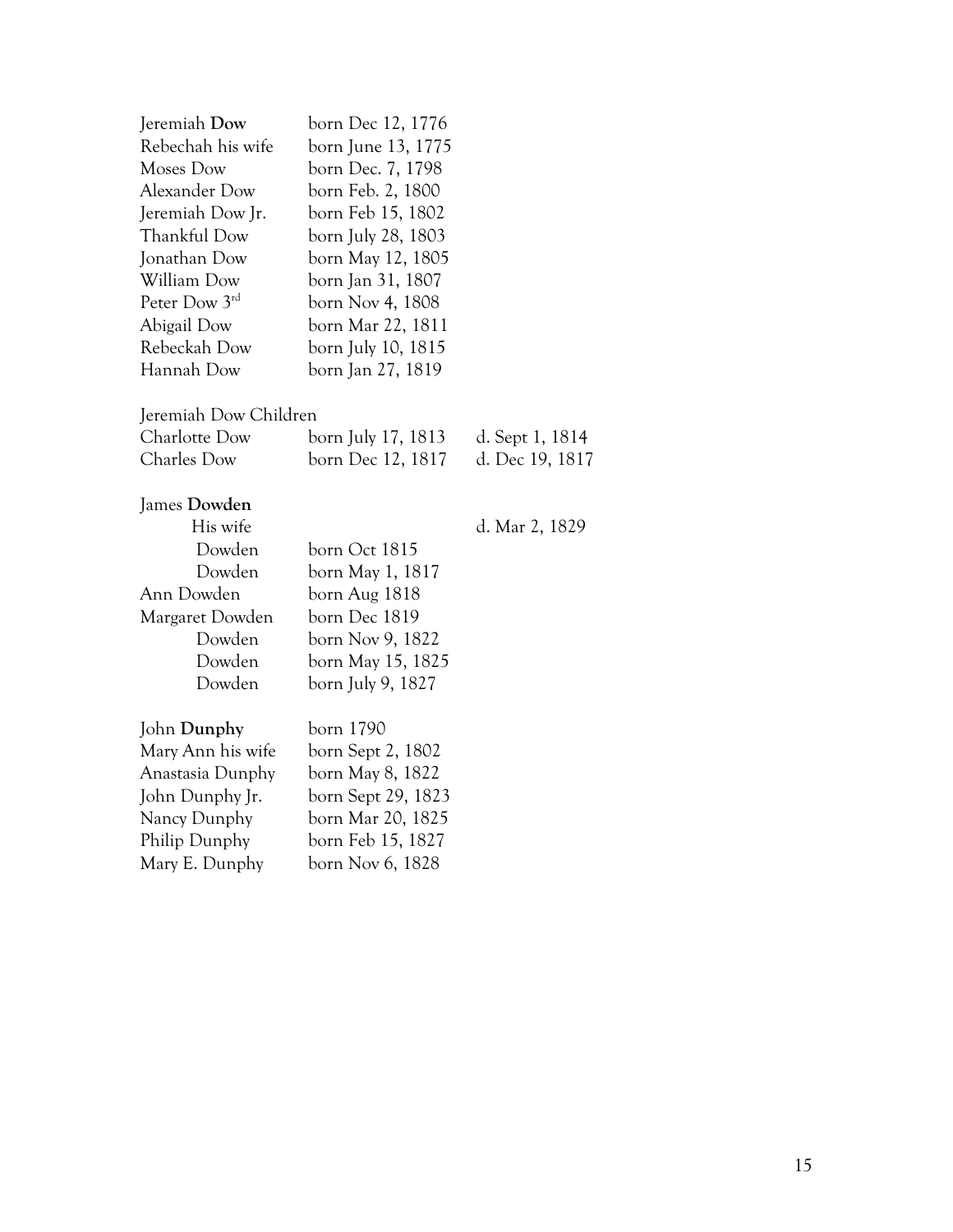| | | |
|---|---|---|
| Jeremiah **Dow** | born Dec 12, 1776 | |
| Rebechah his wife | born June 13, 1775 | |
| Moses Dow | born Dec. 7, 1798 | |
| Alexander Dow | born Feb. 2, 1800 | |
| Jeremiah Dow Jr. | born Feb 15, 1802 | |
| Thankful Dow | born July 28, 1803 | |
| Jonathan Dow | born May 12, 1805 | |
| William Dow | born Jan 31, 1807 | |
| Peter Dow 3rd | born Nov 4, 1808 | |
| Abigail Dow | born Mar 22, 1811 | |
| Rebeckah Dow | born July 10, 1815 | |
| Hannah Dow | born Jan 27, 1819 | |

Jeremiah Dow Children

| | | |
|---|---|---|
| Charlotte Dow | born July 17, 1813 | d. Sept 1, 1814 |
| Charles Dow | born Dec 12, 1817 | d. Dec 19, 1817 |

| | | |
|---|---|---|
| James **Dowden** | | |
| His wife | | d. Mar 2, 1829 |
| Dowden | born Oct 1815 | |
| Dowden | born May 1, 1817 | |
| Ann Dowden | born Aug 1818 | |
| Margaret Dowden | born Dec 1819 | |
| Dowden | born Nov 9, 1822 | |
| Dowden | born May 15, 1825 | |
| Dowden | born July 9, 1827 | |

| | |
|---|---|
| John **Dunphy** | born 1790 |
| Mary Ann his wife | born Sept 2, 1802 |
| Anastasia Dunphy | born May 8, 1822 |
| John Dunphy Jr. | born Sept 29, 1823 |
| Nancy Dunphy | born Mar 20, 1825 |
| Philip Dunphy | born Feb 15, 1827 |
| Mary E. Dunphy | born Nov 6, 1828 |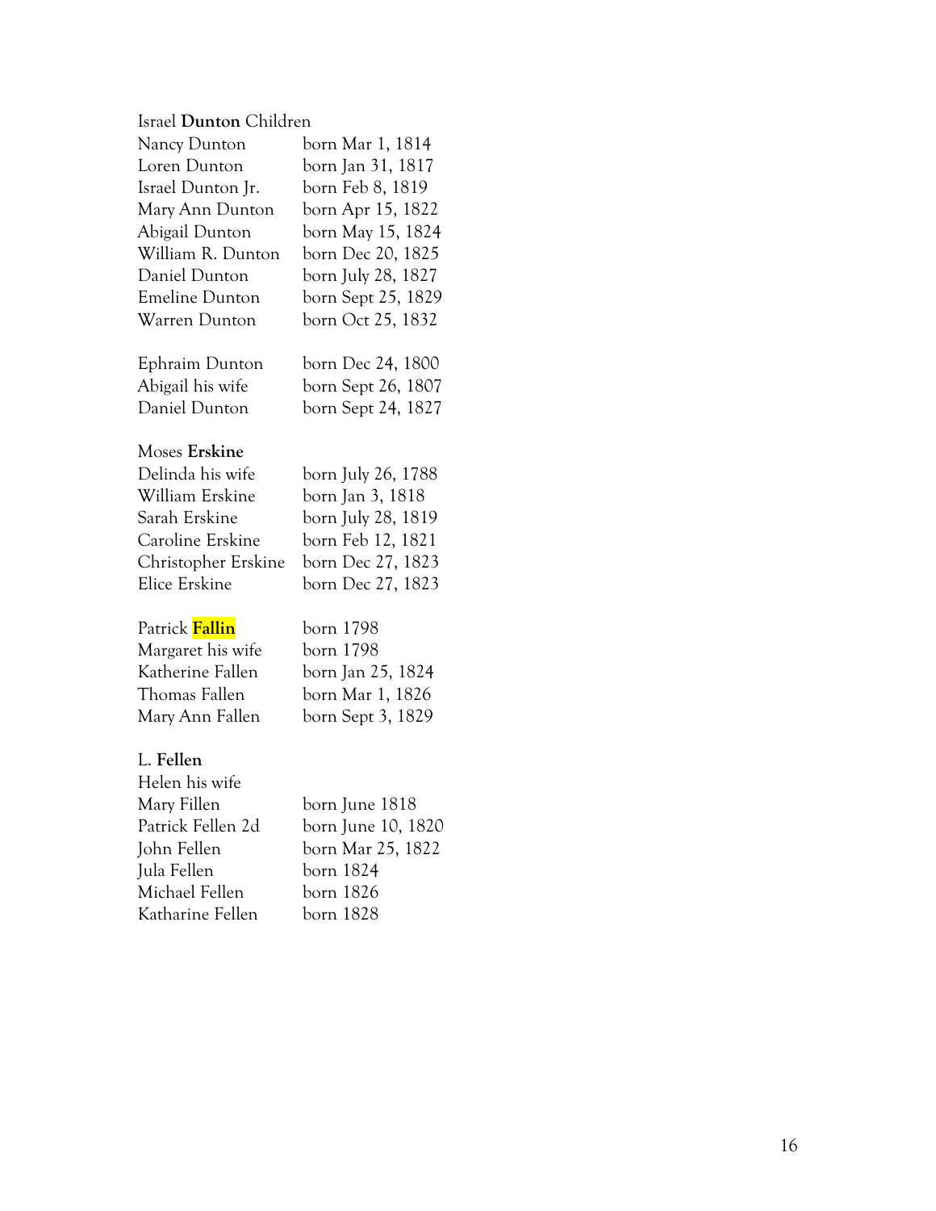Israel **Dunton** Children

| | |
|---|---|
| Nancy Dunton | born Mar 1, 1814 |
| Loren Dunton | born Jan 31, 1817 |
| Israel Dunton Jr. | born Feb 8, 1819 |
| Mary Ann Dunton | born Apr 15, 1822 |
| Abigail Dunton | born May 15, 1824 |
| William R. Dunton | born Dec 20, 1825 |
| Daniel Dunton | born July 28, 1827 |
| Emeline Dunton | born Sept 25, 1829 |
| Warren Dunton | born Oct 25, 1832 |

| | |
|---|---|
| Ephraim Dunton | born Dec 24, 1800 |
| Abigail his wife | born Sept 26, 1807 |
| Daniel Dunton | born Sept 24, 1827 |

Moses **Erskine**

| | |
|---|---|
| Delinda his wife | born July 26, 1788 |
| William Erskine | born Jan 3, 1818 |
| Sarah Erskine | born July 28, 1819 |
| Caroline Erskine | born Feb 12, 1821 |
| Christopher Erskine | born Dec 27, 1823 |
| Elice Erskine | born Dec 27, 1823 |

| | |
|---|---|
| Patrick **Fallin** | born 1798 |
| Margaret his wife | born 1798 |
| Katherine Fallen | born Jan 25, 1824 |
| Thomas Fallen | born Mar 1, 1826 |
| Mary Ann Fallen | born Sept 3, 1829 |

L. **Fellen**

| | |
|---|---|
| Helen his wife | |
| Mary Fillen | born June 1818 |
| Patrick Fellen 2d | born June 10, 1820 |
| John Fellen | born Mar 25, 1822 |
| Jula Fellen | born 1824 |
| Michael Fellen | born 1826 |
| Katharine Fellen | born 1828 |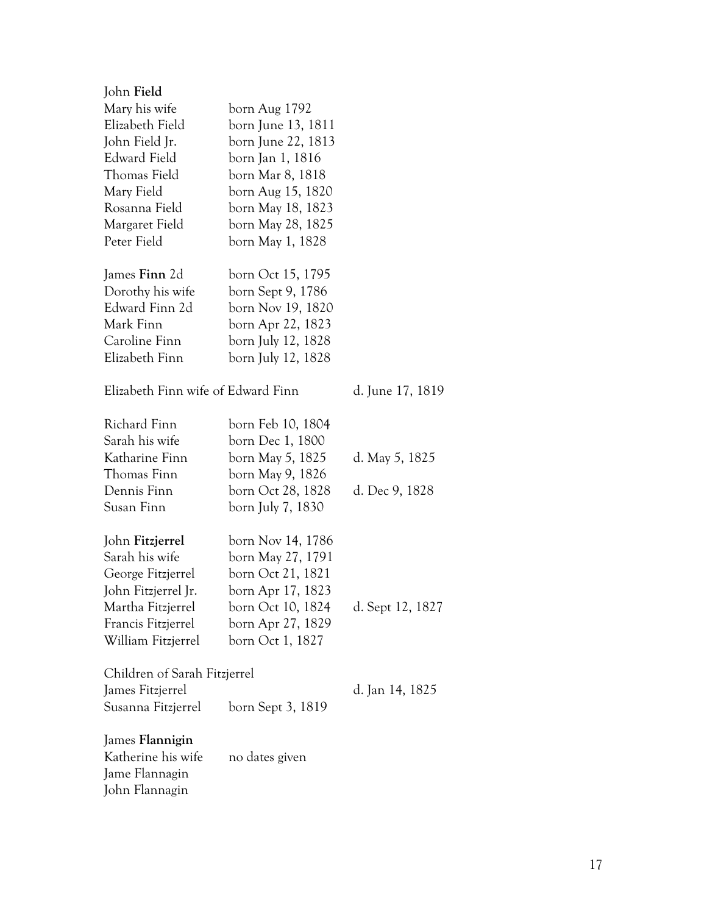John **Field**

| | | |
|---|---|---|
| Mary his wife | born Aug 1792 | |
| Elizabeth Field | born June 13, 1811 | |
| John Field Jr. | born June 22, 1813 | |
| Edward Field | born Jan 1, 1816 | |
| Thomas Field | born Mar 8, 1818 | |
| Mary Field | born Aug 15, 1820 | |
| Rosanna Field | born May 18, 1823 | |
| Margaret Field | born May 28, 1825 | |
| Peter Field | born May 1, 1828 | |

| | | |
|---|---|---|
| James **Finn** 2d | born Oct 15, 1795 | |
| Dorothy his wife | born Sept 9, 1786 | |
| Edward Finn 2d | born Nov 19, 1820 | |
| Mark Finn | born Apr 22, 1823 | |
| Caroline Finn | born July 12, 1828 | |
| Elizabeth Finn | born July 12, 1828 | |

Elizabeth Finn wife of Edward Finn — d. June 17, 1819

| | | |
|---|---|---|
| Richard Finn | born Feb 10, 1804 | |
| Sarah his wife | born Dec 1, 1800 | |
| Katharine Finn | born May 5, 1825 | d. May 5, 1825 |
| Thomas Finn | born May 9, 1826 | |
| Dennis Finn | born Oct 28, 1828 | d. Dec 9, 1828 |
| Susan Finn | born July 7, 1830 | |

| | | |
|---|---|---|
| John **Fitzjerrel** | born Nov 14, 1786 | |
| Sarah his wife | born May 27, 1791 | |
| George Fitzjerrel | born Oct 21, 1821 | |
| John Fitzjerrel Jr. | born Apr 17, 1823 | |
| Martha Fitzjerrel | born Oct 10, 1824 | d. Sept 12, 1827 |
| Francis Fitzjerrel | born Apr 27, 1829 | |
| William Fitzjerrel | born Oct 1, 1827 | |

Children of Sarah Fitzjerrel

| | | |
|---|---|---|
| James Fitzjerrel | | d. Jan 14, 1825 |
| Susanna Fitzjerrel | born Sept 3, 1819 | |

James **Flannigin**
Katherine his wife — no dates given
Jame Flannagin
John Flannagin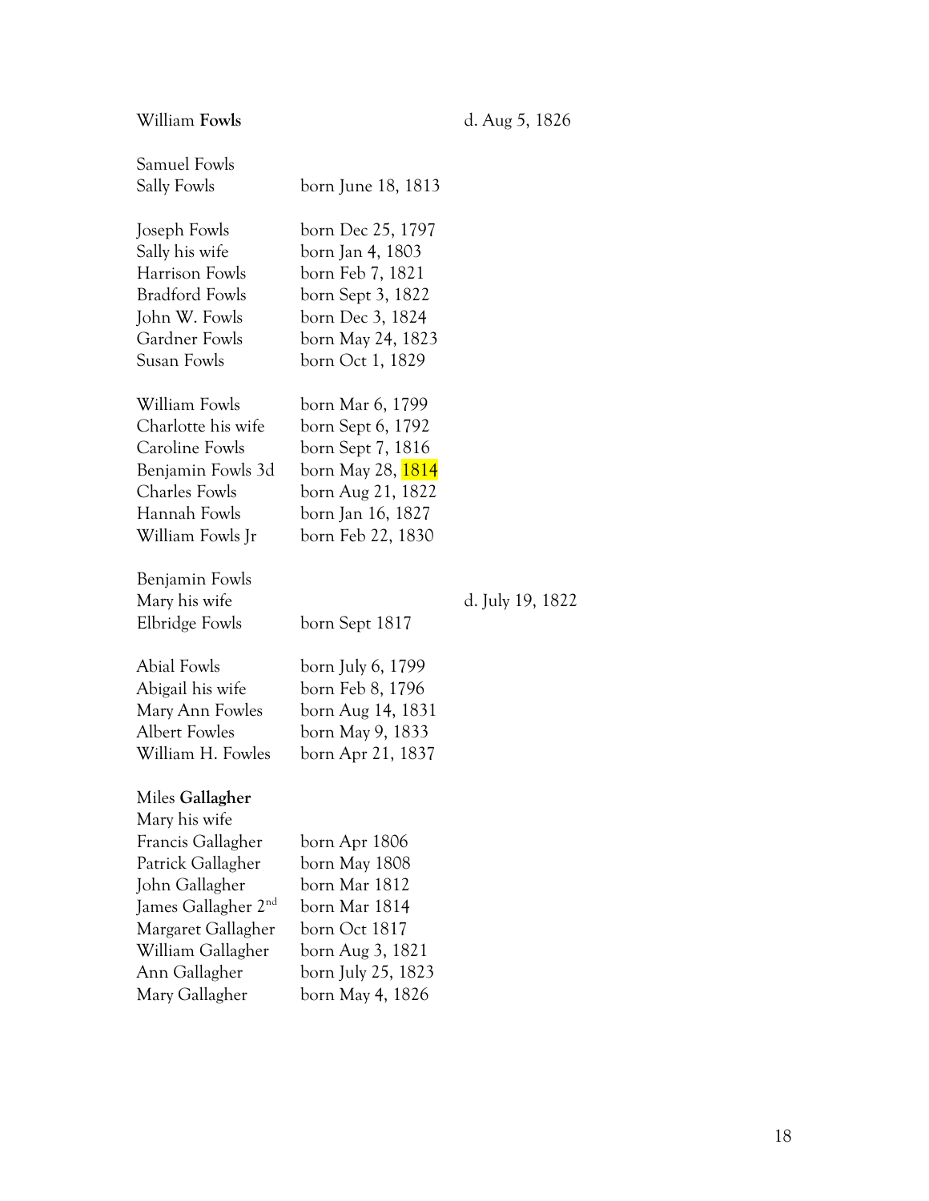| | | |
|---|---|---|
| William **Fowls** | | d. Aug 5, 1826 |
| | | |
| Samuel Fowls | | |
| Sally Fowls | born June 18, 1813 | |
| | | |
| Joseph Fowls | born Dec 25, 1797 | |
| Sally his wife | born Jan 4, 1803 | |
| Harrison Fowls | born Feb 7, 1821 | |
| Bradford Fowls | born Sept 3, 1822 | |
| John W. Fowls | born Dec 3, 1824 | |
| Gardner Fowls | born May 24, 1823 | |
| Susan Fowls | born Oct 1, 1829 | |
| | | |
| William Fowls | born Mar 6, 1799 | |
| Charlotte his wife | born Sept 6, 1792 | |
| Caroline Fowls | born Sept 7, 1816 | |
| Benjamin Fowls 3d | born May 28, 1814 | |
| Charles Fowls | born Aug 21, 1822 | |
| Hannah Fowls | born Jan 16, 1827 | |
| William Fowls Jr | born Feb 22, 1830 | |
| | | |
| Benjamin Fowls | | |
| Mary his wife | | d. July 19, 1822 |
| Elbridge Fowls | born Sept 1817 | |
| | | |
| Abial Fowls | born July 6, 1799 | |
| Abigail his wife | born Feb 8, 1796 | |
| Mary Ann Fowles | born Aug 14, 1831 | |
| Albert Fowles | born May 9, 1833 | |
| William H. Fowles | born Apr 21, 1837 | |
| | | |
| Miles **Gallagher** | | |
| Mary his wife | | |
| Francis Gallagher | born Apr 1806 | |
| Patrick Gallagher | born May 1808 | |
| John Gallagher | born Mar 1812 | |
| James Gallagher 2nd | born Mar 1814 | |
| Margaret Gallagher | born Oct 1817 | |
| William Gallagher | born Aug 3, 1821 | |
| Ann Gallagher | born July 25, 1823 | |
| Mary Gallagher | born May 4, 1826 | |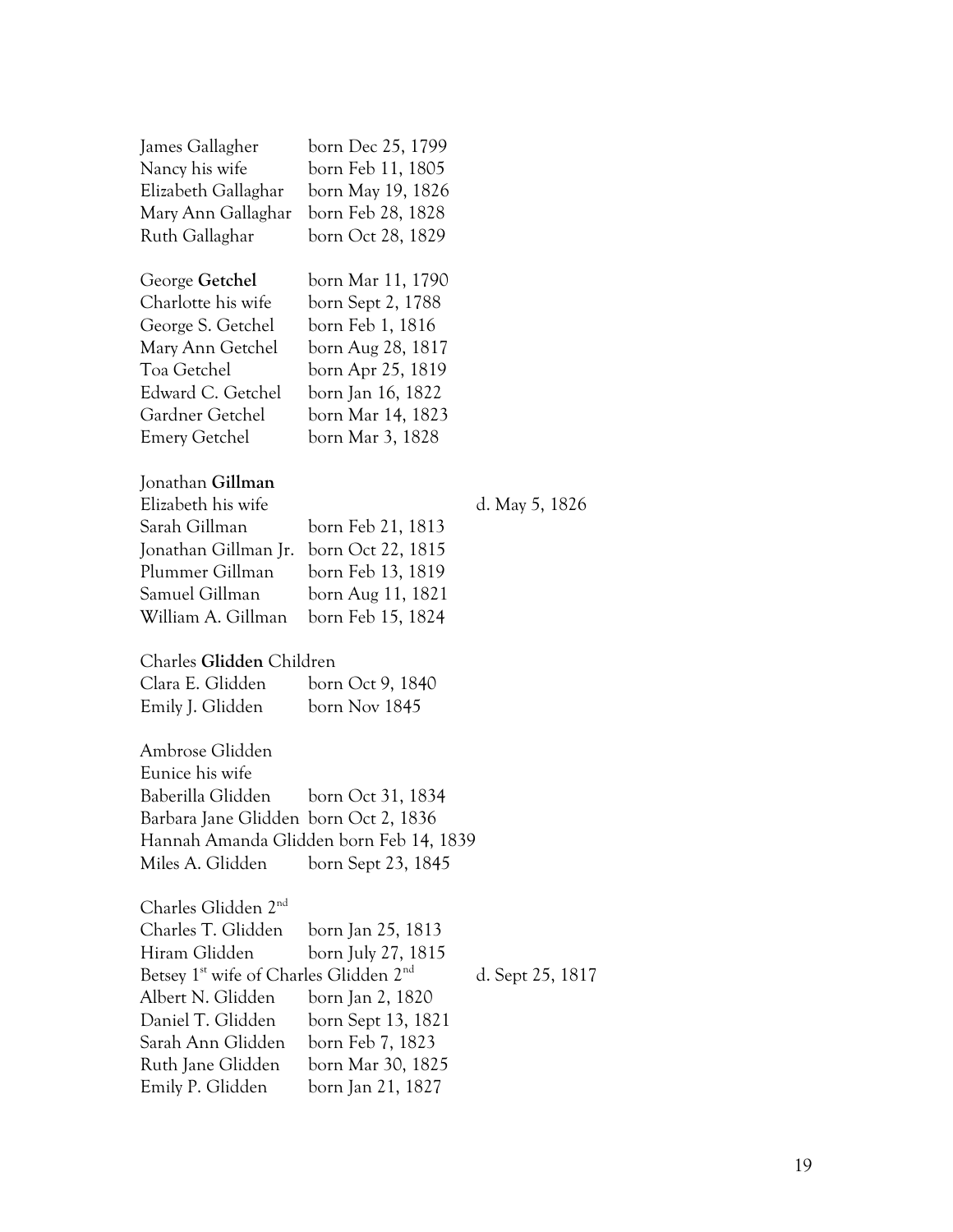James Gallagher born Dec 25, 1799
Nancy his wife born Feb 11, 1805
Elizabeth Gallaghar born May 19, 1826
Mary Ann Gallaghar born Feb 28, 1828
Ruth Gallaghar born Oct 28, 1829

George **Getchel** born Mar 11, 1790
Charlotte his wife born Sept 2, 1788
George S. Getchel born Feb 1, 1816
Mary Ann Getchel born Aug 28, 1817
Toa Getchel born Apr 25, 1819
Edward C. Getchel born Jan 16, 1822
Gardner Getchel born Mar 14, 1823
Emery Getchel born Mar 3, 1828

Jonathan **Gillman**
Elizabeth his wife d. May 5, 1826
Sarah Gillman born Feb 21, 1813
Jonathan Gillman Jr. born Oct 22, 1815
Plummer Gillman born Feb 13, 1819
Samuel Gillman born Aug 11, 1821
William A. Gillman born Feb 15, 1824

Charles **Glidden** Children
Clara E. Glidden born Oct 9, 1840
Emily J. Glidden born Nov 1845

Ambrose Glidden
Eunice his wife
Baberilla Glidden born Oct 31, 1834
Barbara Jane Glidden born Oct 2, 1836
Hannah Amanda Glidden born Feb 14, 1839
Miles A. Glidden born Sept 23, 1845

Charles Glidden 2nd
Charles T. Glidden born Jan 25, 1813
Hiram Glidden born July 27, 1815
Betsey 1st wife of Charles Glidden 2nd d. Sept 25, 1817
Albert N. Glidden born Jan 2, 1820
Daniel T. Glidden born Sept 13, 1821
Sarah Ann Glidden born Feb 7, 1823
Ruth Jane Glidden born Mar 30, 1825
Emily P. Glidden born Jan 21, 1827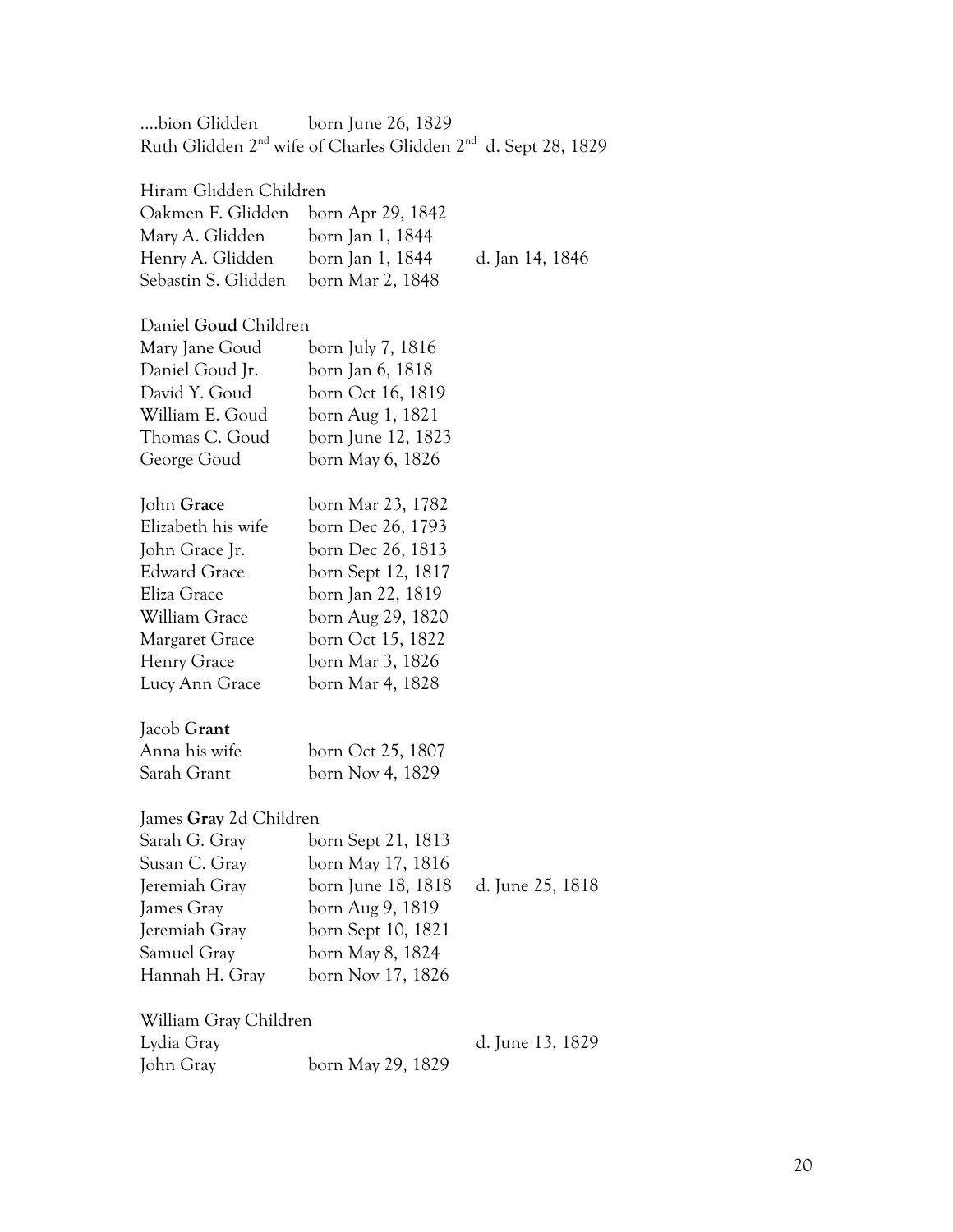....bion Glidden born June 26, 1829
Ruth Glidden 2nd wife of Charles Glidden 2nd d. Sept 28, 1829

Hiram Glidden Children

| | | |
|---|---|---|
| Oakmen F. Glidden | born Apr 29, 1842 | |
| Mary A. Glidden | born Jan 1, 1844 | |
| Henry A. Glidden | born Jan 1, 1844 | d. Jan 14, 1846 |
| Sebastin S. Glidden | born Mar 2, 1848 | |

Daniel **Goud** Children

| | |
|---|---|
| Mary Jane Goud | born July 7, 1816 |
| Daniel Goud Jr. | born Jan 6, 1818 |
| David Y. Goud | born Oct 16, 1819 |
| William E. Goud | born Aug 1, 1821 |
| Thomas C. Goud | born June 12, 1823 |
| George Goud | born May 6, 1826 |

| | |
|---|---|
| John **Grace** | born Mar 23, 1782 |
| Elizabeth his wife | born Dec 26, 1793 |
| John Grace Jr. | born Dec 26, 1813 |
| Edward Grace | born Sept 12, 1817 |
| Eliza Grace | born Jan 22, 1819 |
| William Grace | born Aug 29, 1820 |
| Margaret Grace | born Oct 15, 1822 |
| Henry Grace | born Mar 3, 1826 |
| Lucy Ann Grace | born Mar 4, 1828 |

Jacob **Grant**

| | |
|---|---|
| Anna his wife | born Oct 25, 1807 |
| Sarah Grant | born Nov 4, 1829 |

James **Gray** 2d Children

| | | |
|---|---|---|
| Sarah G. Gray | born Sept 21, 1813 | |
| Susan C. Gray | born May 17, 1816 | |
| Jeremiah Gray | born June 18, 1818 | d. June 25, 1818 |
| James Gray | born Aug 9, 1819 | |
| Jeremiah Gray | born Sept 10, 1821 | |
| Samuel Gray | born May 8, 1824 | |
| Hannah H. Gray | born Nov 17, 1826 | |

William Gray Children

| | | |
|---|---|---|
| Lydia Gray | | d. June 13, 1829 |
| John Gray | born May 29, 1829 | |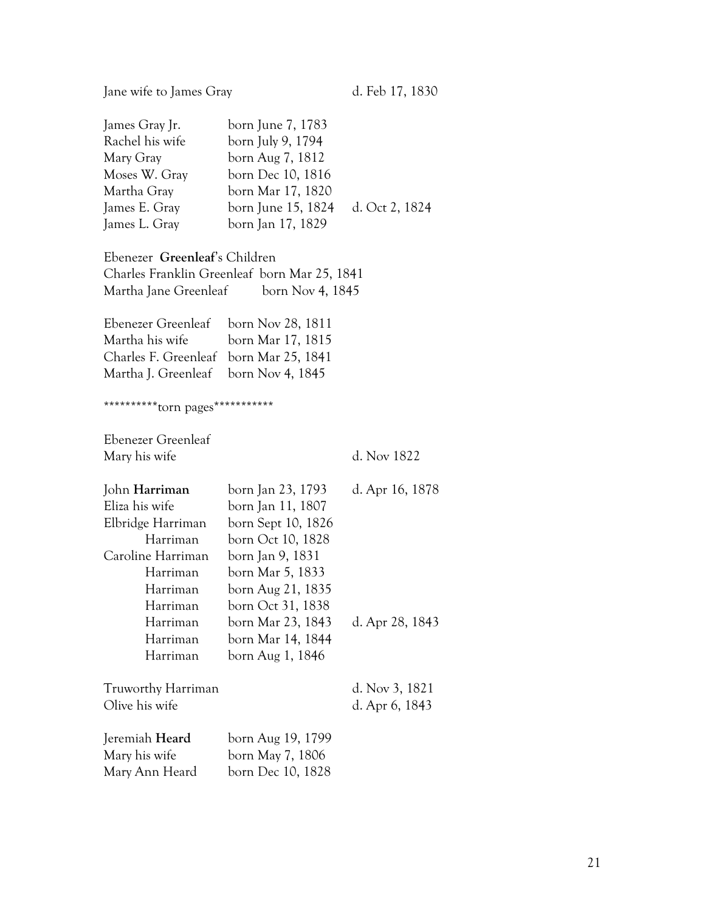Jane wife to James Gray d. Feb 17, 1830

| | | |
|---|---|---|
| James Gray Jr. | born June 7, 1783 | |
| Rachel his wife | born July 9, 1794 | |
| Mary Gray | born Aug 7, 1812 | |
| Moses W. Gray | born Dec 10, 1816 | |
| Martha Gray | born Mar 17, 1820 | |
| James E. Gray | born June 15, 1824 | d. Oct 2, 1824 |
| James L. Gray | born Jan 17, 1829 | |

Ebenezer **Greenleaf**'s Children
Charles Franklin Greenleaf born Mar 25, 1841
Martha Jane Greenleaf born Nov 4, 1845

| | |
|---|---|
| Ebenezer Greenleaf | born Nov 28, 1811 |
| Martha his wife | born Mar 17, 1815 |
| Charles F. Greenleaf | born Mar 25, 1841 |
| Martha J. Greenleaf | born Nov 4, 1845 |

**********torn pages***********

| | | |
|---|---|---|
| Ebenezer Greenleaf | | |
| Mary his wife | | d. Nov 1822 |

| | | |
|---|---|---|
| John **Harriman** | born Jan 23, 1793 | d. Apr 16, 1878 |
| Eliza his wife | born Jan 11, 1807 | |
| Elbridge Harriman | born Sept 10, 1826 | |
| Harriman | born Oct 10, 1828 | |
| Caroline Harriman | born Jan 9, 1831 | |
| Harriman | born Mar 5, 1833 | |
| Harriman | born Aug 21, 1835 | |
| Harriman | born Oct 31, 1838 | |
| Harriman | born Mar 23, 1843 | d. Apr 28, 1843 |
| Harriman | born Mar 14, 1844 | |
| Harriman | born Aug 1, 1846 | |

| | |
|---|---|
| Truworthy Harriman | d. Nov 3, 1821 |
| Olive his wife | d. Apr 6, 1843 |

| | |
|---|---|
| Jeremiah **Heard** | born Aug 19, 1799 |
| Mary his wife | born May 7, 1806 |
| Mary Ann Heard | born Dec 10, 1828 |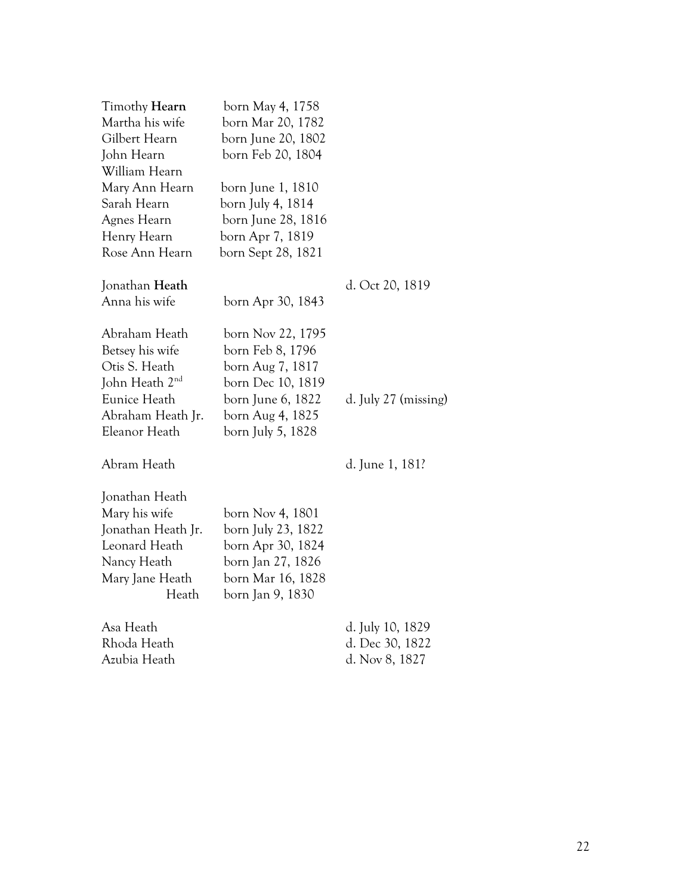| | | |
|---|---|---|
| Timothy **Hearn** | born May 4, 1758 | |
| Martha his wife | born Mar 20, 1782 | |
| Gilbert Hearn | born June 20, 1802 | |
| John Hearn | born Feb 20, 1804 | |
| William Hearn | | |
| Mary Ann Hearn | born June 1, 1810 | |
| Sarah Hearn | born July 4, 1814 | |
| Agnes Hearn | born June 28, 1816 | |
| Henry Hearn | born Apr 7, 1819 | |
| Rose Ann Hearn | born Sept 28, 1821 | |
| | | |
| Jonathan **Heath** | | d. Oct 20, 1819 |
| Anna his wife | born Apr 30, 1843 | |
| | | |
| Abraham Heath | born Nov 22, 1795 | |
| Betsey his wife | born Feb 8, 1796 | |
| Otis S. Heath | born Aug 7, 1817 | |
| John Heath 2nd | born Dec 10, 1819 | |
| Eunice Heath | born June 6, 1822 | d. July 27 (missing) |
| Abraham Heath Jr. | born Aug 4, 1825 | |
| Eleanor Heath | born July 5, 1828 | |
| | | |
| Abram Heath | | d. June 1, 181? |
| | | |
| Jonathan Heath | | |
| Mary his wife | born Nov 4, 1801 | |
| Jonathan Heath Jr. | born July 23, 1822 | |
| Leonard Heath | born Apr 30, 1824 | |
| Nancy Heath | born Jan 27, 1826 | |
| Mary Jane Heath | born Mar 16, 1828 | |
| Heath | born Jan 9, 1830 | |
| | | |
| Asa Heath | | d. July 10, 1829 |
| Rhoda Heath | | d. Dec 30, 1822 |
| Azubia Heath | | d. Nov 8, 1827 |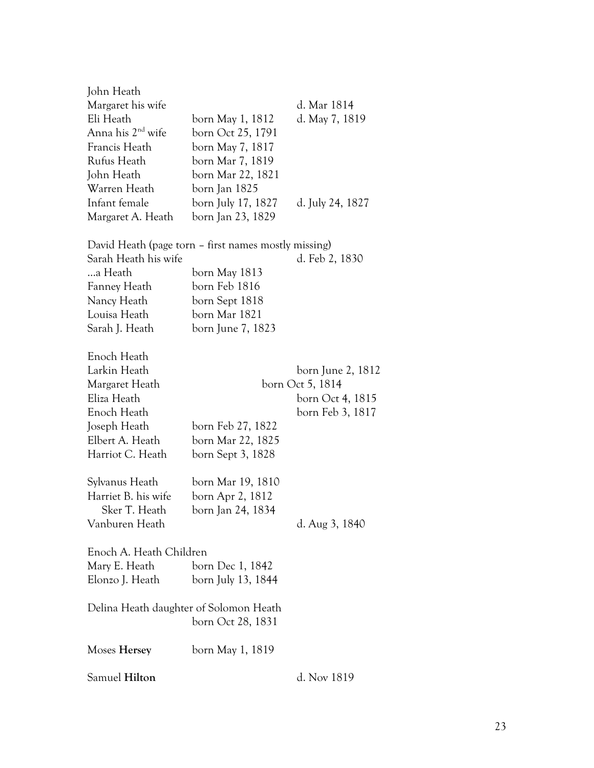| | | |
|---|---|---|
| John Heath | | |
| Margaret his wife | | d. Mar 1814 |
| Eli Heath | born May 1, 1812 | d. May 7, 1819 |
| Anna his 2nd wife | born Oct 25, 1791 | |
| Francis Heath | born May 7, 1817 | |
| Rufus Heath | born Mar 7, 1819 | |
| John Heath | born Mar 22, 1821 | |
| Warren Heath | born Jan 1825 | |
| Infant female | born July 17, 1827 | d. July 24, 1827 |
| Margaret A. Heath | born Jan 23, 1829 | |

David Heath (page torn – first names mostly missing)

| | | |
|---|---|---|
| Sarah Heath his wife | | d. Feb 2, 1830 |
| …a Heath | born May 1813 | |
| Fanney Heath | born Feb 1816 | |
| Nancy Heath | born Sept 1818 | |
| Louisa Heath | born Mar 1821 | |
| Sarah J. Heath | born June 7, 1823 | |

| | | |
|---|---|---|
| Enoch Heath | | |
| Larkin Heath | | born June 2, 1812 |
| Margaret Heath | | born Oct 5, 1814 |
| Eliza Heath | | born Oct 4, 1815 |
| Enoch Heath | | born Feb 3, 1817 |
| Joseph Heath | born Feb 27, 1822 | |
| Elbert A. Heath | born Mar 22, 1825 | |
| Harriot C. Heath | born Sept 3, 1828 | |

| | | |
|---|---|---|
| Sylvanus Heath | born Mar 19, 1810 | |
| Harriet B. his wife | born Apr 2, 1812 | |
| Sker T. Heath | born Jan 24, 1834 | |
| Vanburen Heath | | d. Aug 3, 1840 |

Enoch A. Heath Children

| | |
|---|---|
| Mary E. Heath | born Dec 1, 1842 |
| Elonzo J. Heath | born July 13, 1844 |

Delina Heath daughter of Solomon Heath
born Oct 28, 1831

| | | |
|---|---|---|
| Moses **Hersey** | born May 1, 1819 | |
| Samuel **Hilton** | | d. Nov 1819 |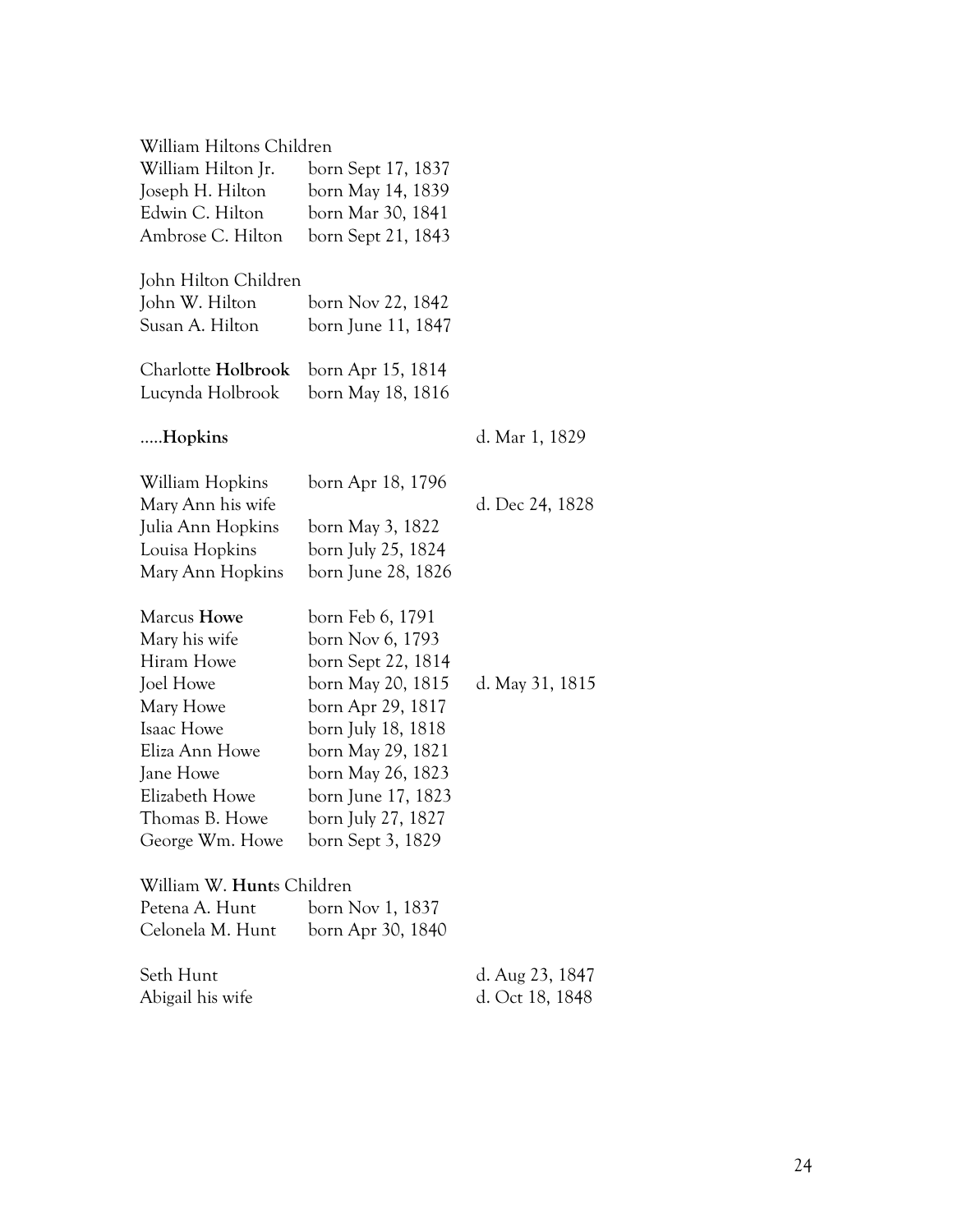William Hiltons Children

| | | |
|---|---|---|
| William Hilton Jr. | born Sept 17, 1837 | |
| Joseph H. Hilton | born May 14, 1839 | |
| Edwin C. Hilton | born Mar 30, 1841 | |
| Ambrose C. Hilton | born Sept 21, 1843 | |

John Hilton Children

| | | |
|---|---|---|
| John W. Hilton | born Nov 22, 1842 | |
| Susan A. Hilton | born June 11, 1847 | |

| | | |
|---|---|---|
| Charlotte **Holbrook** | born Apr 15, 1814 | |
| Lucynda Holbrook | born May 18, 1816 | |

| | | |
|---|---|---|
| .....**Hopkins** | | d. Mar 1, 1829 |

| | | |
|---|---|---|
| William Hopkins | born Apr 18, 1796 | |
| Mary Ann his wife | | d. Dec 24, 1828 |
| Julia Ann Hopkins | born May 3, 1822 | |
| Louisa Hopkins | born July 25, 1824 | |
| Mary Ann Hopkins | born June 28, 1826 | |

| | | |
|---|---|---|
| Marcus **Howe** | born Feb 6, 1791 | |
| Mary his wife | born Nov 6, 1793 | |
| Hiram Howe | born Sept 22, 1814 | |
| Joel Howe | born May 20, 1815 | d. May 31, 1815 |
| Mary Howe | born Apr 29, 1817 | |
| Isaac Howe | born July 18, 1818 | |
| Eliza Ann Howe | born May 29, 1821 | |
| Jane Howe | born May 26, 1823 | |
| Elizabeth Howe | born June 17, 1823 | |
| Thomas B. Howe | born July 27, 1827 | |
| George Wm. Howe | born Sept 3, 1829 | |

William W. **Hunt**s Children

| | | |
|---|---|---|
| Petena A. Hunt | born Nov 1, 1837 | |
| Celonela M. Hunt | born Apr 30, 1840 | |

| | | |
|---|---|---|
| Seth Hunt | | d. Aug 23, 1847 |
| Abigail his wife | | d. Oct 18, 1848 |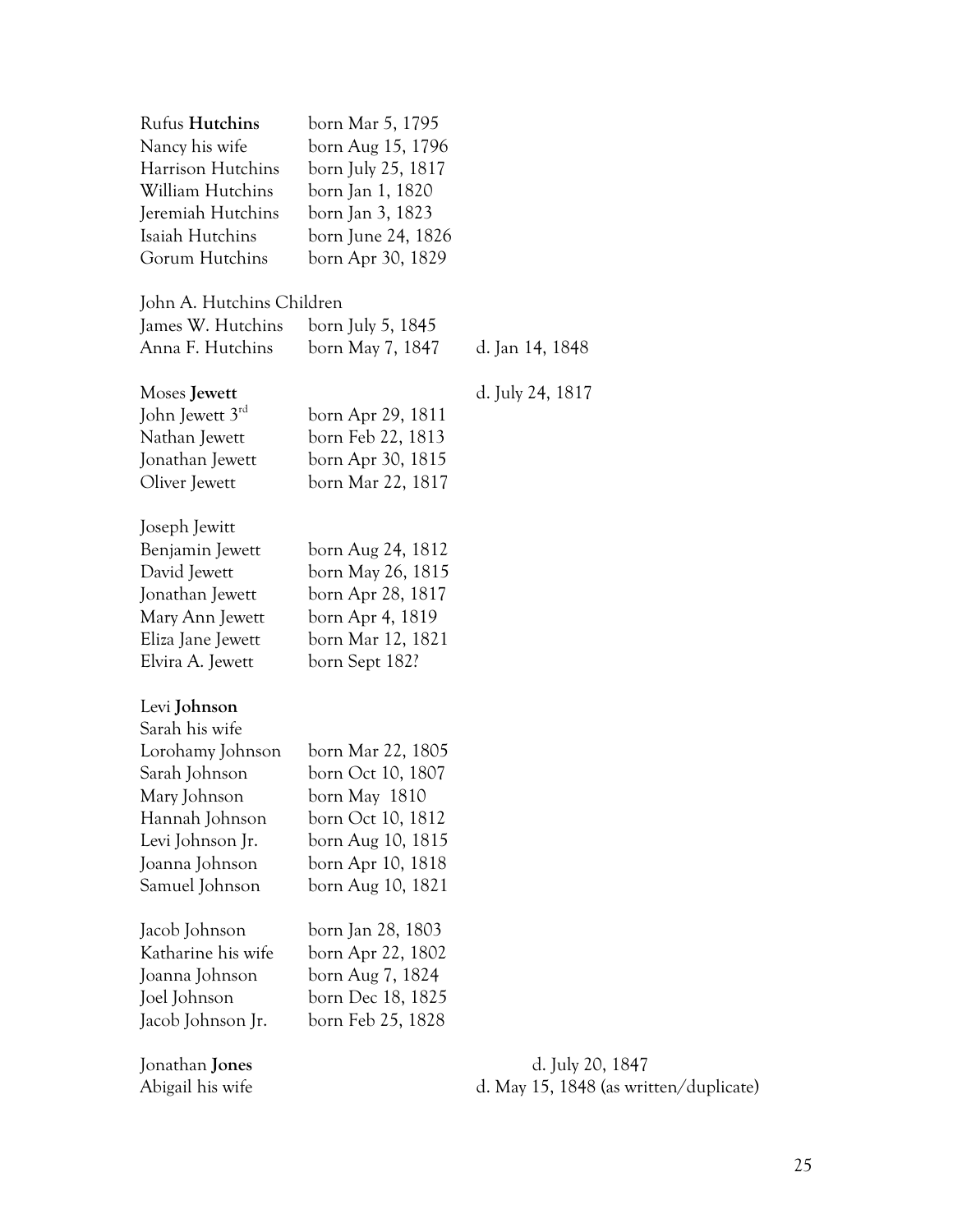Rufus **Hutchins** born Mar 5, 1795
Nancy his wife born Aug 15, 1796
Harrison Hutchins born July 25, 1817
William Hutchins born Jan 1, 1820
Jeremiah Hutchins born Jan 3, 1823
Isaiah Hutchins born June 24, 1826
Gorum Hutchins born Apr 30, 1829

John A. Hutchins Children
James W. Hutchins born July 5, 1845
Anna F. Hutchins born May 7, 1847 d. Jan 14, 1848

Moses **Jewett** d. July 24, 1817
John Jewett 3rd born Apr 29, 1811
Nathan Jewett born Feb 22, 1813
Jonathan Jewett born Apr 30, 1815
Oliver Jewett born Mar 22, 1817

Joseph Jewitt
Benjamin Jewett born Aug 24, 1812
David Jewett born May 26, 1815
Jonathan Jewett born Apr 28, 1817
Mary Ann Jewett born Apr 4, 1819
Eliza Jane Jewett born Mar 12, 1821
Elvira A. Jewett born Sept 182?

Levi **Johnson**
Sarah his wife
Lorohamy Johnson born Mar 22, 1805
Sarah Johnson born Oct 10, 1807
Mary Johnson born May 1810
Hannah Johnson born Oct 10, 1812
Levi Johnson Jr. born Aug 10, 1815
Joanna Johnson born Apr 10, 1818
Samuel Johnson born Aug 10, 1821

Jacob Johnson born Jan 28, 1803
Katharine his wife born Apr 22, 1802
Joanna Johnson born Aug 7, 1824
Joel Johnson born Dec 18, 1825
Jacob Johnson Jr. born Feb 25, 1828

Jonathan **Jones** d. July 20, 1847
Abigail his wife d. May 15, 1848 (as written/duplicate)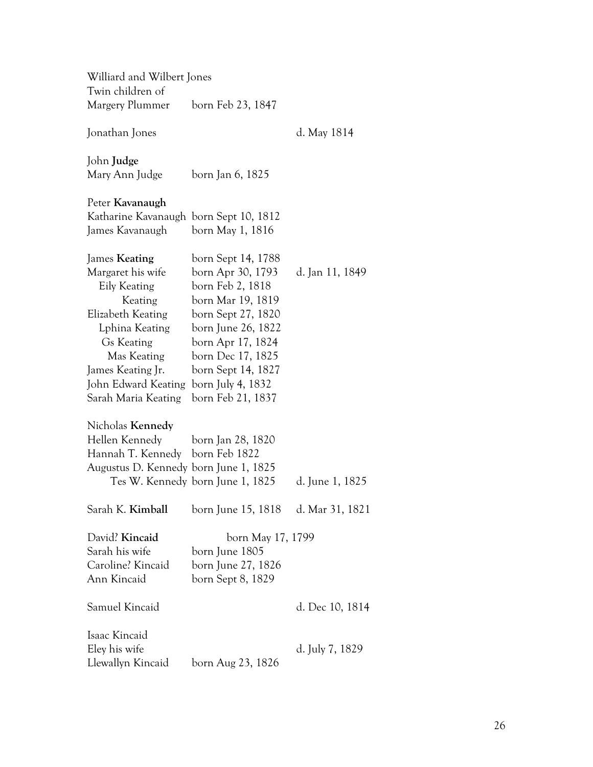| | | |
|---|---|---|
| Williard and Wilbert Jones | | |
| Twin children of | | |
| Margery Plummer | born Feb 23, 1847 | |
| | | |
| Jonathan Jones | | d. May 1814 |
| | | |
| John **Judge** | | |
| Mary Ann Judge | born Jan 6, 1825 | |
| | | |
| Peter **Kavanaugh** | | |
| Katharine Kavanaugh | born Sept 10, 1812 | |
| James Kavanaugh | born May 1, 1816 | |
| | | |
| James **Keating** | born Sept 14, 1788 | |
| Margaret his wife | born Apr 30, 1793 | d. Jan 11, 1849 |
| Eily Keating | born Feb 2, 1818 | |
| Keating | born Mar 19, 1819 | |
| Elizabeth Keating | born Sept 27, 1820 | |
| Lphina Keating | born June 26, 1822 | |
| Gs Keating | born Apr 17, 1824 | |
| Mas Keating | born Dec 17, 1825 | |
| James Keating Jr. | born Sept 14, 1827 | |
| John Edward Keating | born July 4, 1832 | |
| Sarah Maria Keating | born Feb 21, 1837 | |
| | | |
| Nicholas **Kennedy** | | |
| Hellen Kennedy | born Jan 28, 1820 | |
| Hannah T. Kennedy | born Feb 1822 | |
| Augustus D. Kennedy | born June 1, 1825 | |
| Tes W. Kennedy | born June 1, 1825 | d. June 1, 1825 |
| | | |
| Sarah K. **Kimball** | born June 15, 1818 | d. Mar 31, 1821 |
| | | |
| David? **Kincaid** | born May 17, 1799 | |
| Sarah his wife | born June 1805 | |
| Caroline? Kincaid | born June 27, 1826 | |
| Ann Kincaid | born Sept 8, 1829 | |
| | | |
| Samuel Kincaid | | d. Dec 10, 1814 |
| | | |
| Isaac Kincaid | | |
| Eley his wife | | d. July 7, 1829 |
| Llewallyn Kincaid | born Aug 23, 1826 | |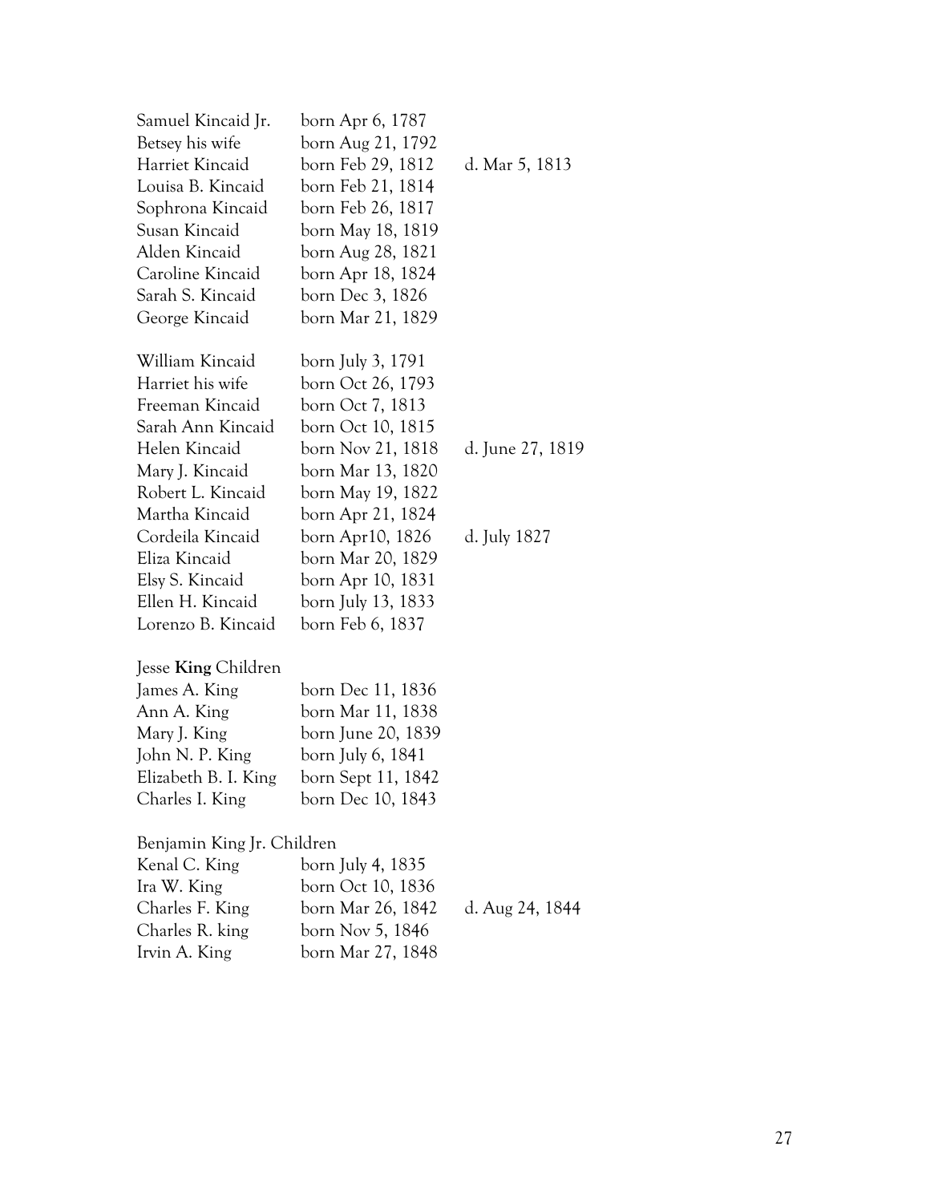| | | |
|---|---|---|
| Samuel Kincaid Jr. | born Apr 6, 1787 | |
| Betsey his wife | born Aug 21, 1792 | |
| Harriet Kincaid | born Feb 29, 1812 | d. Mar 5, 1813 |
| Louisa B. Kincaid | born Feb 21, 1814 | |
| Sophrona Kincaid | born Feb 26, 1817 | |
| Susan Kincaid | born May 18, 1819 | |
| Alden Kincaid | born Aug 28, 1821 | |
| Caroline Kincaid | born Apr 18, 1824 | |
| Sarah S. Kincaid | born Dec 3, 1826 | |
| George Kincaid | born Mar 21, 1829 | |

| | | |
|---|---|---|
| William Kincaid | born July 3, 1791 | |
| Harriet his wife | born Oct 26, 1793 | |
| Freeman Kincaid | born Oct 7, 1813 | |
| Sarah Ann Kincaid | born Oct 10, 1815 | |
| Helen Kincaid | born Nov 21, 1818 | d. June 27, 1819 |
| Mary J. Kincaid | born Mar 13, 1820 | |
| Robert L. Kincaid | born May 19, 1822 | |
| Martha Kincaid | born Apr 21, 1824 | |
| Cordeila Kincaid | born Apr10, 1826 | d. July 1827 |
| Eliza Kincaid | born Mar 20, 1829 | |
| Elsy S. Kincaid | born Apr 10, 1831 | |
| Ellen H. Kincaid | born July 13, 1833 | |
| Lorenzo B. Kincaid | born Feb 6, 1837 | |

Jesse **King** Children

| | |
|---|---|
| James A. King | born Dec 11, 1836 |
| Ann A. King | born Mar 11, 1838 |
| Mary J. King | born June 20, 1839 |
| John N. P. King | born July 6, 1841 |
| Elizabeth B. I. King | born Sept 11, 1842 |
| Charles I. King | born Dec 10, 1843 |

Benjamin King Jr. Children

| | | |
|---|---|---|
| Kenal C. King | born July 4, 1835 | |
| Ira W. King | born Oct 10, 1836 | |
| Charles F. King | born Mar 26, 1842 | d. Aug 24, 1844 |
| Charles R. king | born Nov 5, 1846 | |
| Irvin A. King | born Mar 27, 1848 | |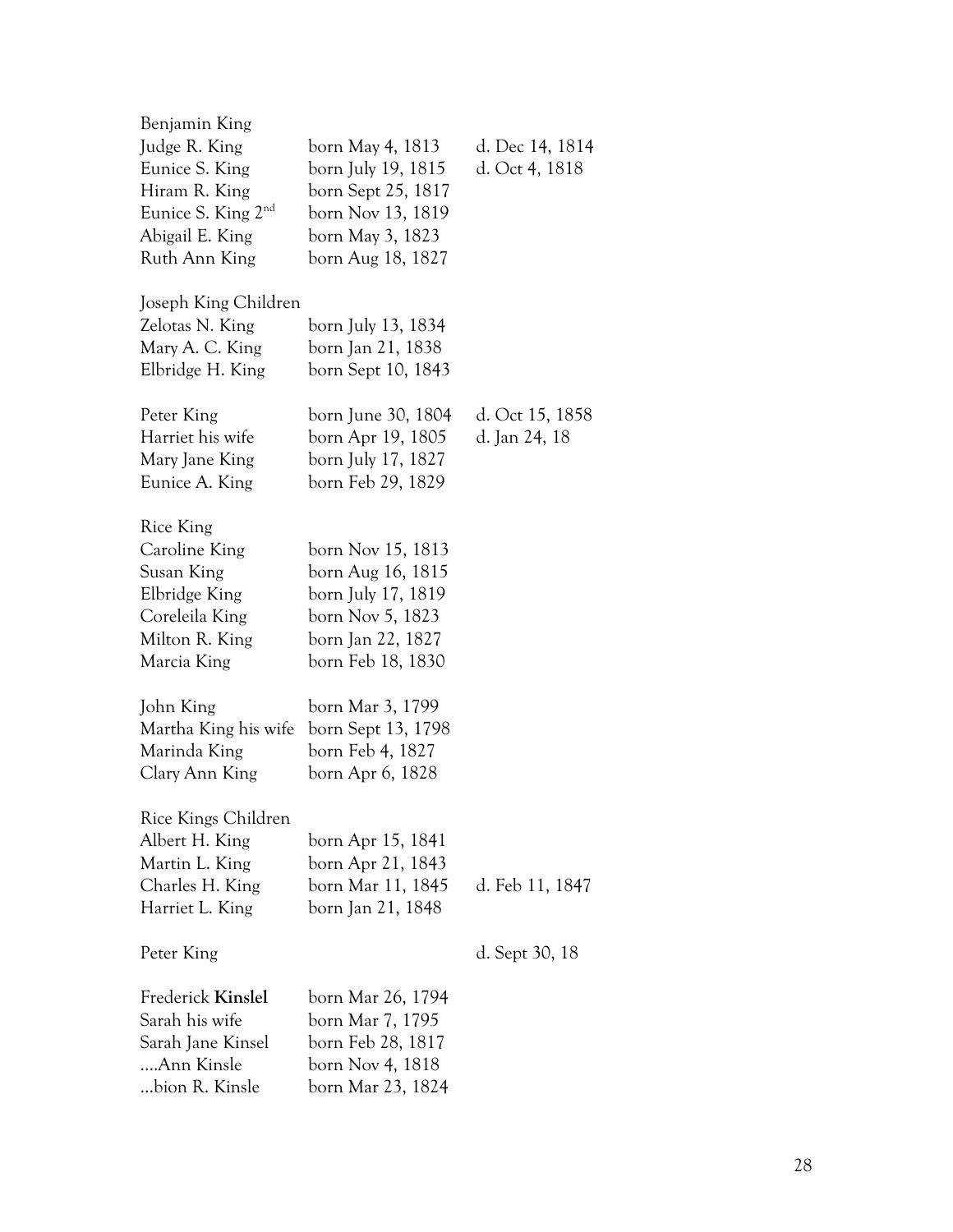| | | |
|---|---|---|
| Benjamin King | | |
| Judge R. King | born May 4, 1813 | d. Dec 14, 1814 |
| Eunice S. King | born July 19, 1815 | d. Oct 4, 1818 |
| Hiram R. King | born Sept 25, 1817 | |
| Eunice S. King 2nd | born Nov 13, 1819 | |
| Abigail E. King | born May 3, 1823 | |
| Ruth Ann King | born Aug 18, 1827 | |
| | | |
| Joseph King Children | | |
| Zelotas N. King | born July 13, 1834 | |
| Mary A. C. King | born Jan 21, 1838 | |
| Elbridge H. King | born Sept 10, 1843 | |
| | | |
| Peter King | born June 30, 1804 | d. Oct 15, 1858 |
| Harriet his wife | born Apr 19, 1805 | d. Jan 24, 18 |
| Mary Jane King | born July 17, 1827 | |
| Eunice A. King | born Feb 29, 1829 | |
| | | |
| Rice King | | |
| Caroline King | born Nov 15, 1813 | |
| Susan King | born Aug 16, 1815 | |
| Elbridge King | born July 17, 1819 | |
| Coreleila King | born Nov 5, 1823 | |
| Milton R. King | born Jan 22, 1827 | |
| Marcia King | born Feb 18, 1830 | |
| | | |
| John King | born Mar 3, 1799 | |
| Martha King his wife | born Sept 13, 1798 | |
| Marinda King | born Feb 4, 1827 | |
| Clary Ann King | born Apr 6, 1828 | |
| | | |
| Rice Kings Children | | |
| Albert H. King | born Apr 15, 1841 | |
| Martin L. King | born Apr 21, 1843 | |
| Charles H. King | born Mar 11, 1845 | d. Feb 11, 1847 |
| Harriet L. King | born Jan 21, 1848 | |
| | | |
| Peter King | | d. Sept 30, 18 |
| | | |
| Frederick **Kinslel** | born Mar 26, 1794 | |
| Sarah his wife | born Mar 7, 1795 | |
| Sarah Jane Kinsel | born Feb 28, 1817 | |
| ....Ann Kinsle | born Nov 4, 1818 | |
| ...bion R. Kinsle | born Mar 23, 1824 | |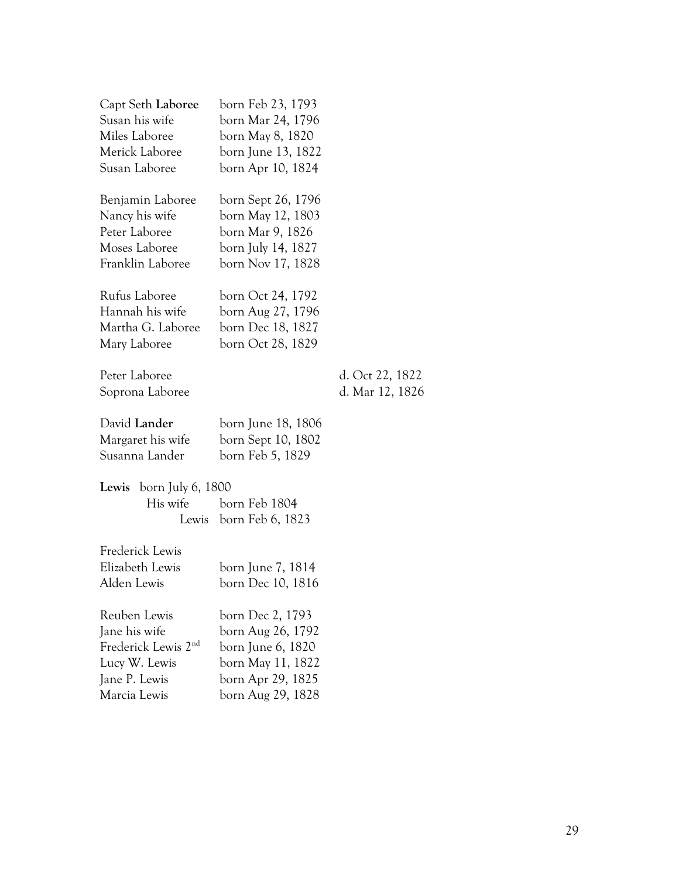| | | |
|---|---|---|
| Capt Seth **Laboree** | born Feb 23, 1793 | |
| Susan his wife | born Mar 24, 1796 | |
| Miles Laboree | born May 8, 1820 | |
| Merick Laboree | born June 13, 1822 | |
| Susan Laboree | born Apr 10, 1824 | |
| | | |
| Benjamin Laboree | born Sept 26, 1796 | |
| Nancy his wife | born May 12, 1803 | |
| Peter Laboree | born Mar 9, 1826 | |
| Moses Laboree | born July 14, 1827 | |
| Franklin Laboree | born Nov 17, 1828 | |
| | | |
| Rufus Laboree | born Oct 24, 1792 | |
| Hannah his wife | born Aug 27, 1796 | |
| Martha G. Laboree | born Dec 18, 1827 | |
| Mary Laboree | born Oct 28, 1829 | |
| | | |
| Peter Laboree | | d. Oct 22, 1822 |
| Soprona Laboree | | d. Mar 12, 1826 |
| | | |
| David **Lander** | born June 18, 1806 | |
| Margaret his wife | born Sept 10, 1802 | |
| Susanna Lander | born Feb 5, 1829 | |

**Lewis** born July 6, 1800
His wife born Feb 1804
Lewis born Feb 6, 1823

| | | |
|---|---|---|
| Frederick Lewis | | |
| Elizabeth Lewis | born June 7, 1814 | |
| Alden Lewis | born Dec 10, 1816 | |
| | | |
| Reuben Lewis | born Dec 2, 1793 | |
| Jane his wife | born Aug 26, 1792 | |
| Frederick Lewis 2nd | born June 6, 1820 | |
| Lucy W. Lewis | born May 11, 1822 | |
| Jane P. Lewis | born Apr 29, 1825 | |
| Marcia Lewis | born Aug 29, 1828 | |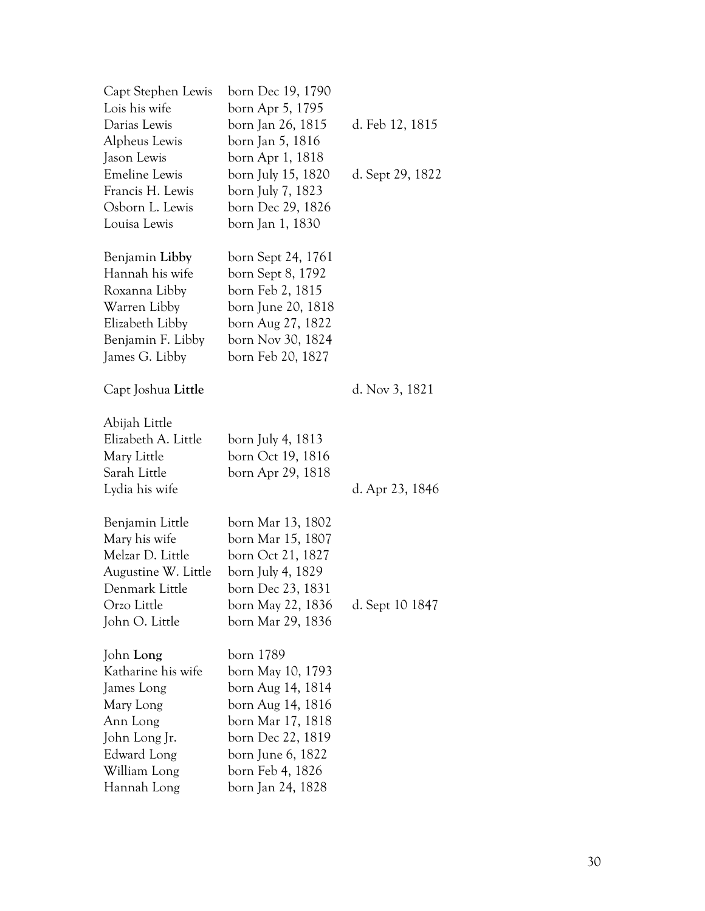| | | |
|---|---|---|
| Capt Stephen Lewis | born Dec 19, 1790 | |
| Lois his wife | born Apr 5, 1795 | |
| Darias Lewis | born Jan 26, 1815 | d. Feb 12, 1815 |
| Alpheus Lewis | born Jan 5, 1816 | |
| Jason Lewis | born Apr 1, 1818 | |
| Emeline Lewis | born July 15, 1820 | d. Sept 29, 1822 |
| Francis H. Lewis | born July 7, 1823 | |
| Osborn L. Lewis | born Dec 29, 1826 | |
| Louisa Lewis | born Jan 1, 1830 | |
| | | |
| Benjamin **Libby** | born Sept 24, 1761 | |
| Hannah his wife | born Sept 8, 1792 | |
| Roxanna Libby | born Feb 2, 1815 | |
| Warren Libby | born June 20, 1818 | |
| Elizabeth Libby | born Aug 27, 1822 | |
| Benjamin F. Libby | born Nov 30, 1824 | |
| James G. Libby | born Feb 20, 1827 | |
| | | |
| Capt Joshua **Little** | | d. Nov 3, 1821 |
| | | |
| Abijah Little | | |
| Elizabeth A. Little | born July 4, 1813 | |
| Mary Little | born Oct 19, 1816 | |
| Sarah Little | born Apr 29, 1818 | |
| Lydia his wife | | d. Apr 23, 1846 |
| | | |
| Benjamin Little | born Mar 13, 1802 | |
| Mary his wife | born Mar 15, 1807 | |
| Melzar D. Little | born Oct 21, 1827 | |
| Augustine W. Little | born July 4, 1829 | |
| Denmark Little | born Dec 23, 1831 | |
| Orzo Little | born May 22, 1836 | d. Sept 10 1847 |
| John O. Little | born Mar 29, 1836 | |
| | | |
| John **Long** | born 1789 | |
| Katharine his wife | born May 10, 1793 | |
| James Long | born Aug 14, 1814 | |
| Mary Long | born Aug 14, 1816 | |
| Ann Long | born Mar 17, 1818 | |
| John Long Jr. | born Dec 22, 1819 | |
| Edward Long | born June 6, 1822 | |
| William Long | born Feb 4, 1826 | |
| Hannah Long | born Jan 24, 1828 | |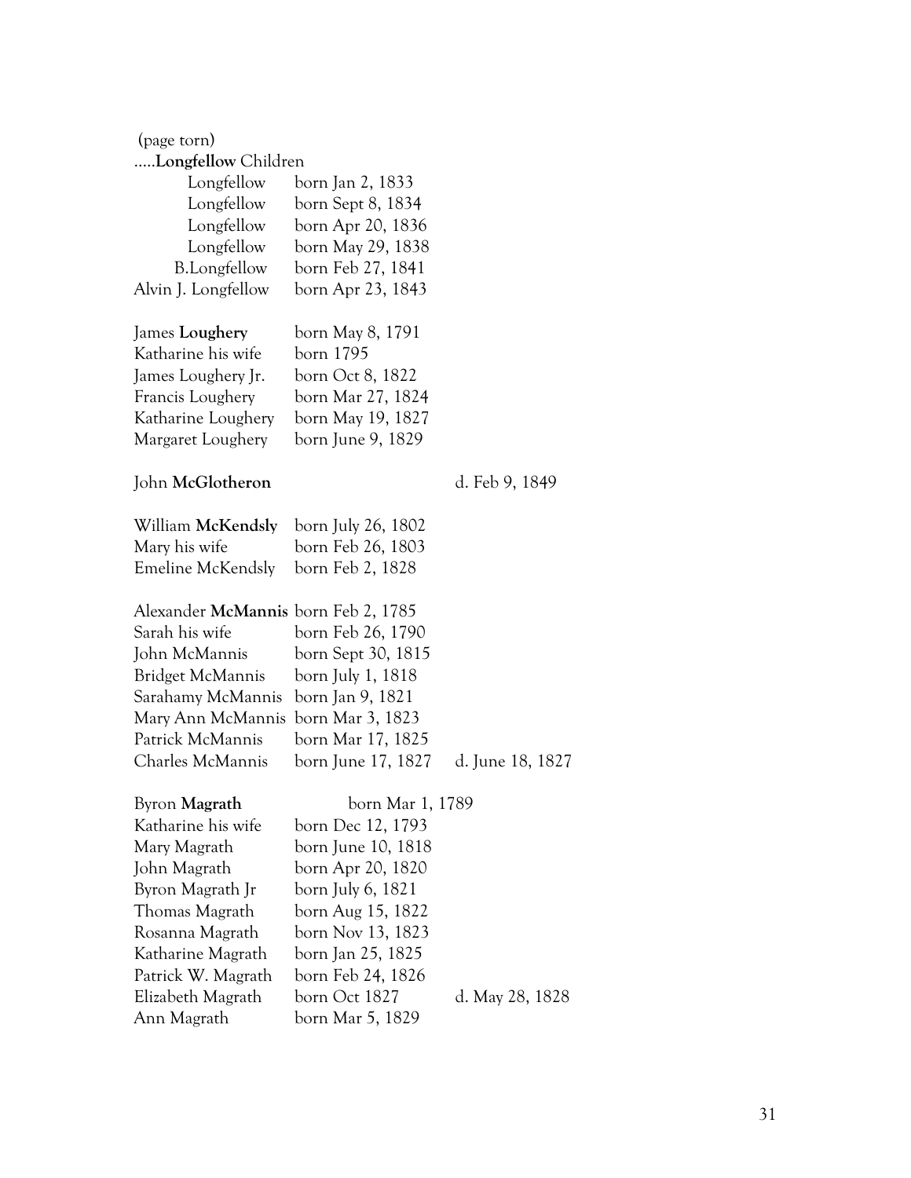(page torn)

.....**Longfellow** Children

| | | |
|---|---|---|
| Longfellow | born Jan 2, 1833 | |
| Longfellow | born Sept 8, 1834 | |
| Longfellow | born Apr 20, 1836 | |
| Longfellow | born May 29, 1838 | |
| B.Longfellow | born Feb 27, 1841 | |
| Alvin J. Longfellow | born Apr 23, 1843 | |
| | | |
| James **Loughery** | born May 8, 1791 | |
| Katharine his wife | born 1795 | |
| James Loughery Jr. | born Oct 8, 1822 | |
| Francis Loughery | born Mar 27, 1824 | |
| Katharine Loughery | born May 19, 1827 | |
| Margaret Loughery | born June 9, 1829 | |
| | | |
| John **McGlotheron** | | d. Feb 9, 1849 |
| | | |
| William **McKendsly** | born July 26, 1802 | |
| Mary his wife | born Feb 26, 1803 | |
| Emeline McKendsly | born Feb 2, 1828 | |
| | | |
| Alexander **McMannis** | born Feb 2, 1785 | |
| Sarah his wife | born Feb 26, 1790 | |
| John McMannis | born Sept 30, 1815 | |
| Bridget McMannis | born July 1, 1818 | |
| Sarahamy McMannis | born Jan 9, 1821 | |
| Mary Ann McMannis | born Mar 3, 1823 | |
| Patrick McMannis | born Mar 17, 1825 | |
| Charles McMannis | born June 17, 1827 | d. June 18, 1827 |
| | | |
| Byron **Magrath** | born Mar 1, 1789 | |
| Katharine his wife | born Dec 12, 1793 | |
| Mary Magrath | born June 10, 1818 | |
| John Magrath | born Apr 20, 1820 | |
| Byron Magrath Jr | born July 6, 1821 | |
| Thomas Magrath | born Aug 15, 1822 | |
| Rosanna Magrath | born Nov 13, 1823 | |
| Katharine Magrath | born Jan 25, 1825 | |
| Patrick W. Magrath | born Feb 24, 1826 | |
| Elizabeth Magrath | born Oct 1827 | d. May 28, 1828 |
| Ann Magrath | born Mar 5, 1829 | |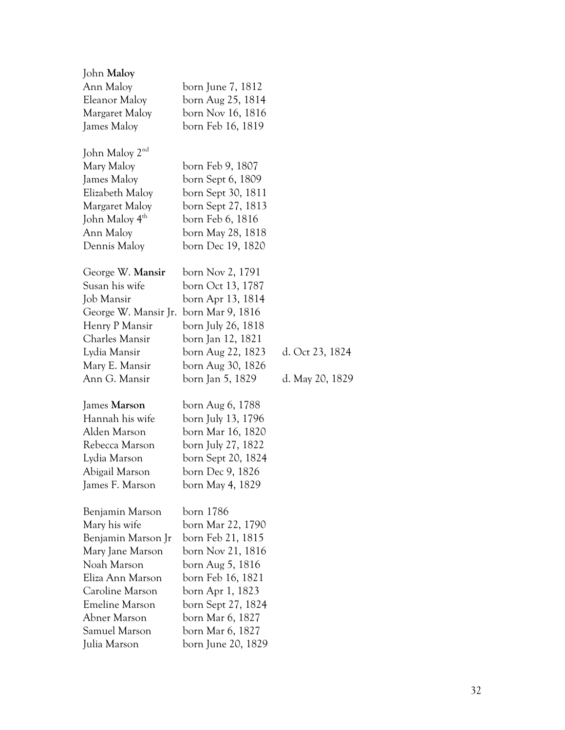John **Maloy**
Ann Maloy born June 7, 1812
Eleanor Maloy born Aug 25, 1814
Margaret Maloy born Nov 16, 1816
James Maloy born Feb 16, 1819

John Maloy 2nd
Mary Maloy born Feb 9, 1807
James Maloy born Sept 6, 1809
Elizabeth Maloy born Sept 30, 1811
Margaret Maloy born Sept 27, 1813
John Maloy 4th born Feb 6, 1816
Ann Maloy born May 28, 1818
Dennis Maloy born Dec 19, 1820

George W. **Mansir** born Nov 2, 1791
Susan his wife born Oct 13, 1787
Job Mansir born Apr 13, 1814
George W. Mansir Jr. born Mar 9, 1816
Henry P Mansir born July 26, 1818
Charles Mansir born Jan 12, 1821
Lydia Mansir born Aug 22, 1823 d. Oct 23, 1824
Mary E. Mansir born Aug 30, 1826
Ann G. Mansir born Jan 5, 1829 d. May 20, 1829

James **Marson** born Aug 6, 1788
Hannah his wife born July 13, 1796
Alden Marson born Mar 16, 1820
Rebecca Marson born July 27, 1822
Lydia Marson born Sept 20, 1824
Abigail Marson born Dec 9, 1826
James F. Marson born May 4, 1829

Benjamin Marson born 1786
Mary his wife born Mar 22, 1790
Benjamin Marson Jr born Feb 21, 1815
Mary Jane Marson born Nov 21, 1816
Noah Marson born Aug 5, 1816
Eliza Ann Marson born Feb 16, 1821
Caroline Marson born Apr 1, 1823
Emeline Marson born Sept 27, 1824
Abner Marson born Mar 6, 1827
Samuel Marson born Mar 6, 1827
Julia Marson born June 20, 1829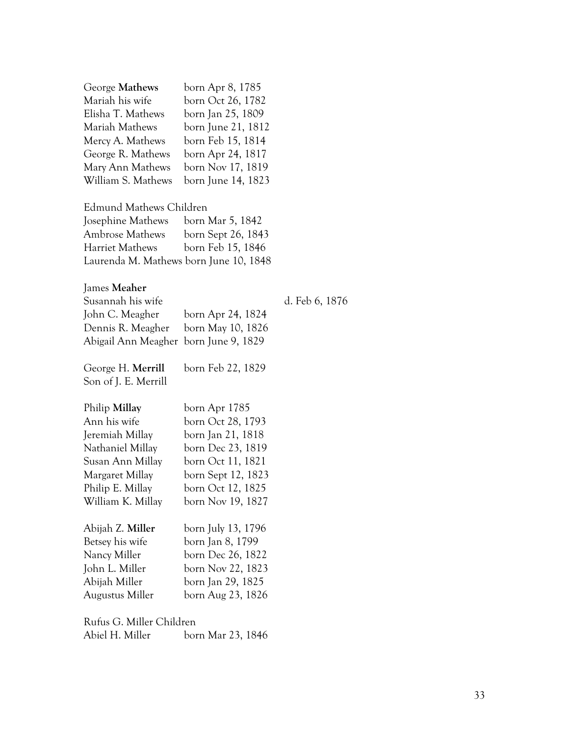George **Mathews** born Apr 8, 1785
Mariah his wife born Oct 26, 1782
Elisha T. Mathews born Jan 25, 1809
Mariah Mathews born June 21, 1812
Mercy A. Mathews born Feb 15, 1814
George R. Mathews born Apr 24, 1817
Mary Ann Mathews born Nov 17, 1819
William S. Mathews born June 14, 1823

Edmund Mathews Children
Josephine Mathews born Mar 5, 1842
Ambrose Mathews born Sept 26, 1843
Harriet Mathews born Feb 15, 1846
Laurenda M. Mathews born June 10, 1848

James **Meaher**
Susannah his wife d. Feb 6, 1876
John C. Meagher born Apr 24, 1824
Dennis R. Meagher born May 10, 1826
Abigail Ann Meagher born June 9, 1829

George H. **Merrill** born Feb 22, 1829
Son of J. E. Merrill

Philip **Millay** born Apr 1785
Ann his wife born Oct 28, 1793
Jeremiah Millay born Jan 21, 1818
Nathaniel Millay born Dec 23, 1819
Susan Ann Millay born Oct 11, 1821
Margaret Millay born Sept 12, 1823
Philip E. Millay born Oct 12, 1825
William K. Millay born Nov 19, 1827

Abijah Z. **Miller** born July 13, 1796
Betsey his wife born Jan 8, 1799
Nancy Miller born Dec 26, 1822
John L. Miller born Nov 22, 1823
Abijah Miller born Jan 29, 1825
Augustus Miller born Aug 23, 1826

Rufus G. Miller Children
Abiel H. Miller born Mar 23, 1846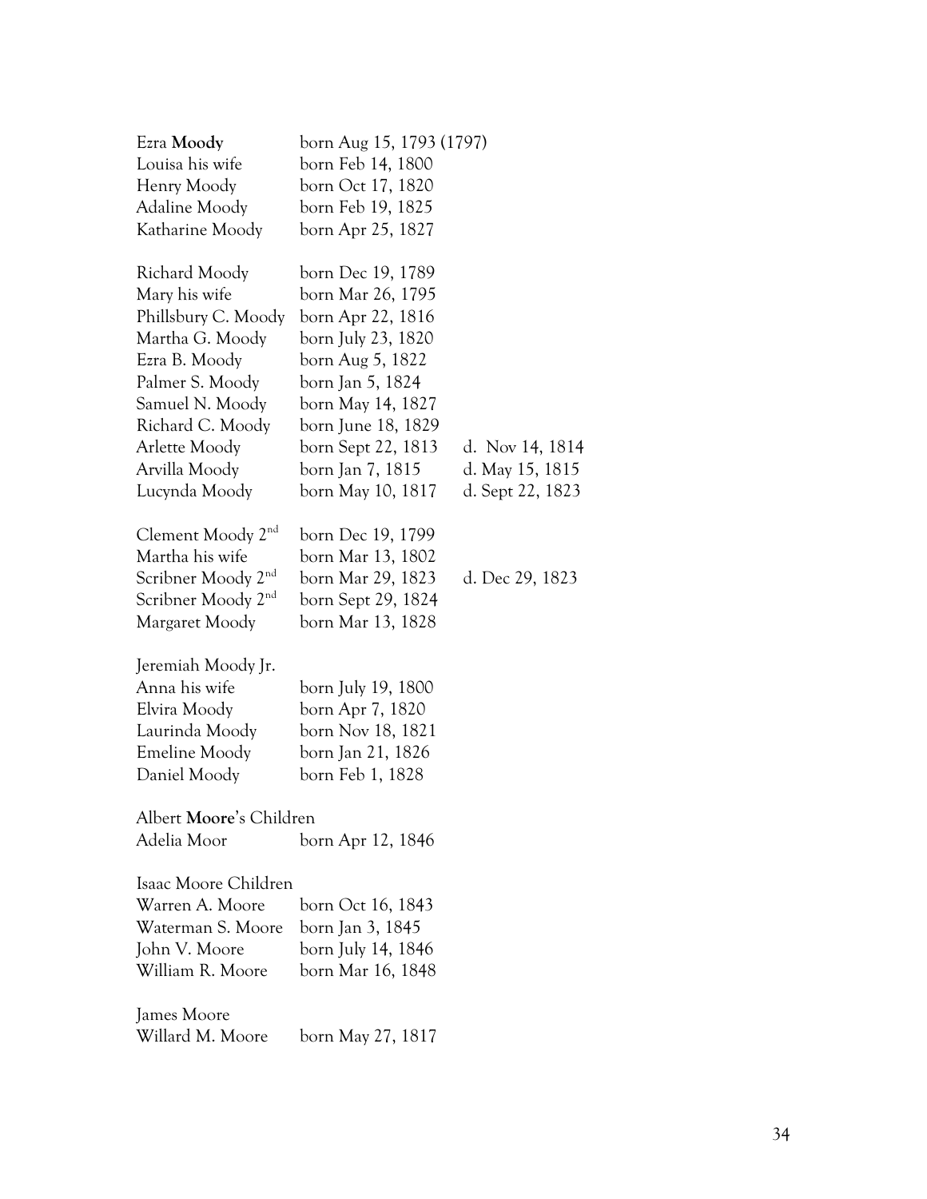Ezra **Moody** born Aug 15, 1793 (1797)
Louisa his wife born Feb 14, 1800
Henry Moody born Oct 17, 1820
Adaline Moody born Feb 19, 1825
Katharine Moody born Apr 25, 1827

Richard Moody born Dec 19, 1789
Mary his wife born Mar 26, 1795
Phillsbury C. Moody born Apr 22, 1816
Martha G. Moody born July 23, 1820
Ezra B. Moody born Aug 5, 1822
Palmer S. Moody born Jan 5, 1824
Samuel N. Moody born May 14, 1827
Richard C. Moody born June 18, 1829
Arlette Moody born Sept 22, 1813 d. Nov 14, 1814
Arvilla Moody born Jan 7, 1815 d. May 15, 1815
Lucynda Moody born May 10, 1817 d. Sept 22, 1823

Clement Moody 2nd born Dec 19, 1799
Martha his wife born Mar 13, 1802
Scribner Moody 2nd born Mar 29, 1823 d. Dec 29, 1823
Scribner Moody 2nd born Sept 29, 1824
Margaret Moody born Mar 13, 1828

Jeremiah Moody Jr.
Anna his wife born July 19, 1800
Elvira Moody born Apr 7, 1820
Laurinda Moody born Nov 18, 1821
Emeline Moody born Jan 21, 1826
Daniel Moody born Feb 1, 1828

Albert **Moore**'s Children
Adelia Moor born Apr 12, 1846

Isaac Moore Children
Warren A. Moore born Oct 16, 1843
Waterman S. Moore born Jan 3, 1845
John V. Moore born July 14, 1846
William R. Moore born Mar 16, 1848

James Moore
Willard M. Moore born May 27, 1817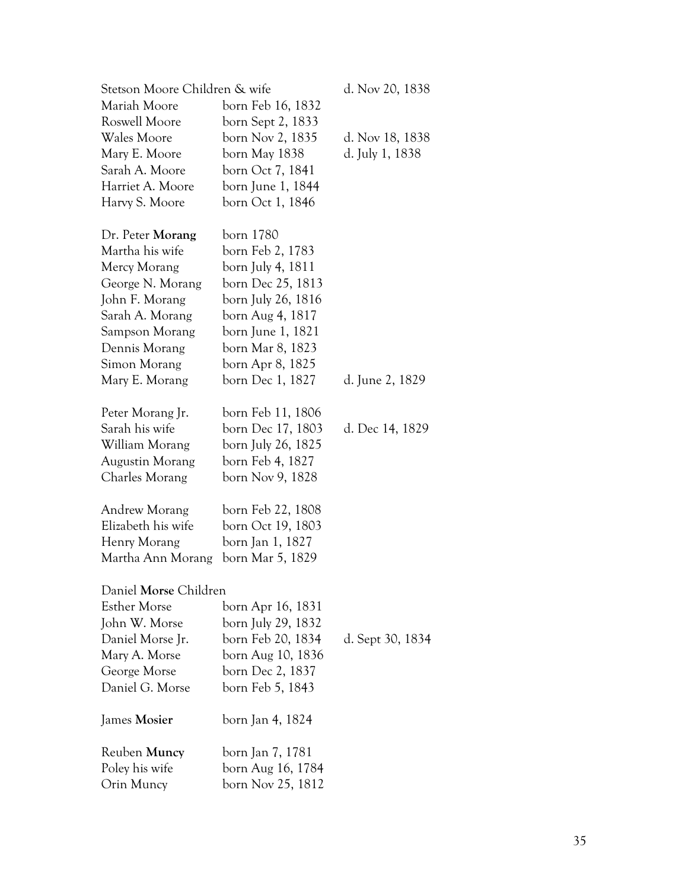| | | |
|---|---|---|
| Stetson Moore Children & wife | | d. Nov 20, 1838 |
| Mariah Moore | born Feb 16, 1832 | |
| Roswell Moore | born Sept 2, 1833 | |
| Wales Moore | born Nov 2, 1835 | d. Nov 18, 1838 |
| Mary E. Moore | born May 1838 | d. July 1, 1838 |
| Sarah A. Moore | born Oct 7, 1841 | |
| Harriet A. Moore | born June 1, 1844 | |
| Harvy S. Moore | born Oct 1, 1846 | |
| | | |
| Dr. Peter **Morang** | born 1780 | |
| Martha his wife | born Feb 2, 1783 | |
| Mercy Morang | born July 4, 1811 | |
| George N. Morang | born Dec 25, 1813 | |
| John F. Morang | born July 26, 1816 | |
| Sarah A. Morang | born Aug 4, 1817 | |
| Sampson Morang | born June 1, 1821 | |
| Dennis Morang | born Mar 8, 1823 | |
| Simon Morang | born Apr 8, 1825 | |
| Mary E. Morang | born Dec 1, 1827 | d. June 2, 1829 |
| | | |
| Peter Morang Jr. | born Feb 11, 1806 | |
| Sarah his wife | born Dec 17, 1803 | d. Dec 14, 1829 |
| William Morang | born July 26, 1825 | |
| Augustin Morang | born Feb 4, 1827 | |
| Charles Morang | born Nov 9, 1828 | |
| | | |
| Andrew Morang | born Feb 22, 1808 | |
| Elizabeth his wife | born Oct 19, 1803 | |
| Henry Morang | born Jan 1, 1827 | |
| Martha Ann Morang | born Mar 5, 1829 | |
| | | |
| Daniel **Morse** Children | | |
| Esther Morse | born Apr 16, 1831 | |
| John W. Morse | born July 29, 1832 | |
| Daniel Morse Jr. | born Feb 20, 1834 | d. Sept 30, 1834 |
| Mary A. Morse | born Aug 10, 1836 | |
| George Morse | born Dec 2, 1837 | |
| Daniel G. Morse | born Feb 5, 1843 | |
| | | |
| James **Mosier** | born Jan 4, 1824 | |
| | | |
| Reuben **Muncy** | born Jan 7, 1781 | |
| Poley his wife | born Aug 16, 1784 | |
| Orin Muncy | born Nov 25, 1812 | |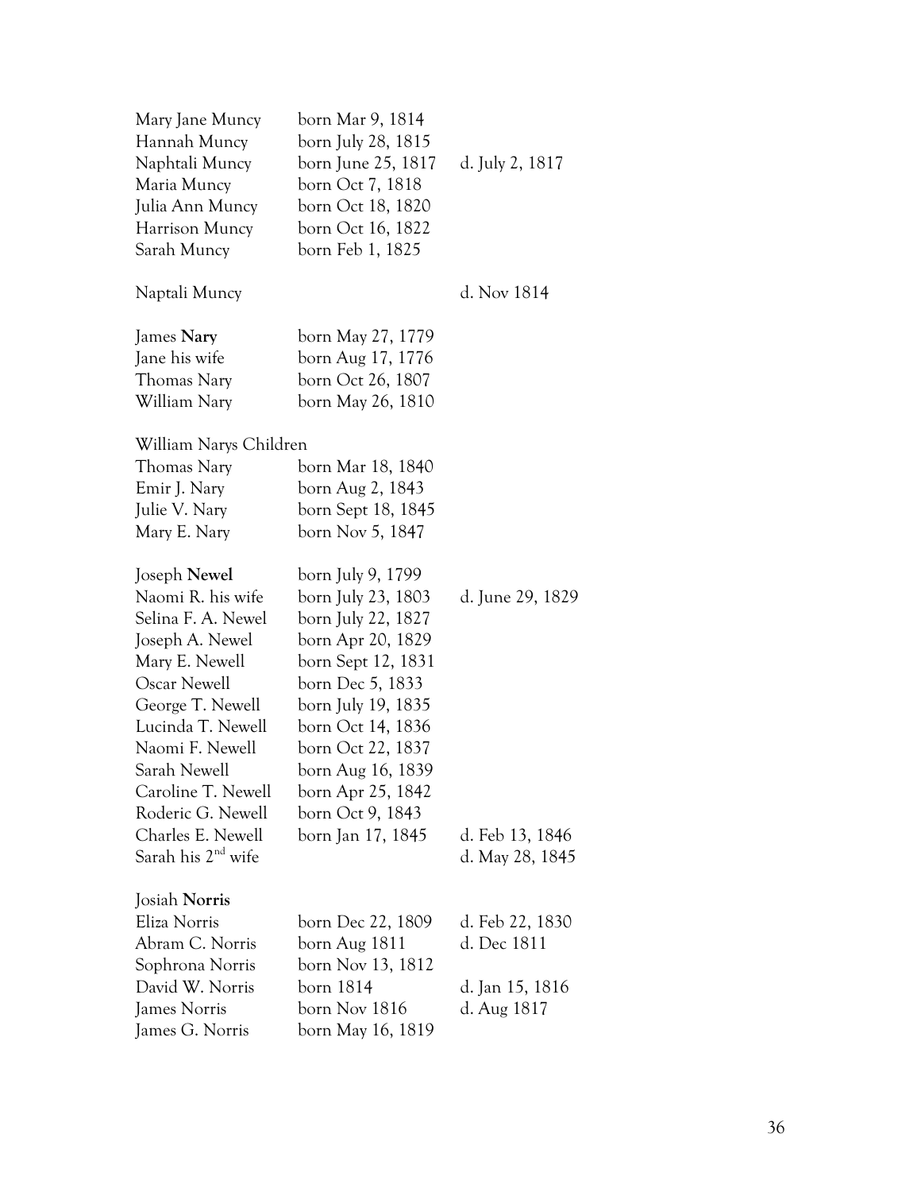| | | |
|---|---|---|
| Mary Jane Muncy | born Mar 9, 1814 | |
| Hannah Muncy | born July 28, 1815 | |
| Naphtali Muncy | born June 25, 1817 | d. July 2, 1817 |
| Maria Muncy | born Oct 7, 1818 | |
| Julia Ann Muncy | born Oct 18, 1820 | |
| Harrison Muncy | born Oct 16, 1822 | |
| Sarah Muncy | born Feb 1, 1825 | |
| | | |
| Naptali Muncy | | d. Nov 1814 |
| | | |
| James **Nary** | born May 27, 1779 | |
| Jane his wife | born Aug 17, 1776 | |
| Thomas Nary | born Oct 26, 1807 | |
| William Nary | born May 26, 1810 | |
| | | |
| William Narys Children | | |
| Thomas Nary | born Mar 18, 1840 | |
| Emir J. Nary | born Aug 2, 1843 | |
| Julie V. Nary | born Sept 18, 1845 | |
| Mary E. Nary | born Nov 5, 1847 | |
| | | |
| Joseph **Newel** | born July 9, 1799 | |
| Naomi R. his wife | born July 23, 1803 | d. June 29, 1829 |
| Selina F. A. Newel | born July 22, 1827 | |
| Joseph A. Newel | born Apr 20, 1829 | |
| Mary E. Newell | born Sept 12, 1831 | |
| Oscar Newell | born Dec 5, 1833 | |
| George T. Newell | born July 19, 1835 | |
| Lucinda T. Newell | born Oct 14, 1836 | |
| Naomi F. Newell | born Oct 22, 1837 | |
| Sarah Newell | born Aug 16, 1839 | |
| Caroline T. Newell | born Apr 25, 1842 | |
| Roderic G. Newell | born Oct 9, 1843 | |
| Charles E. Newell | born Jan 17, 1845 | d. Feb 13, 1846 |
| Sarah his 2nd wife | | d. May 28, 1845 |
| | | |
| Josiah **Norris** | | |
| Eliza Norris | born Dec 22, 1809 | d. Feb 22, 1830 |
| Abram C. Norris | born Aug 1811 | d. Dec 1811 |
| Sophrona Norris | born Nov 13, 1812 | |
| David W. Norris | born 1814 | d. Jan 15, 1816 |
| James Norris | born Nov 1816 | d. Aug 1817 |
| James G. Norris | born May 16, 1819 | |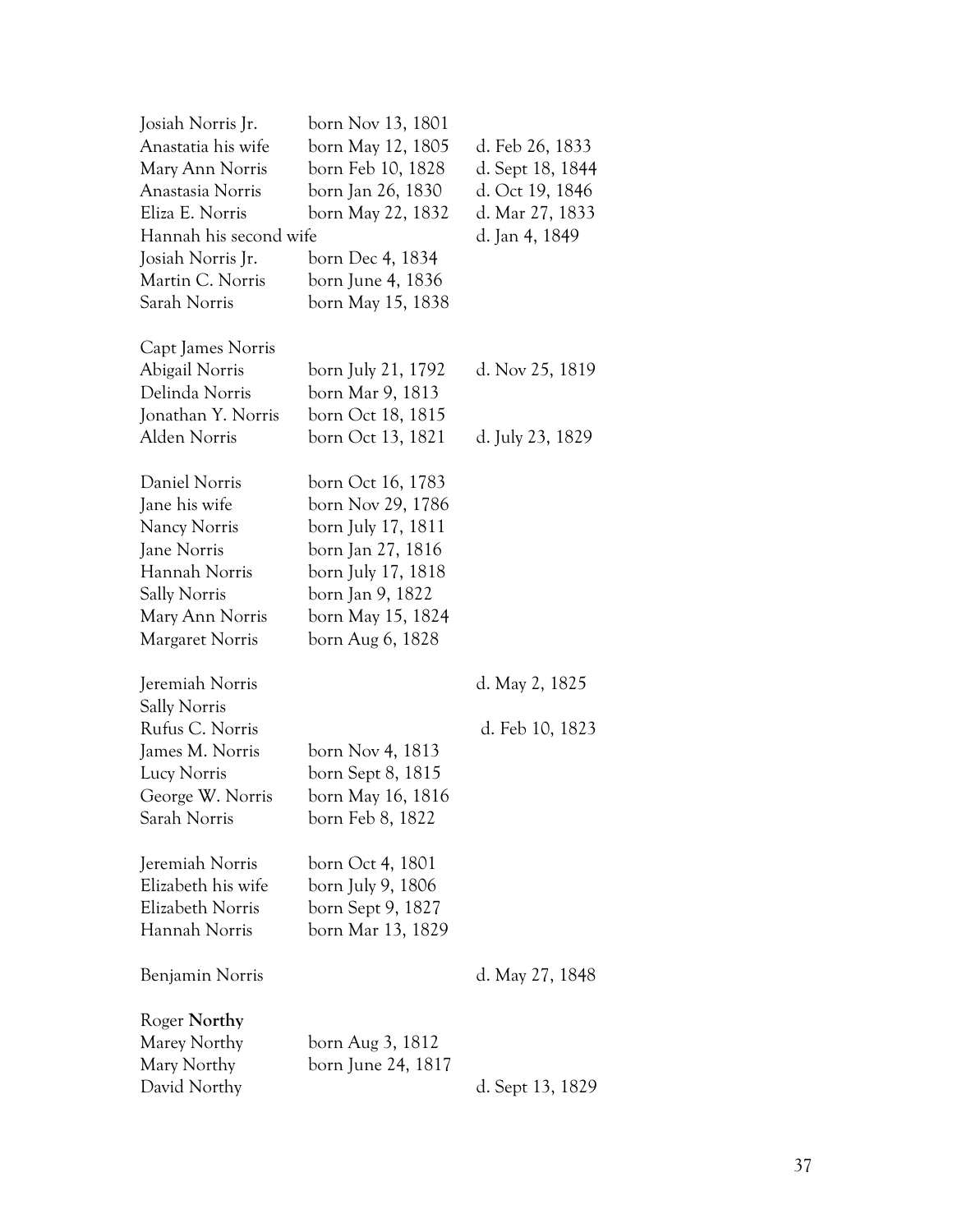| | | |
|---|---|---|
| Josiah Norris Jr. | born Nov 13, 1801 | |
| Anastatia his wife | born May 12, 1805 | d. Feb 26, 1833 |
| Mary Ann Norris | born Feb 10, 1828 | d. Sept 18, 1844 |
| Anastasia Norris | born Jan 26, 1830 | d. Oct 19, 1846 |
| Eliza E. Norris | born May 22, 1832 | d. Mar 27, 1833 |
| Hannah his second wife | | d. Jan 4, 1849 |
| Josiah Norris Jr. | born Dec 4, 1834 | |
| Martin C. Norris | born June 4, 1836 | |
| Sarah Norris | born May 15, 1838 | |
| | | |
| Capt James Norris | | |
| Abigail Norris | born July 21, 1792 | d. Nov 25, 1819 |
| Delinda Norris | born Mar 9, 1813 | |
| Jonathan Y. Norris | born Oct 18, 1815 | |
| Alden Norris | born Oct 13, 1821 | d. July 23, 1829 |
| | | |
| Daniel Norris | born Oct 16, 1783 | |
| Jane his wife | born Nov 29, 1786 | |
| Nancy Norris | born July 17, 1811 | |
| Jane Norris | born Jan 27, 1816 | |
| Hannah Norris | born July 17, 1818 | |
| Sally Norris | born Jan 9, 1822 | |
| Mary Ann Norris | born May 15, 1824 | |
| Margaret Norris | born Aug 6, 1828 | |
| | | |
| Jeremiah Norris | | d. May 2, 1825 |
| Sally Norris | | |
| Rufus C. Norris | | d. Feb 10, 1823 |
| James M. Norris | born Nov 4, 1813 | |
| Lucy Norris | born Sept 8, 1815 | |
| George W. Norris | born May 16, 1816 | |
| Sarah Norris | born Feb 8, 1822 | |
| | | |
| Jeremiah Norris | born Oct 4, 1801 | |
| Elizabeth his wife | born July 9, 1806 | |
| Elizabeth Norris | born Sept 9, 1827 | |
| Hannah Norris | born Mar 13, 1829 | |
| | | |
| Benjamin Norris | | d. May 27, 1848 |
| | | |
| Roger **Northy** | | |
| Marey Northy | born Aug 3, 1812 | |
| Mary Northy | born June 24, 1817 | |
| David Northy | | d. Sept 13, 1829 |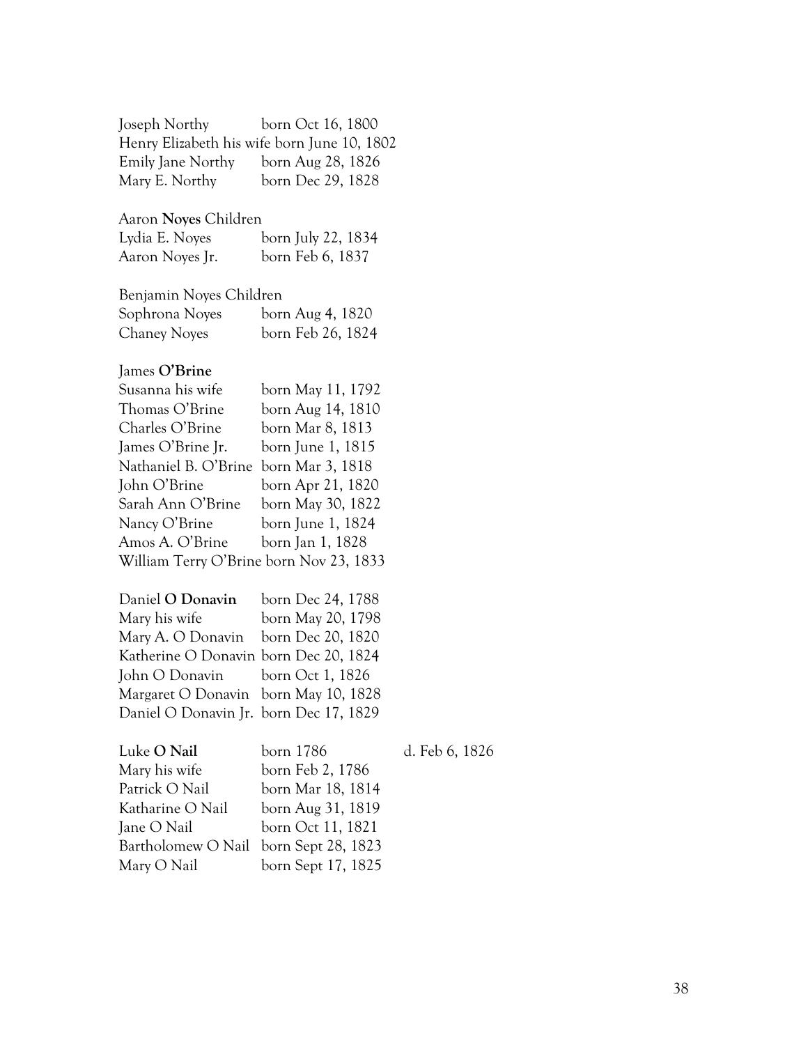Joseph Northy born Oct 16, 1800
Henry Elizabeth his wife born June 10, 1802
Emily Jane Northy born Aug 28, 1826
Mary E. Northy born Dec 29, 1828

Aaron **Noyes** Children
Lydia E. Noyes born July 22, 1834
Aaron Noyes Jr. born Feb 6, 1837

Benjamin Noyes Children
Sophrona Noyes born Aug 4, 1820
Chaney Noyes born Feb 26, 1824

James **O'Brine**
Susanna his wife born May 11, 1792
Thomas O'Brine born Aug 14, 1810
Charles O'Brine born Mar 8, 1813
James O'Brine Jr. born June 1, 1815
Nathaniel B. O'Brine born Mar 3, 1818
John O'Brine born Apr 21, 1820
Sarah Ann O'Brine born May 30, 1822
Nancy O'Brine born June 1, 1824
Amos A. O'Brine born Jan 1, 1828
William Terry O'Brine born Nov 23, 1833

Daniel **O Donavin** born Dec 24, 1788
Mary his wife born May 20, 1798
Mary A. O Donavin born Dec 20, 1820
Katherine O Donavin born Dec 20, 1824
John O Donavin born Oct 1, 1826
Margaret O Donavin born May 10, 1828
Daniel O Donavin Jr. born Dec 17, 1829

Luke **O Nail** born 1786 d. Feb 6, 1826
Mary his wife born Feb 2, 1786
Patrick O Nail born Mar 18, 1814
Katharine O Nail born Aug 31, 1819
Jane O Nail born Oct 11, 1821
Bartholomew O Nail born Sept 28, 1823
Mary O Nail born Sept 17, 1825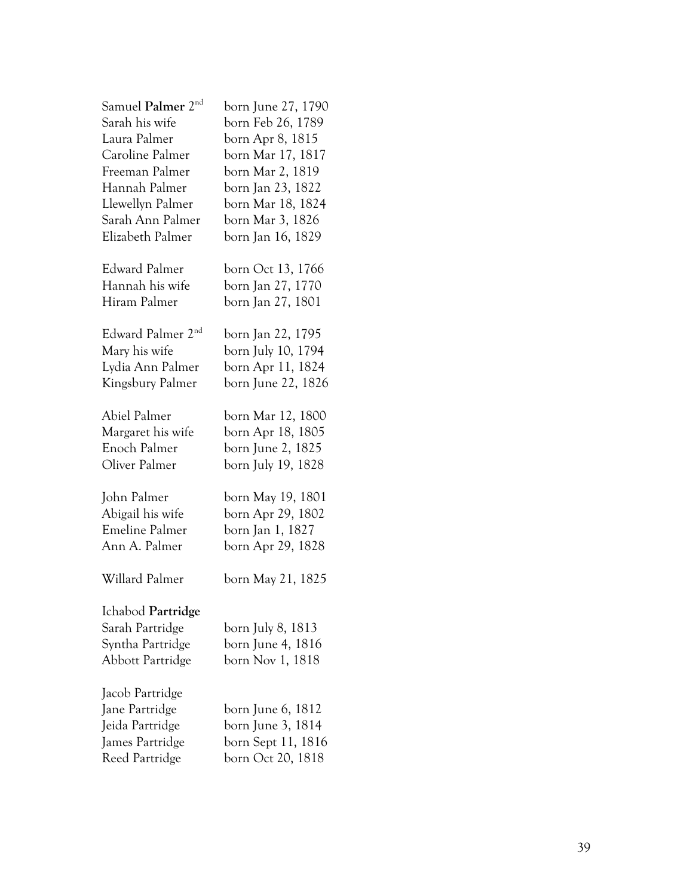Samuel **Palmer** 2nd born June 27, 1790
Sarah his wife born Feb 26, 1789
Laura Palmer born Apr 8, 1815
Caroline Palmer born Mar 17, 1817
Freeman Palmer born Mar 2, 1819
Hannah Palmer born Jan 23, 1822
Llewellyn Palmer born Mar 18, 1824
Sarah Ann Palmer born Mar 3, 1826
Elizabeth Palmer born Jan 16, 1829

Edward Palmer born Oct 13, 1766
Hannah his wife born Jan 27, 1770
Hiram Palmer born Jan 27, 1801

Edward Palmer 2nd born Jan 22, 1795
Mary his wife born July 10, 1794
Lydia Ann Palmer born Apr 11, 1824
Kingsbury Palmer born June 22, 1826

Abiel Palmer born Mar 12, 1800
Margaret his wife born Apr 18, 1805
Enoch Palmer born June 2, 1825
Oliver Palmer born July 19, 1828

John Palmer born May 19, 1801
Abigail his wife born Apr 29, 1802
Emeline Palmer born Jan 1, 1827
Ann A. Palmer born Apr 29, 1828

Willard Palmer born May 21, 1825

Ichabod **Partridge**
Sarah Partridge born July 8, 1813
Syntha Partridge born June 4, 1816
Abbott Partridge born Nov 1, 1818

Jacob Partridge
Jane Partridge born June 6, 1812
Jeida Partridge born June 3, 1814
James Partridge born Sept 11, 1816
Reed Partridge born Oct 20, 1818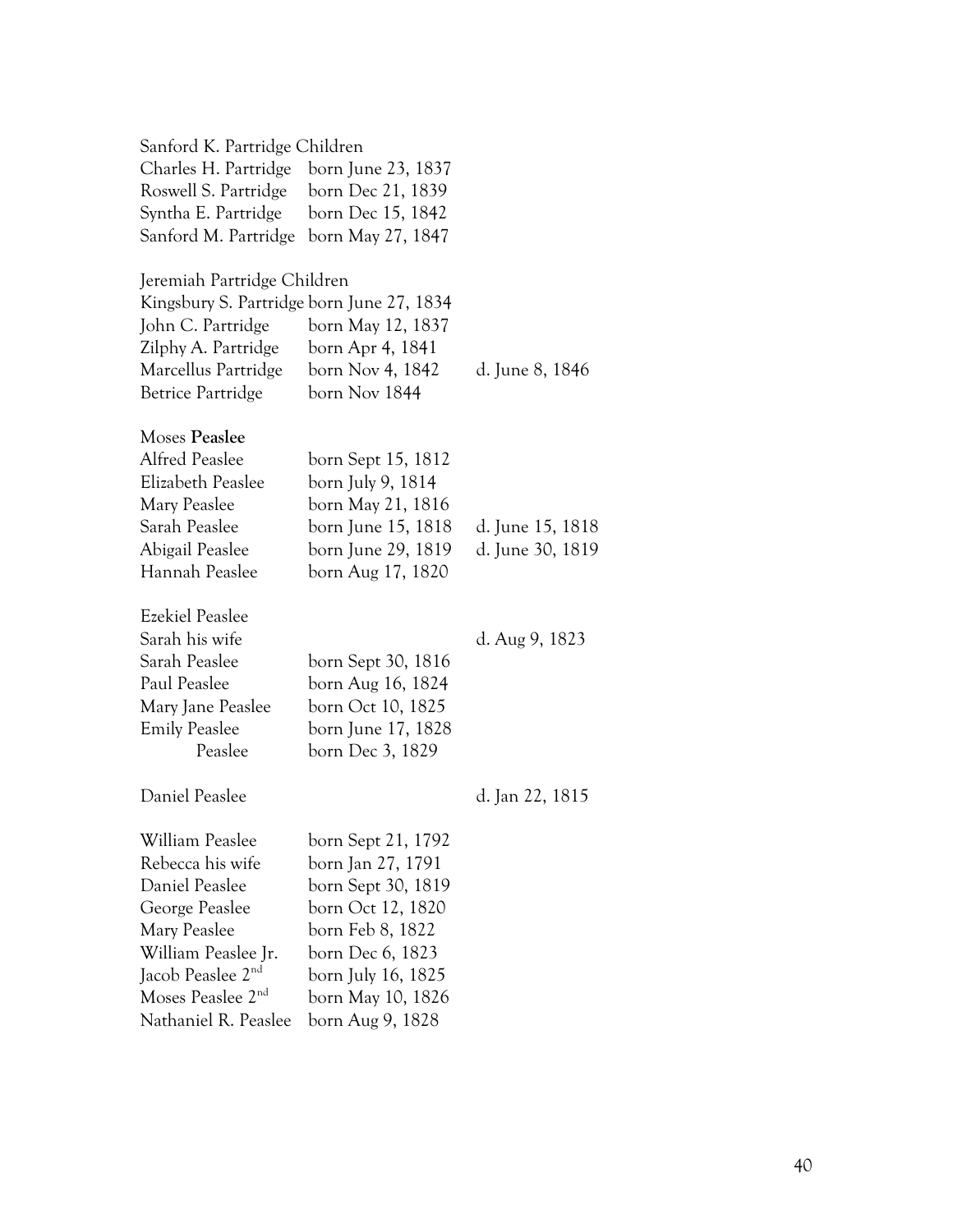Sanford K. Partridge Children

| | | |
|---|---|---|
| Charles H. Partridge | born June 23, 1837 | |
| Roswell S. Partridge | born Dec 21, 1839 | |
| Syntha E. Partridge | born Dec 15, 1842 | |
| Sanford M. Partridge | born May 27, 1847 | |

Jeremiah Partridge Children

| | | |
|---|---|---|
| Kingsbury S. Partridge | born June 27, 1834 | |
| John C. Partridge | born May 12, 1837 | |
| Zilphy A. Partridge | born Apr 4, 1841 | |
| Marcellus Partridge | born Nov 4, 1842 | d. June 8, 1846 |
| Betrice Partridge | born Nov 1844 | |

Moses **Peaslee**

| | | |
|---|---|---|
| Alfred Peaslee | born Sept 15, 1812 | |
| Elizabeth Peaslee | born July 9, 1814 | |
| Mary Peaslee | born May 21, 1816 | |
| Sarah Peaslee | born June 15, 1818 | d. June 15, 1818 |
| Abigail Peaslee | born June 29, 1819 | d. June 30, 1819 |
| Hannah Peaslee | born Aug 17, 1820 | |

Ezekiel Peaslee

| | | |
|---|---|---|
| Sarah his wife | | d. Aug 9, 1823 |
| Sarah Peaslee | born Sept 30, 1816 | |
| Paul Peaslee | born Aug 16, 1824 | |
| Mary Jane Peaslee | born Oct 10, 1825 | |
| Emily Peaslee | born June 17, 1828 | |
| Peaslee | born Dec 3, 1829 | |

| | | |
|---|---|---|
| Daniel Peaslee | | d. Jan 22, 1815 |

| | | |
|---|---|---|
| William Peaslee | born Sept 21, 1792 | |
| Rebecca his wife | born Jan 27, 1791 | |
| Daniel Peaslee | born Sept 30, 1819 | |
| George Peaslee | born Oct 12, 1820 | |
| Mary Peaslee | born Feb 8, 1822 | |
| William Peaslee Jr. | born Dec 6, 1823 | |
| Jacob Peaslee 2nd | born July 16, 1825 | |
| Moses Peaslee 2nd | born May 10, 1826 | |
| Nathaniel R. Peaslee | born Aug 9, 1828 | |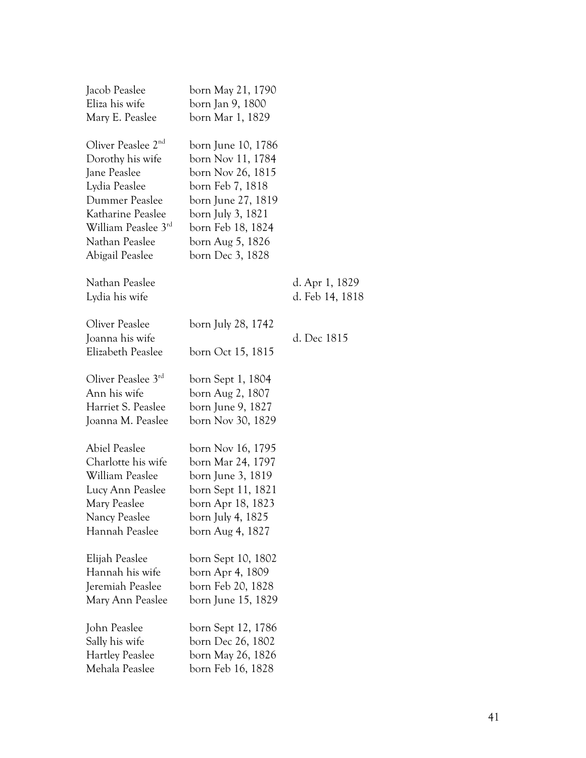| | | |
|---|---|---|
| Jacob Peaslee | born May 21, 1790 | |
| Eliza his wife | born Jan 9, 1800 | |
| Mary E. Peaslee | born Mar 1, 1829 | |
| | | |
| Oliver Peaslee 2nd | born June 10, 1786 | |
| Dorothy his wife | born Nov 11, 1784 | |
| Jane Peaslee | born Nov 26, 1815 | |
| Lydia Peaslee | born Feb 7, 1818 | |
| Dummer Peaslee | born June 27, 1819 | |
| Katharine Peaslee | born July 3, 1821 | |
| William Peaslee 3rd | born Feb 18, 1824 | |
| Nathan Peaslee | born Aug 5, 1826 | |
| Abigail Peaslee | born Dec 3, 1828 | |
| | | |
| Nathan Peaslee | | d. Apr 1, 1829 |
| Lydia his wife | | d. Feb 14, 1818 |
| | | |
| Oliver Peaslee | born July 28, 1742 | |
| Joanna his wife | | d. Dec 1815 |
| Elizabeth Peaslee | born Oct 15, 1815 | |
| | | |
| Oliver Peaslee 3rd | born Sept 1, 1804 | |
| Ann his wife | born Aug 2, 1807 | |
| Harriet S. Peaslee | born June 9, 1827 | |
| Joanna M. Peaslee | born Nov 30, 1829 | |
| | | |
| Abiel Peaslee | born Nov 16, 1795 | |
| Charlotte his wife | born Mar 24, 1797 | |
| William Peaslee | born June 3, 1819 | |
| Lucy Ann Peaslee | born Sept 11, 1821 | |
| Mary Peaslee | born Apr 18, 1823 | |
| Nancy Peaslee | born July 4, 1825 | |
| Hannah Peaslee | born Aug 4, 1827 | |
| | | |
| Elijah Peaslee | born Sept 10, 1802 | |
| Hannah his wife | born Apr 4, 1809 | |
| Jeremiah Peaslee | born Feb 20, 1828 | |
| Mary Ann Peaslee | born June 15, 1829 | |
| | | |
| John Peaslee | born Sept 12, 1786 | |
| Sally his wife | born Dec 26, 1802 | |
| Hartley Peaslee | born May 26, 1826 | |
| Mehala Peaslee | born Feb 16, 1828 | |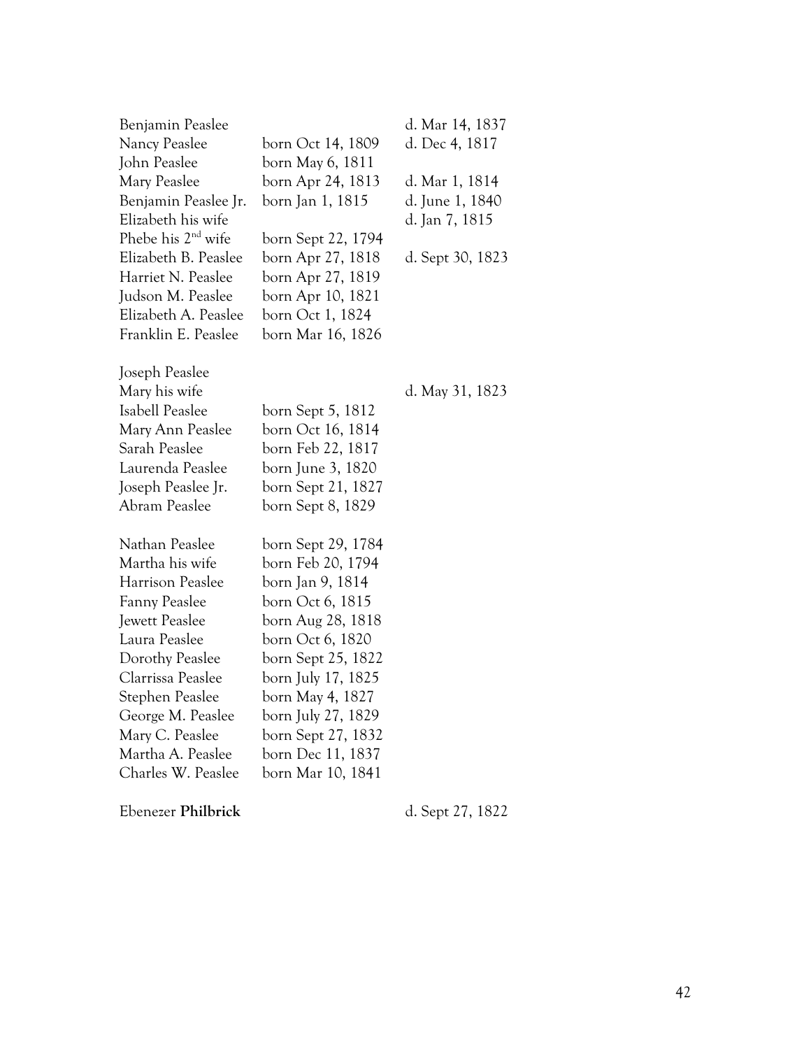| | | |
|---|---|---|
| Benjamin Peaslee | | d. Mar 14, 1837 |
| Nancy Peaslee | born Oct 14, 1809 | d. Dec 4, 1817 |
| John Peaslee | born May 6, 1811 | |
| Mary Peaslee | born Apr 24, 1813 | d. Mar 1, 1814 |
| Benjamin Peaslee Jr. | born Jan 1, 1815 | d. June 1, 1840 |
| Elizabeth his wife | | d. Jan 7, 1815 |
| Phebe his 2nd wife | born Sept 22, 1794 | |
| Elizabeth B. Peaslee | born Apr 27, 1818 | d. Sept 30, 1823 |
| Harriet N. Peaslee | born Apr 27, 1819 | |
| Judson M. Peaslee | born Apr 10, 1821 | |
| Elizabeth A. Peaslee | born Oct 1, 1824 | |
| Franklin E. Peaslee | born Mar 16, 1826 | |

| | | |
|---|---|---|
| Joseph Peaslee | | |
| Mary his wife | | d. May 31, 1823 |
| Isabell Peaslee | born Sept 5, 1812 | |
| Mary Ann Peaslee | born Oct 16, 1814 | |
| Sarah Peaslee | born Feb 22, 1817 | |
| Laurenda Peaslee | born June 3, 1820 | |
| Joseph Peaslee Jr. | born Sept 21, 1827 | |
| Abram Peaslee | born Sept 8, 1829 | |

| | | |
|---|---|---|
| Nathan Peaslee | born Sept 29, 1784 | |
| Martha his wife | born Feb 20, 1794 | |
| Harrison Peaslee | born Jan 9, 1814 | |
| Fanny Peaslee | born Oct 6, 1815 | |
| Jewett Peaslee | born Aug 28, 1818 | |
| Laura Peaslee | born Oct 6, 1820 | |
| Dorothy Peaslee | born Sept 25, 1822 | |
| Clarrissa Peaslee | born July 17, 1825 | |
| Stephen Peaslee | born May 4, 1827 | |
| George M. Peaslee | born July 27, 1829 | |
| Mary C. Peaslee | born Sept 27, 1832 | |
| Martha A. Peaslee | born Dec 11, 1837 | |
| Charles W. Peaslee | born Mar 10, 1841 | |

| | | |
|---|---|---|
| Ebenezer **Philbrick** | | d. Sept 27, 1822 |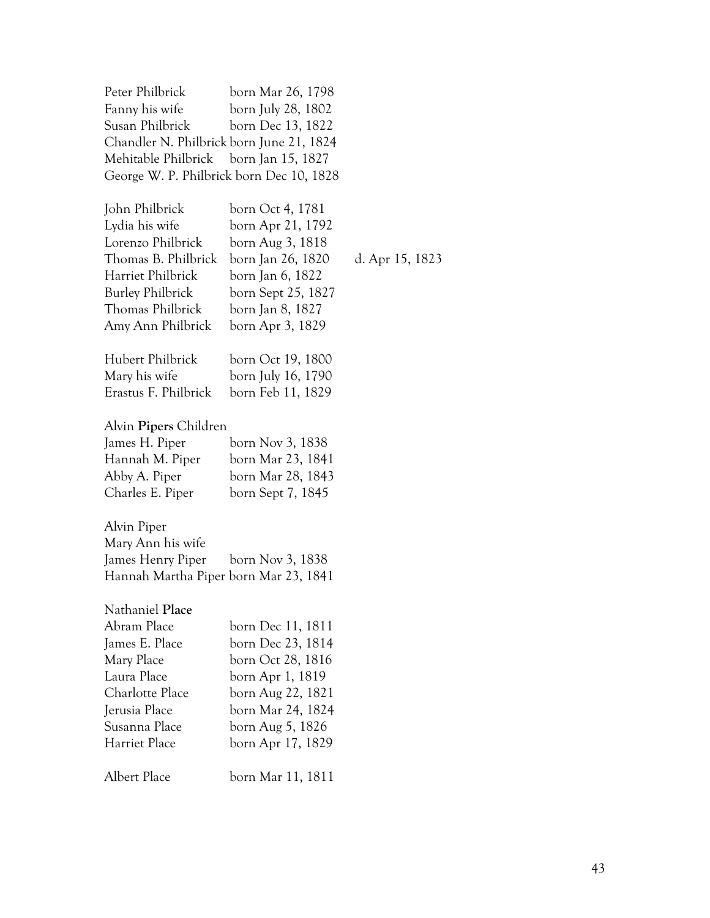Peter Philbrick born Mar 26, 1798
Fanny his wife born July 28, 1802
Susan Philbrick born Dec 13, 1822
Chandler N. Philbrick born June 21, 1824
Mehitable Philbrick born Jan 15, 1827
George W. P. Philbrick born Dec 10, 1828

John Philbrick born Oct 4, 1781
Lydia his wife born Apr 21, 1792
Lorenzo Philbrick born Aug 3, 1818
Thomas B. Philbrick born Jan 26, 1820 d. Apr 15, 1823
Harriet Philbrick born Jan 6, 1822
Burley Philbrick born Sept 25, 1827
Thomas Philbrick born Jan 8, 1827
Amy Ann Philbrick born Apr 3, 1829

Hubert Philbrick born Oct 19, 1800
Mary his wife born July 16, 1790
Erastus F. Philbrick born Feb 11, 1829

Alvin **Pipers** Children
James H. Piper born Nov 3, 1838
Hannah M. Piper born Mar 23, 1841
Abby A. Piper born Mar 28, 1843
Charles E. Piper born Sept 7, 1845

Alvin Piper
Mary Ann his wife
James Henry Piper born Nov 3, 1838
Hannah Martha Piper born Mar 23, 1841

Nathaniel **Place**
Abram Place born Dec 11, 1811
James E. Place born Dec 23, 1814
Mary Place born Oct 28, 1816
Laura Place born Apr 1, 1819
Charlotte Place born Aug 22, 1821
Jerusia Place born Mar 24, 1824
Susanna Place born Aug 5, 1826
Harriet Place born Apr 17, 1829

Albert Place born Mar 11, 1811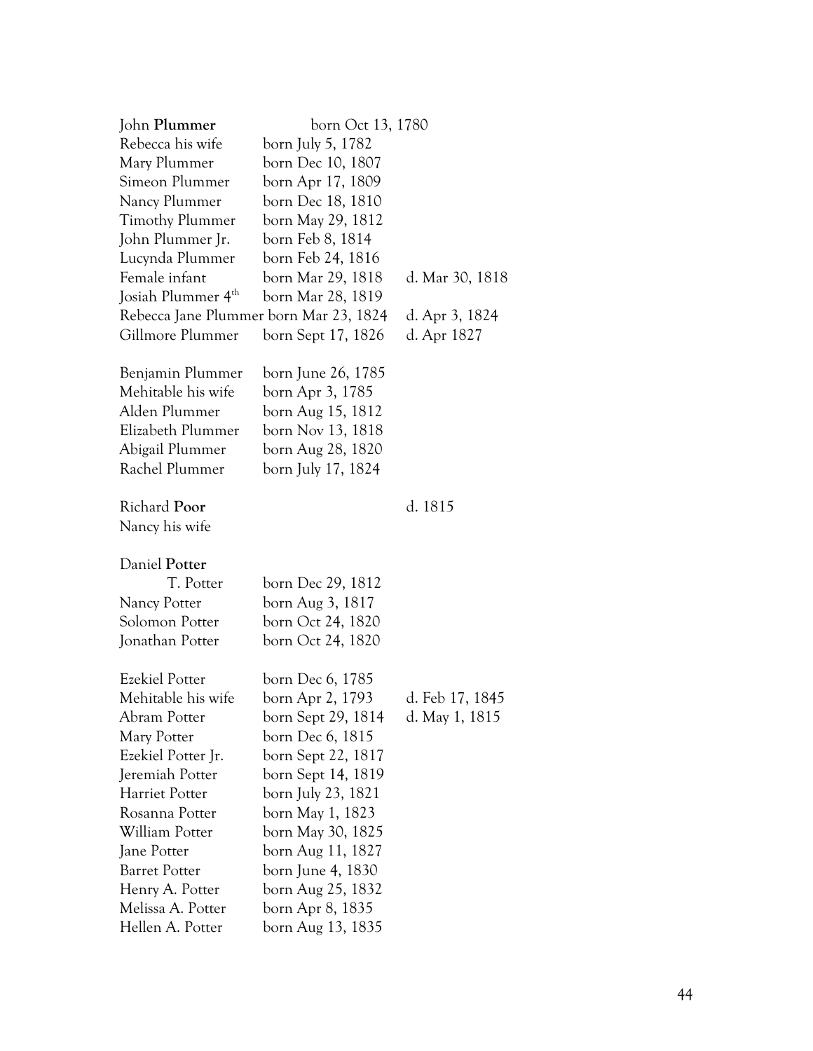John **Plummer** born Oct 13, 1780
Rebecca his wife born July 5, 1782
Mary Plummer born Dec 10, 1807
Simeon Plummer born Apr 17, 1809
Nancy Plummer born Dec 18, 1810
Timothy Plummer born May 29, 1812
John Plummer Jr. born Feb 8, 1814
Lucynda Plummer born Feb 24, 1816
Female infant born Mar 29, 1818 d. Mar 30, 1818
Josiah Plummer 4th born Mar 28, 1819
Rebecca Jane Plummer born Mar 23, 1824 d. Apr 3, 1824
Gillmore Plummer born Sept 17, 1826 d. Apr 1827

Benjamin Plummer born June 26, 1785
Mehitable his wife born Apr 3, 1785
Alden Plummer born Aug 15, 1812
Elizabeth Plummer born Nov 13, 1818
Abigail Plummer born Aug 28, 1820
Rachel Plummer born July 17, 1824

Richard **Poor** d. 1815
Nancy his wife

Daniel **Potter**
T. Potter born Dec 29, 1812
Nancy Potter born Aug 3, 1817
Solomon Potter born Oct 24, 1820
Jonathan Potter born Oct 24, 1820

Ezekiel Potter born Dec 6, 1785
Mehitable his wife born Apr 2, 1793 d. Feb 17, 1845
Abram Potter born Sept 29, 1814 d. May 1, 1815
Mary Potter born Dec 6, 1815
Ezekiel Potter Jr. born Sept 22, 1817
Jeremiah Potter born Sept 14, 1819
Harriet Potter born July 23, 1821
Rosanna Potter born May 1, 1823
William Potter born May 30, 1825
Jane Potter born Aug 11, 1827
Barret Potter born June 4, 1830
Henry A. Potter born Aug 25, 1832
Melissa A. Potter born Apr 8, 1835
Hellen A. Potter born Aug 13, 1835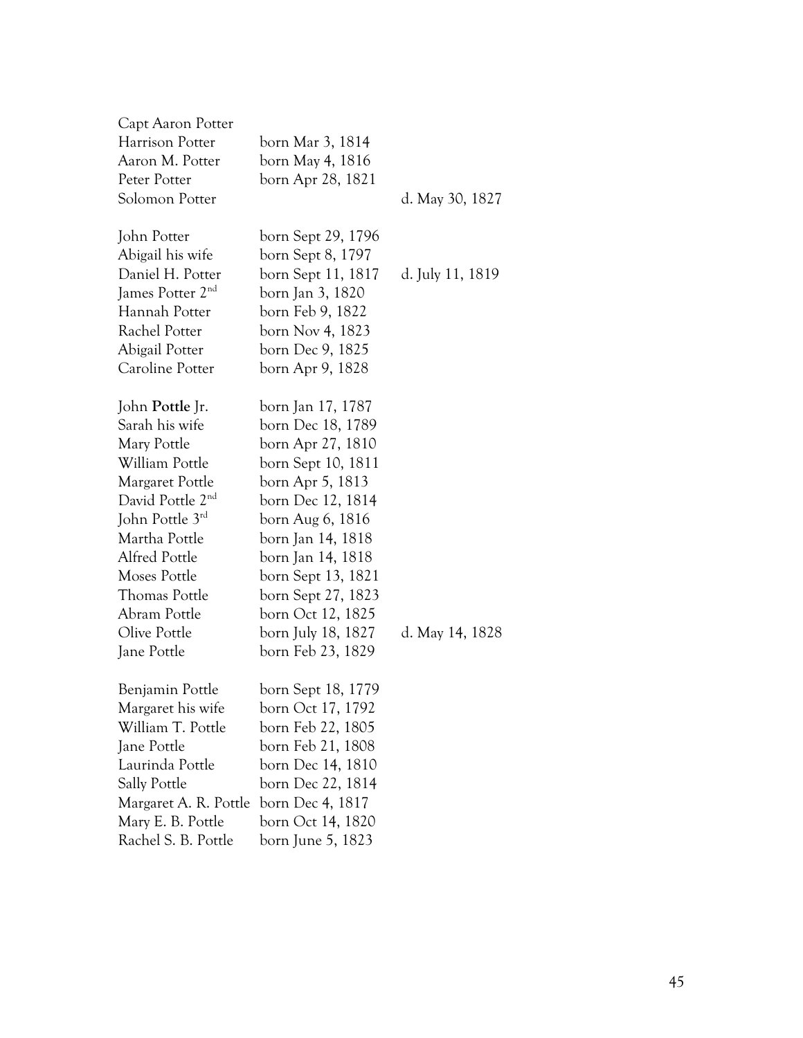| | | |
|---|---|---|
| Capt Aaron Potter | | |
| Harrison Potter | born Mar 3, 1814 | |
| Aaron M. Potter | born May 4, 1816 | |
| Peter Potter | born Apr 28, 1821 | |
| Solomon Potter | | d. May 30, 1827 |
| | | |
| John Potter | born Sept 29, 1796 | |
| Abigail his wife | born Sept 8, 1797 | |
| Daniel H. Potter | born Sept 11, 1817 | d. July 11, 1819 |
| James Potter 2nd | born Jan 3, 1820 | |
| Hannah Potter | born Feb 9, 1822 | |
| Rachel Potter | born Nov 4, 1823 | |
| Abigail Potter | born Dec 9, 1825 | |
| Caroline Potter | born Apr 9, 1828 | |
| | | |
| John **Pottle** Jr. | born Jan 17, 1787 | |
| Sarah his wife | born Dec 18, 1789 | |
| Mary Pottle | born Apr 27, 1810 | |
| William Pottle | born Sept 10, 1811 | |
| Margaret Pottle | born Apr 5, 1813 | |
| David Pottle 2nd | born Dec 12, 1814 | |
| John Pottle 3rd | born Aug 6, 1816 | |
| Martha Pottle | born Jan 14, 1818 | |
| Alfred Pottle | born Jan 14, 1818 | |
| Moses Pottle | born Sept 13, 1821 | |
| Thomas Pottle | born Sept 27, 1823 | |
| Abram Pottle | born Oct 12, 1825 | |
| Olive Pottle | born July 18, 1827 | d. May 14, 1828 |
| Jane Pottle | born Feb 23, 1829 | |
| | | |
| Benjamin Pottle | born Sept 18, 1779 | |
| Margaret his wife | born Oct 17, 1792 | |
| William T. Pottle | born Feb 22, 1805 | |
| Jane Pottle | born Feb 21, 1808 | |
| Laurinda Pottle | born Dec 14, 1810 | |
| Sally Pottle | born Dec 22, 1814 | |
| Margaret A. R. Pottle | born Dec 4, 1817 | |
| Mary E. B. Pottle | born Oct 14, 1820 | |
| Rachel S. B. Pottle | born June 5, 1823 | |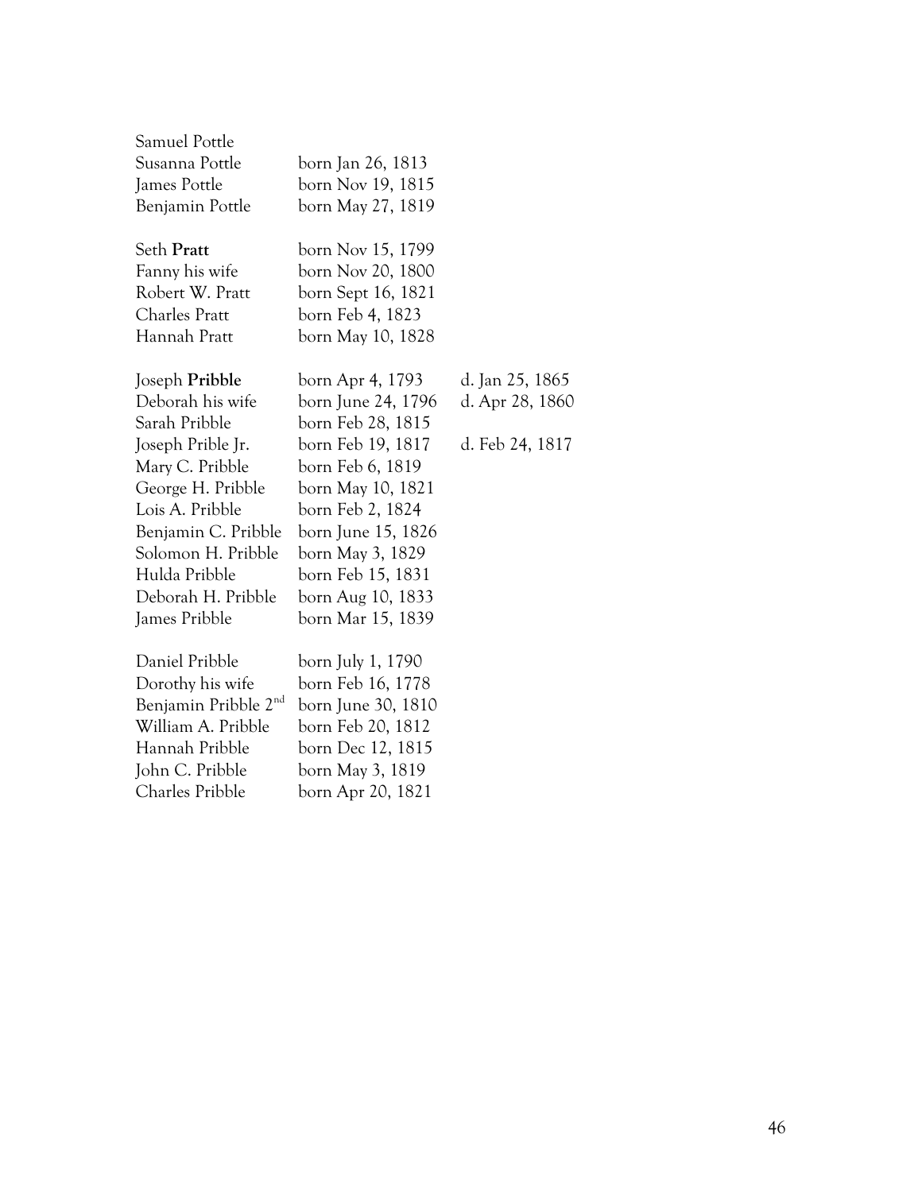| | | |
|---|---|---|
| Samuel Pottle | | |
| Susanna Pottle | born Jan 26, 1813 | |
| James Pottle | born Nov 19, 1815 | |
| Benjamin Pottle | born May 27, 1819 | |
| | | |
| Seth **Pratt** | born Nov 15, 1799 | |
| Fanny his wife | born Nov 20, 1800 | |
| Robert W. Pratt | born Sept 16, 1821 | |
| Charles Pratt | born Feb 4, 1823 | |
| Hannah Pratt | born May 10, 1828 | |
| | | |
| Joseph **Pribble** | born Apr 4, 1793 | d. Jan 25, 1865 |
| Deborah his wife | born June 24, 1796 | d. Apr 28, 1860 |
| Sarah Pribble | born Feb 28, 1815 | |
| Joseph Prible Jr. | born Feb 19, 1817 | d. Feb 24, 1817 |
| Mary C. Pribble | born Feb 6, 1819 | |
| George H. Pribble | born May 10, 1821 | |
| Lois A. Pribble | born Feb 2, 1824 | |
| Benjamin C. Pribble | born June 15, 1826 | |
| Solomon H. Pribble | born May 3, 1829 | |
| Hulda Pribble | born Feb 15, 1831 | |
| Deborah H. Pribble | born Aug 10, 1833 | |
| James Pribble | born Mar 15, 1839 | |
| | | |
| Daniel Pribble | born July 1, 1790 | |
| Dorothy his wife | born Feb 16, 1778 | |
| Benjamin Pribble 2nd | born June 30, 1810 | |
| William A. Pribble | born Feb 20, 1812 | |
| Hannah Pribble | born Dec 12, 1815 | |
| John C. Pribble | born May 3, 1819 | |
| Charles Pribble | born Apr 20, 1821 | |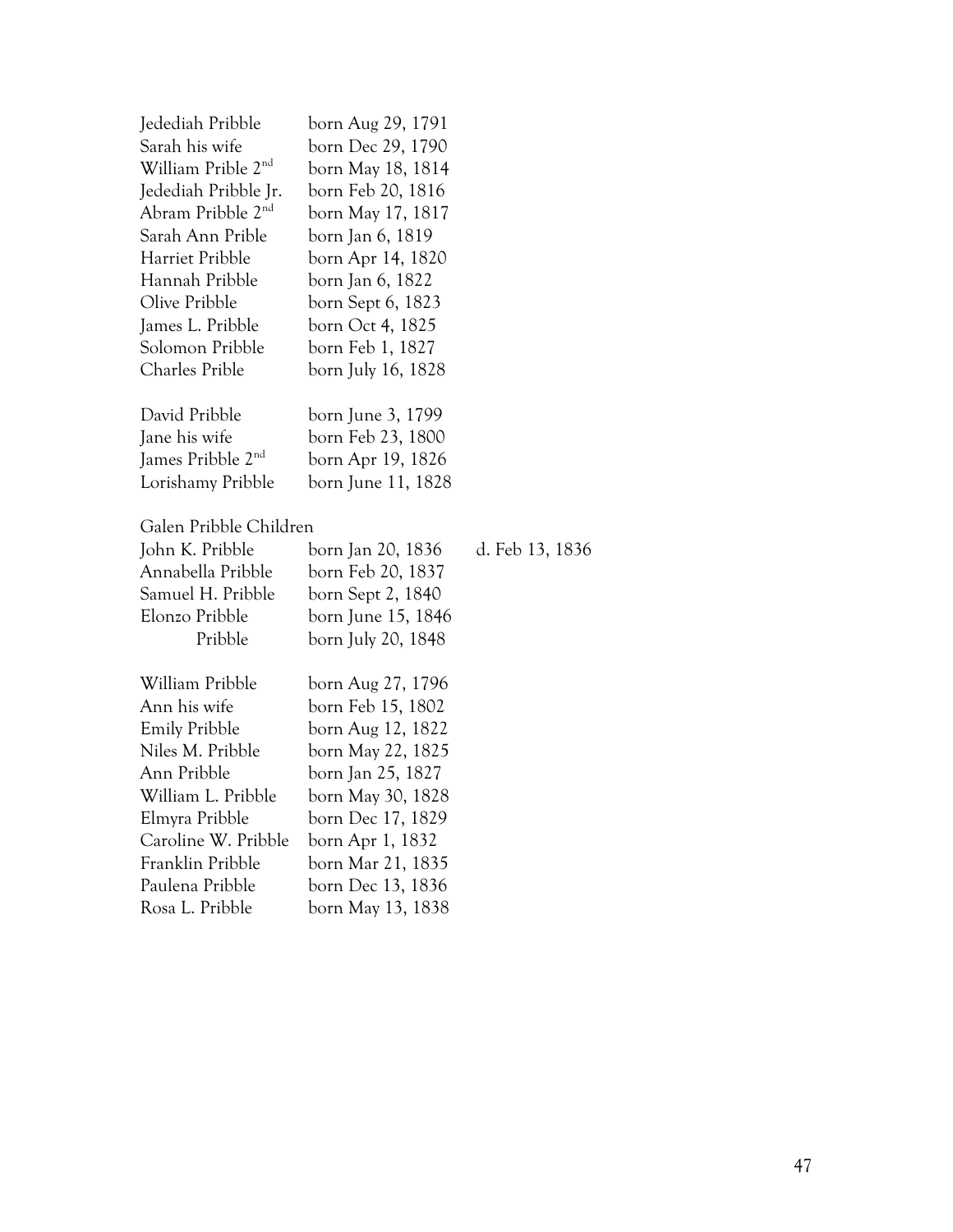| | | |
|---|---|---|
| Jedediah Pribble | born Aug 29, 1791 | |
| Sarah his wife | born Dec 29, 1790 | |
| William Prible 2nd | born May 18, 1814 | |
| Jedediah Pribble Jr. | born Feb 20, 1816 | |
| Abram Pribble 2nd | born May 17, 1817 | |
| Sarah Ann Prible | born Jan 6, 1819 | |
| Harriet Pribble | born Apr 14, 1820 | |
| Hannah Pribble | born Jan 6, 1822 | |
| Olive Pribble | born Sept 6, 1823 | |
| James L. Pribble | born Oct 4, 1825 | |
| Solomon Pribble | born Feb 1, 1827 | |
| Charles Prible | born July 16, 1828 | |
| | | |
| David Pribble | born June 3, 1799 | |
| Jane his wife | born Feb 23, 1800 | |
| James Pribble 2nd | born Apr 19, 1826 | |
| Lorishamy Pribble | born June 11, 1828 | |
| | | |
| Galen Pribble Children | | |
| John K. Pribble | born Jan 20, 1836 | d. Feb 13, 1836 |
| Annabella Pribble | born Feb 20, 1837 | |
| Samuel H. Pribble | born Sept 2, 1840 | |
| Elonzo Pribble | born June 15, 1846 | |
| Pribble | born July 20, 1848 | |
| | | |
| William Pribble | born Aug 27, 1796 | |
| Ann his wife | born Feb 15, 1802 | |
| Emily Pribble | born Aug 12, 1822 | |
| Niles M. Pribble | born May 22, 1825 | |
| Ann Pribble | born Jan 25, 1827 | |
| William L. Pribble | born May 30, 1828 | |
| Elmyra Pribble | born Dec 17, 1829 | |
| Caroline W. Pribble | born Apr 1, 1832 | |
| Franklin Pribble | born Mar 21, 1835 | |
| Paulena Pribble | born Dec 13, 1836 | |
| Rosa L. Pribble | born May 13, 1838 | |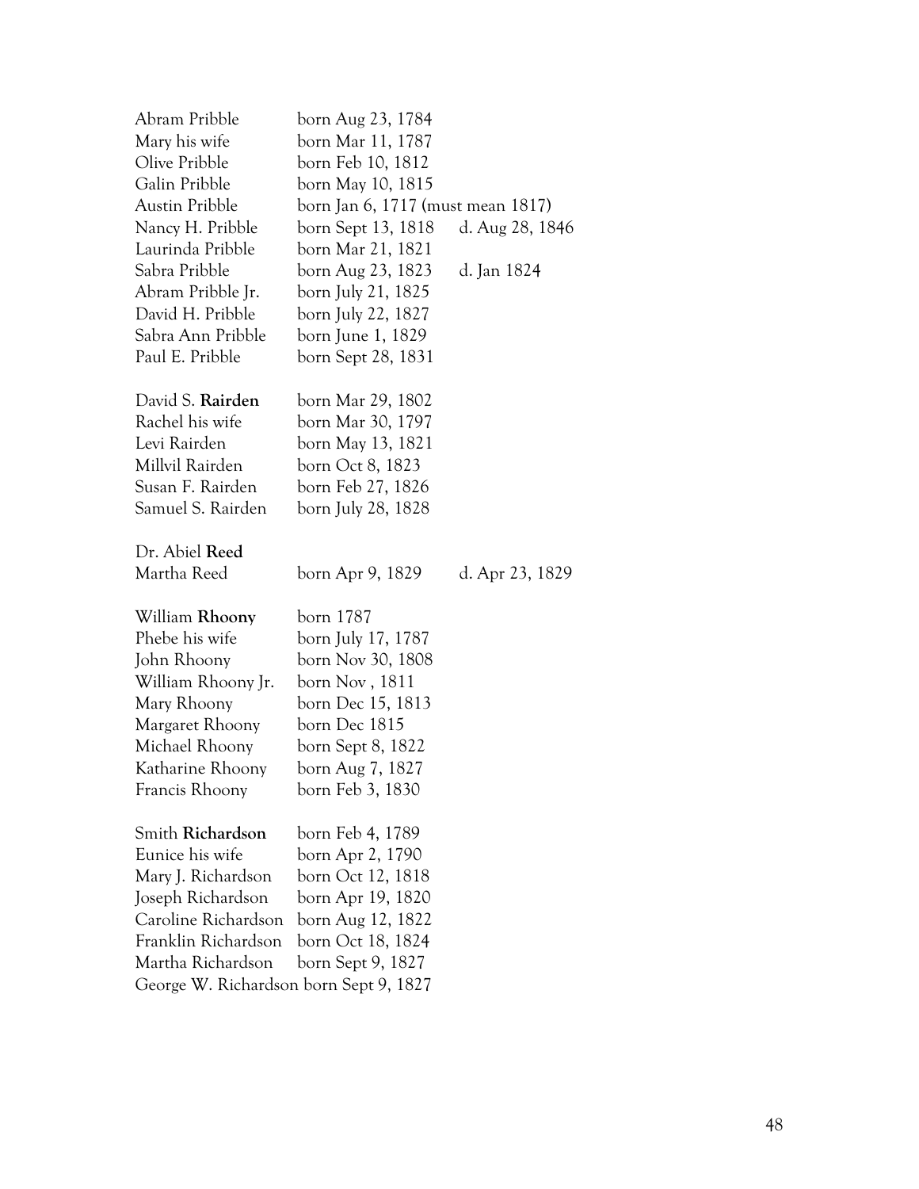| | | |
|---|---|---|
| Abram Pribble | born Aug 23, 1784 | |
| Mary his wife | born Mar 11, 1787 | |
| Olive Pribble | born Feb 10, 1812 | |
| Galin Pribble | born May 10, 1815 | |
| Austin Pribble | born Jan 6, 1717 (must mean 1817) | |
| Nancy H. Pribble | born Sept 13, 1818 | d. Aug 28, 1846 |
| Laurinda Pribble | born Mar 21, 1821 | |
| Sabra Pribble | born Aug 23, 1823 | d. Jan 1824 |
| Abram Pribble Jr. | born July 21, 1825 | |
| David H. Pribble | born July 22, 1827 | |
| Sabra Ann Pribble | born June 1, 1829 | |
| Paul E. Pribble | born Sept 28, 1831 | |

| | |
|---|---|
| David S. **Rairden** | born Mar 29, 1802 |
| Rachel his wife | born Mar 30, 1797 |
| Levi Rairden | born May 13, 1821 |
| Millvil Rairden | born Oct 8, 1823 |
| Susan F. Rairden | born Feb 27, 1826 |
| Samuel S. Rairden | born July 28, 1828 |

| | | |
|---|---|---|
| Dr. Abiel **Reed** | | |
| Martha Reed | born Apr 9, 1829 | d. Apr 23, 1829 |

| | |
|---|---|
| William **Rhoony** | born 1787 |
| Phebe his wife | born July 17, 1787 |
| John Rhoony | born Nov 30, 1808 |
| William Rhoony Jr. | born Nov , 1811 |
| Mary Rhoony | born Dec 15, 1813 |
| Margaret Rhoony | born Dec 1815 |
| Michael Rhoony | born Sept 8, 1822 |
| Katharine Rhoony | born Aug 7, 1827 |
| Francis Rhoony | born Feb 3, 1830 |

| | |
|---|---|
| Smith **Richardson** | born Feb 4, 1789 |
| Eunice his wife | born Apr 2, 1790 |
| Mary J. Richardson | born Oct 12, 1818 |
| Joseph Richardson | born Apr 19, 1820 |
| Caroline Richardson | born Aug 12, 1822 |
| Franklin Richardson | born Oct 18, 1824 |
| Martha Richardson | born Sept 9, 1827 |
| George W. Richardson | born Sept 9, 1827 |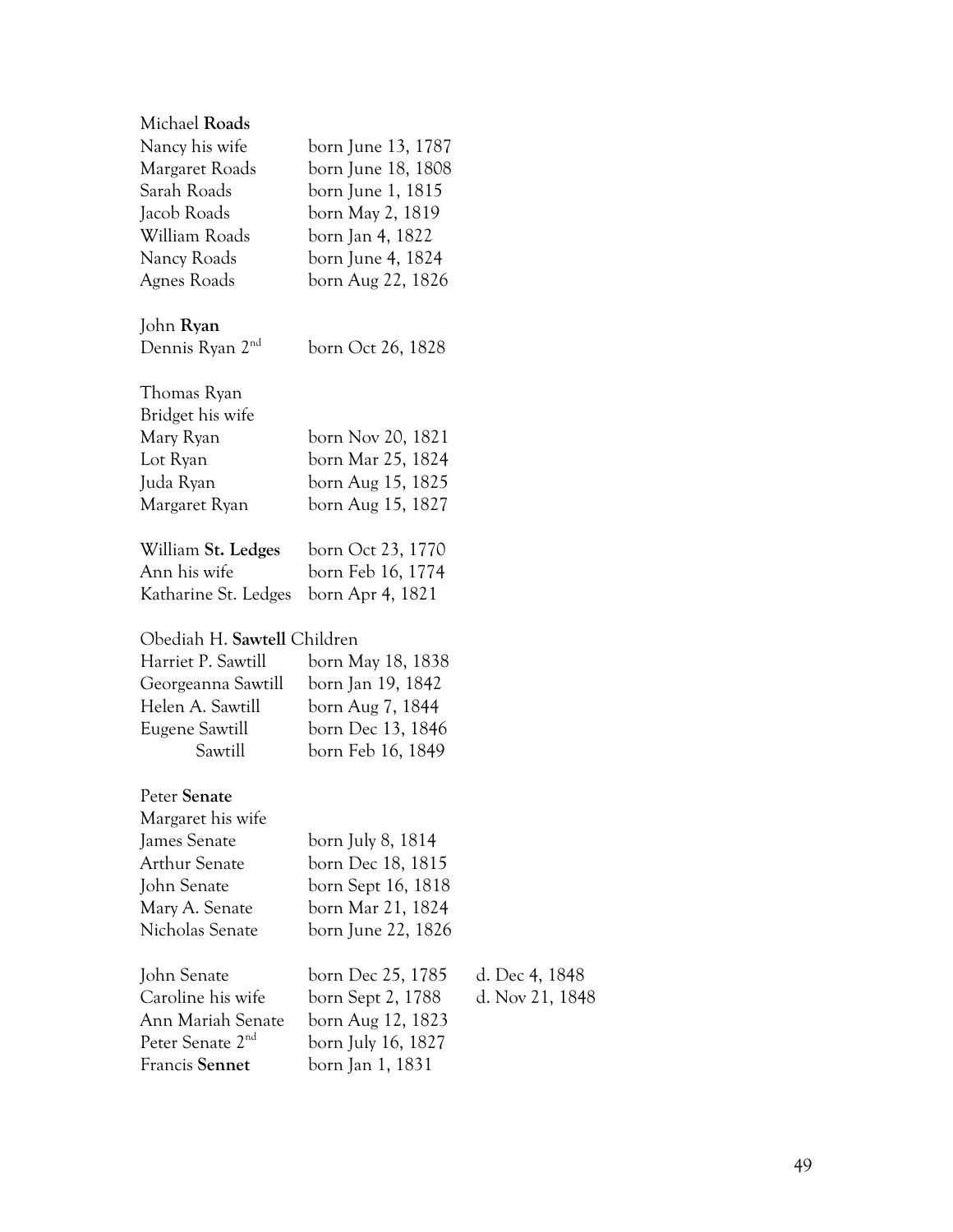Michael **Roads**

| | | |
|---|---|---|
| Nancy his wife | born June 13, 1787 | |
| Margaret Roads | born June 18, 1808 | |
| Sarah Roads | born June 1, 1815 | |
| Jacob Roads | born May 2, 1819 | |
| William Roads | born Jan 4, 1822 | |
| Nancy Roads | born June 4, 1824 | |
| Agnes Roads | born Aug 22, 1826 | |

John **Ryan**

| | | |
|---|---|---|
| Dennis Ryan 2nd | born Oct 26, 1828 | |

Thomas Ryan
Bridget his wife

| | | |
|---|---|---|
| Mary Ryan | born Nov 20, 1821 | |
| Lot Ryan | born Mar 25, 1824 | |
| Juda Ryan | born Aug 15, 1825 | |
| Margaret Ryan | born Aug 15, 1827 | |

| | | |
|---|---|---|
| William **St. Ledges** | born Oct 23, 1770 | |
| Ann his wife | born Feb 16, 1774 | |
| Katharine St. Ledges | born Apr 4, 1821 | |

Obediah H. **Sawtell** Children

| | | |
|---|---|---|
| Harriet P. Sawtill | born May 18, 1838 | |
| Georgeanna Sawtill | born Jan 19, 1842 | |
| Helen A. Sawtill | born Aug 7, 1844 | |
| Eugene Sawtill | born Dec 13, 1846 | |
| Sawtill | born Feb 16, 1849 | |

Peter **Senate**
Margaret his wife

| | | |
|---|---|---|
| James Senate | born July 8, 1814 | |
| Arthur Senate | born Dec 18, 1815 | |
| John Senate | born Sept 16, 1818 | |
| Mary A. Senate | born Mar 21, 1824 | |
| Nicholas Senate | born June 22, 1826 | |

| | | |
|---|---|---|
| John Senate | born Dec 25, 1785 | d. Dec 4, 1848 |
| Caroline his wife | born Sept 2, 1788 | d. Nov 21, 1848 |
| Ann Mariah Senate | born Aug 12, 1823 | |
| Peter Senate 2nd | born July 16, 1827 | |
| Francis **Sennet** | born Jan 1, 1831 | |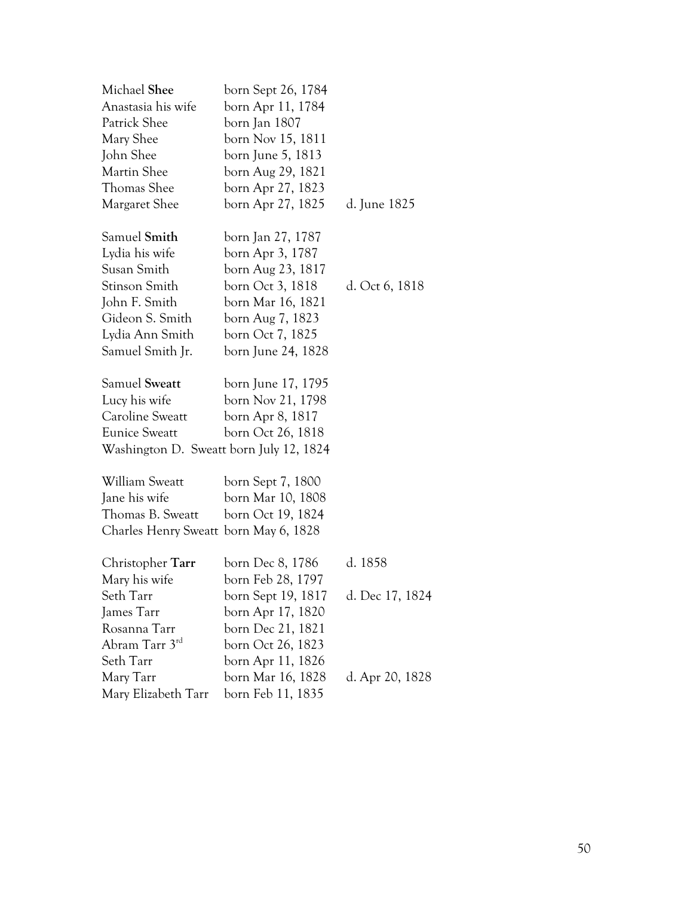Michael **Shee** born Sept 26, 1784
Anastasia his wife born Apr 11, 1784
Patrick Shee born Jan 1807
Mary Shee born Nov 15, 1811
John Shee born June 5, 1813
Martin Shee born Aug 29, 1821
Thomas Shee born Apr 27, 1823
Margaret Shee born Apr 27, 1825 d. June 1825

Samuel **Smith** born Jan 27, 1787
Lydia his wife born Apr 3, 1787
Susan Smith born Aug 23, 1817
Stinson Smith born Oct 3, 1818 d. Oct 6, 1818
John F. Smith born Mar 16, 1821
Gideon S. Smith born Aug 7, 1823
Lydia Ann Smith born Oct 7, 1825
Samuel Smith Jr. born June 24, 1828

Samuel **Sweatt** born June 17, 1795
Lucy his wife born Nov 21, 1798
Caroline Sweatt born Apr 8, 1817
Eunice Sweatt born Oct 26, 1818
Washington D. Sweatt born July 12, 1824

William Sweatt born Sept 7, 1800
Jane his wife born Mar 10, 1808
Thomas B. Sweatt born Oct 19, 1824
Charles Henry Sweatt born May 6, 1828

Christopher **Tarr** born Dec 8, 1786 d. 1858
Mary his wife born Feb 28, 1797
Seth Tarr born Sept 19, 1817 d. Dec 17, 1824
James Tarr born Apr 17, 1820
Rosanna Tarr born Dec 21, 1821
Abram Tarr 3rd born Oct 26, 1823
Seth Tarr born Apr 11, 1826
Mary Tarr born Mar 16, 1828 d. Apr 20, 1828
Mary Elizabeth Tarr born Feb 11, 1835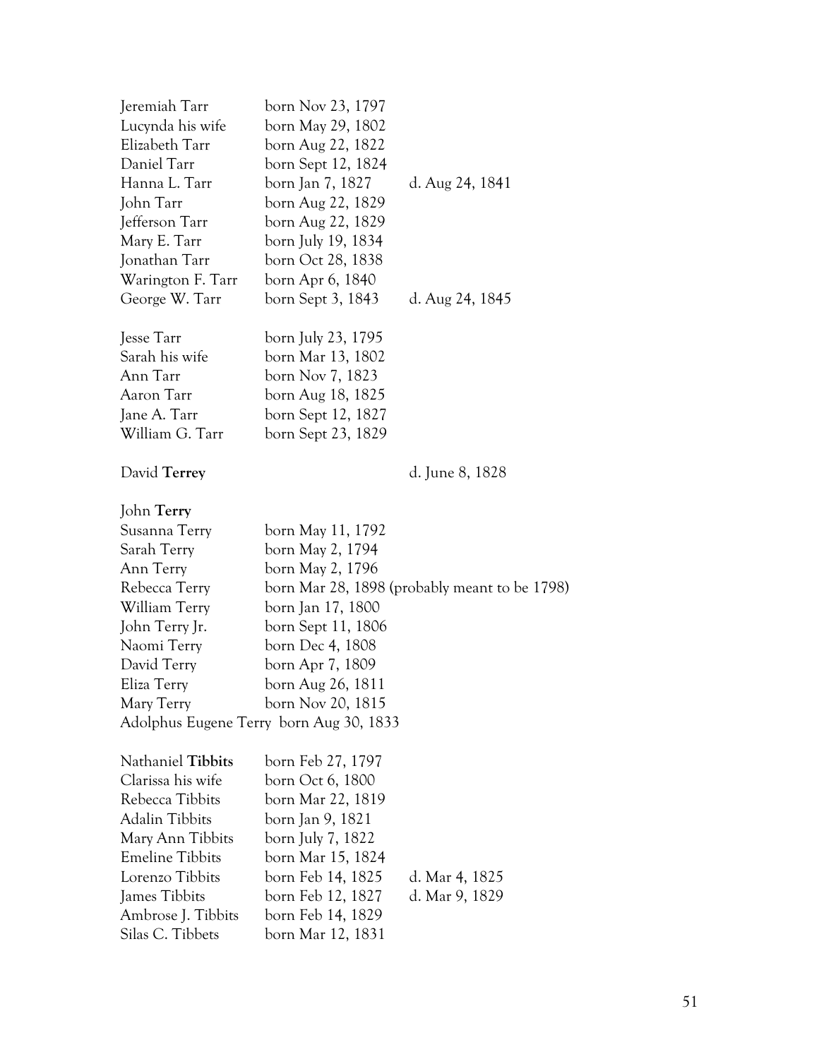Jeremiah Tarr born Nov 23, 1797
Lucynda his wife born May 29, 1802
Elizabeth Tarr born Aug 22, 1822
Daniel Tarr born Sept 12, 1824
Hanna L. Tarr born Jan 7, 1827 d. Aug 24, 1841
John Tarr born Aug 22, 1829
Jefferson Tarr born Aug 22, 1829
Mary E. Tarr born July 19, 1834
Jonathan Tarr born Oct 28, 1838
Warington F. Tarr born Apr 6, 1840
George W. Tarr born Sept 3, 1843 d. Aug 24, 1845

Jesse Tarr born July 23, 1795
Sarah his wife born Mar 13, 1802
Ann Tarr born Nov 7, 1823
Aaron Tarr born Aug 18, 1825
Jane A. Tarr born Sept 12, 1827
William G. Tarr born Sept 23, 1829

David **Terrey** d. June 8, 1828

John **Terry**
Susanna Terry born May 11, 1792
Sarah Terry born May 2, 1794
Ann Terry born May 2, 1796
Rebecca Terry born Mar 28, 1898 (probably meant to be 1798)
William Terry born Jan 17, 1800
John Terry Jr. born Sept 11, 1806
Naomi Terry born Dec 4, 1808
David Terry born Apr 7, 1809
Eliza Terry born Aug 26, 1811
Mary Terry born Nov 20, 1815
Adolphus Eugene Terry born Aug 30, 1833

Nathaniel **Tibbits** born Feb 27, 1797
Clarissa his wife born Oct 6, 1800
Rebecca Tibbits born Mar 22, 1819
Adalin Tibbits born Jan 9, 1821
Mary Ann Tibbits born July 7, 1822
Emeline Tibbits born Mar 15, 1824
Lorenzo Tibbits born Feb 14, 1825 d. Mar 4, 1825
James Tibbits born Feb 12, 1827 d. Mar 9, 1829
Ambrose J. Tibbits born Feb 14, 1829
Silas C. Tibbets born Mar 12, 1831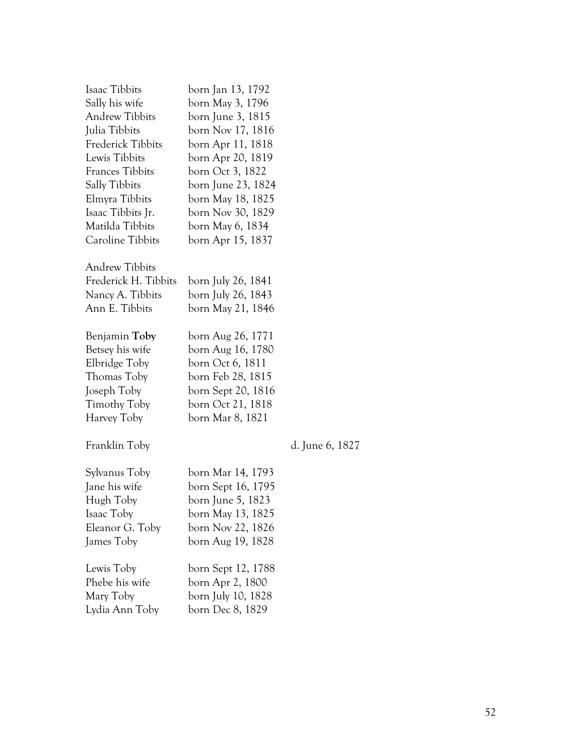| | | |
|---|---|---|
| Isaac Tibbits | born Jan 13, 1792 | |
| Sally his wife | born May 3, 1796 | |
| Andrew Tibbits | born June 3, 1815 | |
| Julia Tibbits | born Nov 17, 1816 | |
| Frederick Tibbits | born Apr 11, 1818 | |
| Lewis Tibbits | born Apr 20, 1819 | |
| Frances Tibbits | born Oct 3, 1822 | |
| Sally Tibbits | born June 23, 1824 | |
| Elmyra Tibbits | born May 18, 1825 | |
| Isaac Tibbits Jr. | born Nov 30, 1829 | |
| Matilda Tibbits | born May 6, 1834 | |
| Caroline Tibbits | born Apr 15, 1837 | |
| | | |
| Andrew Tibbits | | |
| Frederick H. Tibbits | born July 26, 1841 | |
| Nancy A. Tibbits | born July 26, 1843 | |
| Ann E. Tibbits | born May 21, 1846 | |
| | | |
| Benjamin **Toby** | born Aug 26, 1771 | |
| Betsey his wife | born Aug 16, 1780 | |
| Elbridge Toby | born Oct 6, 1811 | |
| Thomas Toby | born Feb 28, 1815 | |
| Joseph Toby | born Sept 20, 1816 | |
| Timothy Toby | born Oct 21, 1818 | |
| Harvey Toby | born Mar 8, 1821 | |
| | | |
| Franklin Toby | | d. June 6, 1827 |
| | | |
| Sylvanus Toby | born Mar 14, 1793 | |
| Jane his wife | born Sept 16, 1795 | |
| Hugh Toby | born June 5, 1823 | |
| Isaac Toby | born May 13, 1825 | |
| Eleanor G. Toby | born Nov 22, 1826 | |
| James Toby | born Aug 19, 1828 | |
| | | |
| Lewis Toby | born Sept 12, 1788 | |
| Phebe his wife | born Apr 2, 1800 | |
| Mary Toby | born July 10, 1828 | |
| Lydia Ann Toby | born Dec 8, 1829 | |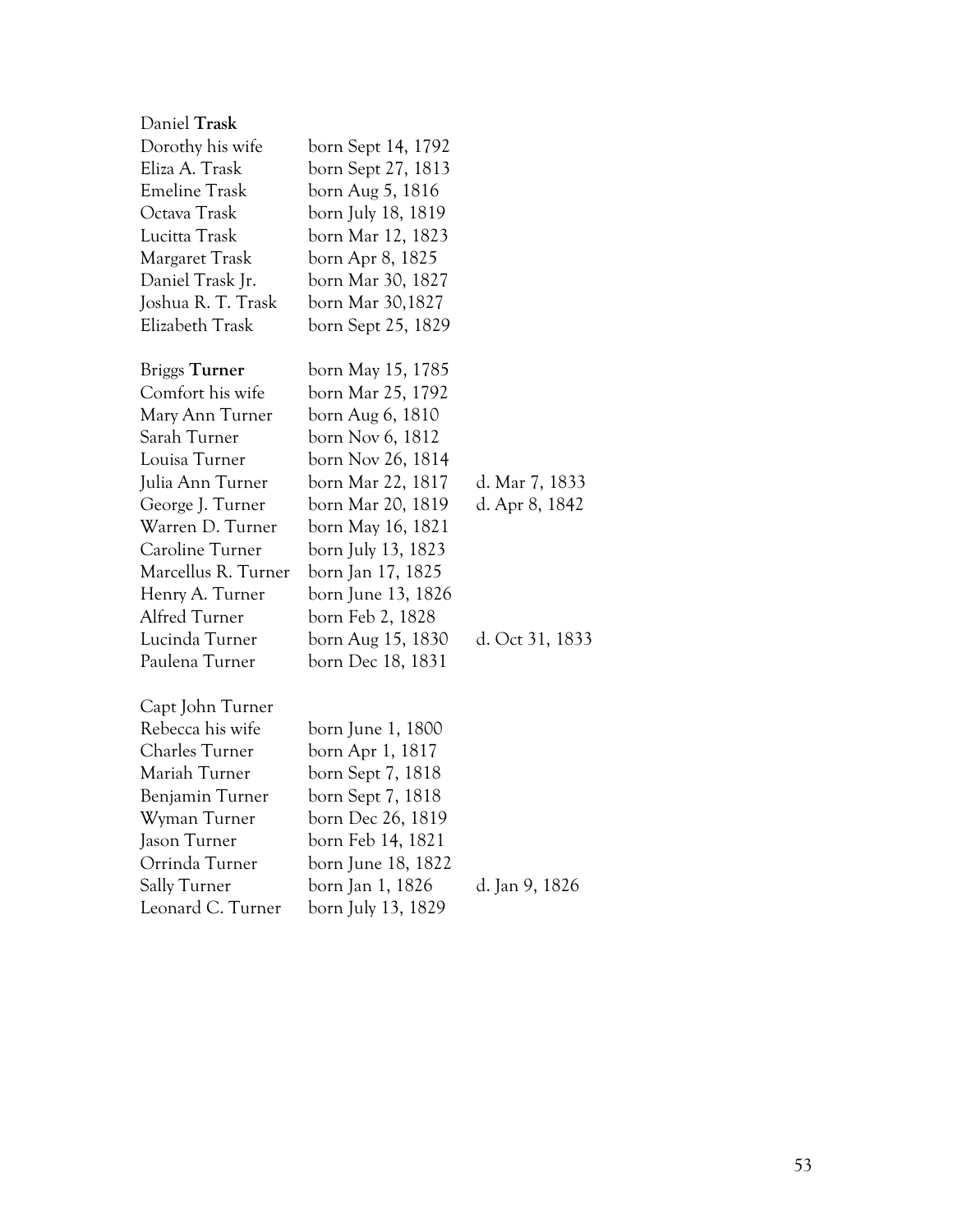| | | |
|---|---|---|
| Daniel **Trask** | | |
| Dorothy his wife | born Sept 14, 1792 | |
| Eliza A. Trask | born Sept 27, 1813 | |
| Emeline Trask | born Aug 5, 1816 | |
| Octava Trask | born July 18, 1819 | |
| Lucitta Trask | born Mar 12, 1823 | |
| Margaret Trask | born Apr 8, 1825 | |
| Daniel Trask Jr. | born Mar 30, 1827 | |
| Joshua R. T. Trask | born Mar 30,1827 | |
| Elizabeth Trask | born Sept 25, 1829 | |
| | | |
| Briggs **Turner** | born May 15, 1785 | |
| Comfort his wife | born Mar 25, 1792 | |
| Mary Ann Turner | born Aug 6, 1810 | |
| Sarah Turner | born Nov 6, 1812 | |
| Louisa Turner | born Nov 26, 1814 | |
| Julia Ann Turner | born Mar 22, 1817 | d. Mar 7, 1833 |
| George J. Turner | born Mar 20, 1819 | d. Apr 8, 1842 |
| Warren D. Turner | born May 16, 1821 | |
| Caroline Turner | born July 13, 1823 | |
| Marcellus R. Turner | born Jan 17, 1825 | |
| Henry A. Turner | born June 13, 1826 | |
| Alfred Turner | born Feb 2, 1828 | |
| Lucinda Turner | born Aug 15, 1830 | d. Oct 31, 1833 |
| Paulena Turner | born Dec 18, 1831 | |
| | | |
| Capt John Turner | | |
| Rebecca his wife | born June 1, 1800 | |
| Charles Turner | born Apr 1, 1817 | |
| Mariah Turner | born Sept 7, 1818 | |
| Benjamin Turner | born Sept 7, 1818 | |
| Wyman Turner | born Dec 26, 1819 | |
| Jason Turner | born Feb 14, 1821 | |
| Orrinda Turner | born June 18, 1822 | |
| Sally Turner | born Jan 1, 1826 | d. Jan 9, 1826 |
| Leonard C. Turner | born July 13, 1829 | |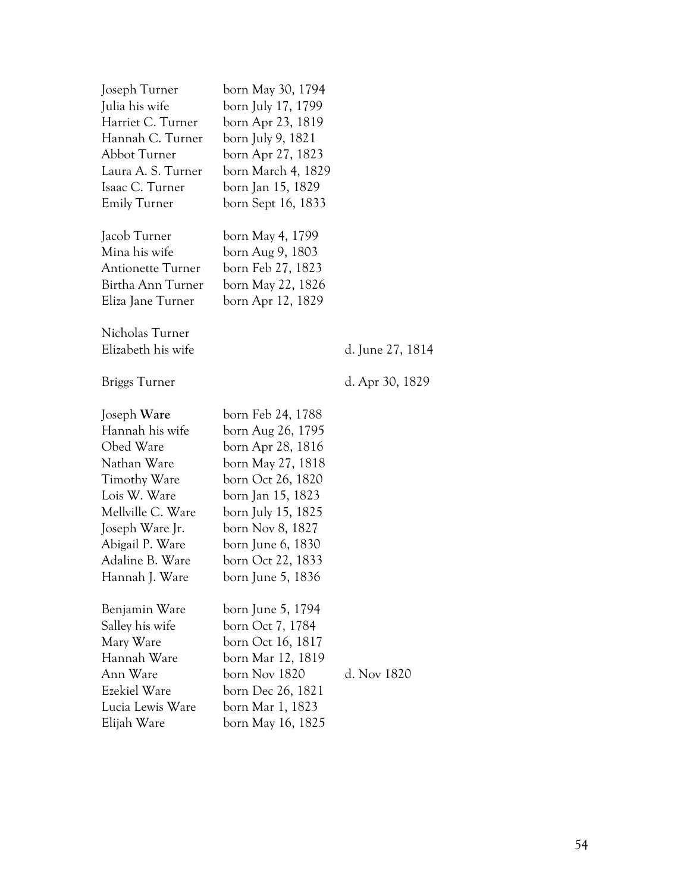| | | |
|---|---|---|
| Joseph Turner | born May 30, 1794 | |
| Julia his wife | born July 17, 1799 | |
| Harriet C. Turner | born Apr 23, 1819 | |
| Hannah C. Turner | born July 9, 1821 | |
| Abbot Turner | born Apr 27, 1823 | |
| Laura A. S. Turner | born March 4, 1829 | |
| Isaac C. Turner | born Jan 15, 1829 | |
| Emily Turner | born Sept 16, 1833 | |
| | | |
| Jacob Turner | born May 4, 1799 | |
| Mina his wife | born Aug 9, 1803 | |
| Antionette Turner | born Feb 27, 1823 | |
| Birtha Ann Turner | born May 22, 1826 | |
| Eliza Jane Turner | born Apr 12, 1829 | |
| | | |
| Nicholas Turner | | |
| Elizabeth his wife | | d. June 27, 1814 |
| | | |
| Briggs Turner | | d. Apr 30, 1829 |
| | | |
| Joseph **Ware** | born Feb 24, 1788 | |
| Hannah his wife | born Aug 26, 1795 | |
| Obed Ware | born Apr 28, 1816 | |
| Nathan Ware | born May 27, 1818 | |
| Timothy Ware | born Oct 26, 1820 | |
| Lois W. Ware | born Jan 15, 1823 | |
| Mellville C. Ware | born July 15, 1825 | |
| Joseph Ware Jr. | born Nov 8, 1827 | |
| Abigail P. Ware | born June 6, 1830 | |
| Adaline B. Ware | born Oct 22, 1833 | |
| Hannah J. Ware | born June 5, 1836 | |
| | | |
| Benjamin Ware | born June 5, 1794 | |
| Salley his wife | born Oct 7, 1784 | |
| Mary Ware | born Oct 16, 1817 | |
| Hannah Ware | born Mar 12, 1819 | |
| Ann Ware | born Nov 1820 | d. Nov 1820 |
| Ezekiel Ware | born Dec 26, 1821 | |
| Lucia Lewis Ware | born Mar 1, 1823 | |
| Elijah Ware | born May 16, 1825 | |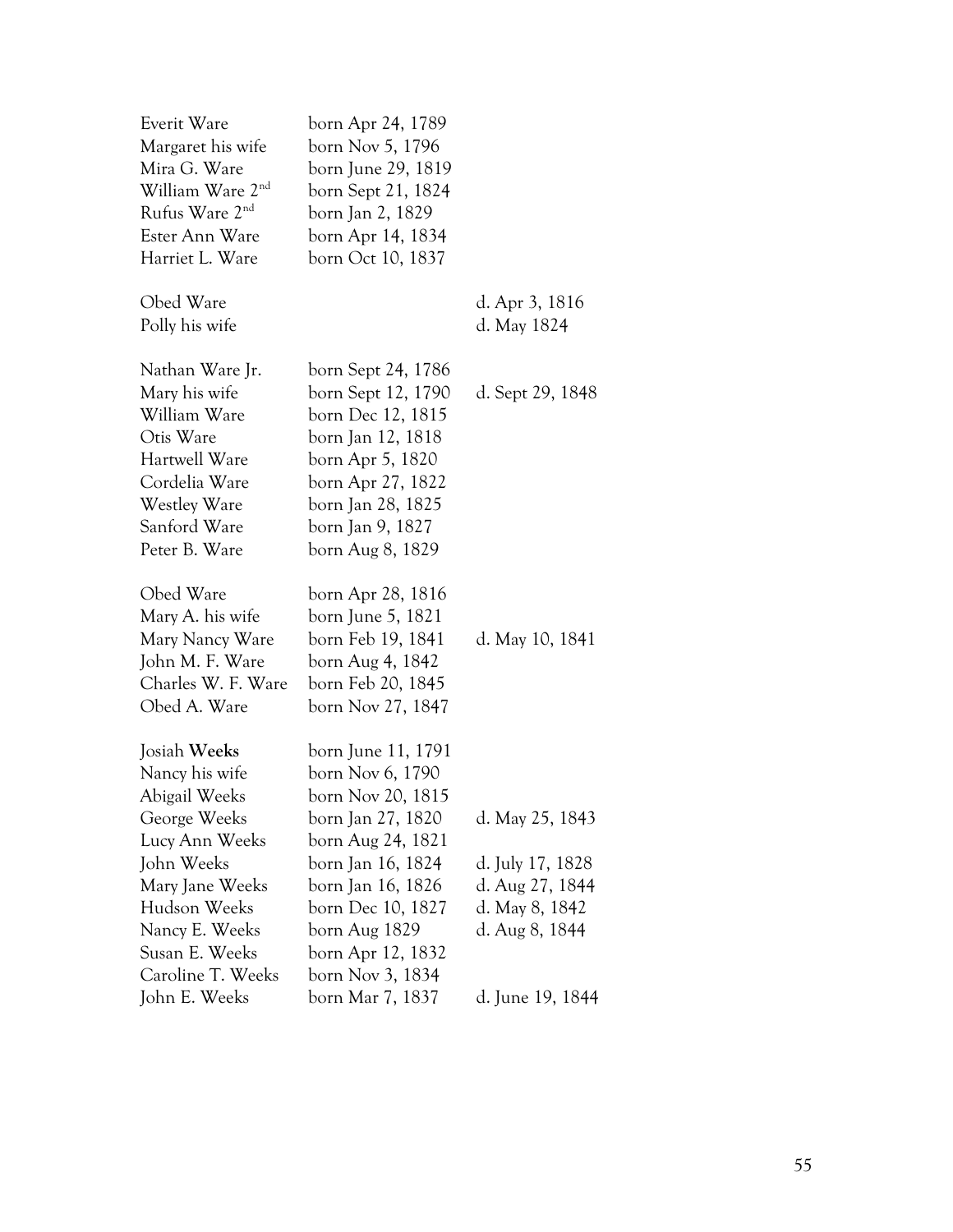| | | |
|---|---|---|
| Everit Ware | born Apr 24, 1789 | |
| Margaret his wife | born Nov 5, 1796 | |
| Mira G. Ware | born June 29, 1819 | |
| William Ware 2nd | born Sept 21, 1824 | |
| Rufus Ware 2nd | born Jan 2, 1829 | |
| Ester Ann Ware | born Apr 14, 1834 | |
| Harriet L. Ware | born Oct 10, 1837 | |
| | | |
| Obed Ware | | d. Apr 3, 1816 |
| Polly his wife | | d. May 1824 |
| | | |
| Nathan Ware Jr. | born Sept 24, 1786 | |
| Mary his wife | born Sept 12, 1790 | d. Sept 29, 1848 |
| William Ware | born Dec 12, 1815 | |
| Otis Ware | born Jan 12, 1818 | |
| Hartwell Ware | born Apr 5, 1820 | |
| Cordelia Ware | born Apr 27, 1822 | |
| Westley Ware | born Jan 28, 1825 | |
| Sanford Ware | born Jan 9, 1827 | |
| Peter B. Ware | born Aug 8, 1829 | |
| | | |
| Obed Ware | born Apr 28, 1816 | |
| Mary A. his wife | born June 5, 1821 | |
| Mary Nancy Ware | born Feb 19, 1841 | d. May 10, 1841 |
| John M. F. Ware | born Aug 4, 1842 | |
| Charles W. F. Ware | born Feb 20, 1845 | |
| Obed A. Ware | born Nov 27, 1847 | |
| | | |
| Josiah **Weeks** | born June 11, 1791 | |
| Nancy his wife | born Nov 6, 1790 | |
| Abigail Weeks | born Nov 20, 1815 | |
| George Weeks | born Jan 27, 1820 | d. May 25, 1843 |
| Lucy Ann Weeks | born Aug 24, 1821 | |
| John Weeks | born Jan 16, 1824 | d. July 17, 1828 |
| Mary Jane Weeks | born Jan 16, 1826 | d. Aug 27, 1844 |
| Hudson Weeks | born Dec 10, 1827 | d. May 8, 1842 |
| Nancy E. Weeks | born Aug 1829 | d. Aug 8, 1844 |
| Susan E. Weeks | born Apr 12, 1832 | |
| Caroline T. Weeks | born Nov 3, 1834 | |
| John E. Weeks | born Mar 7, 1837 | d. June 19, 1844 |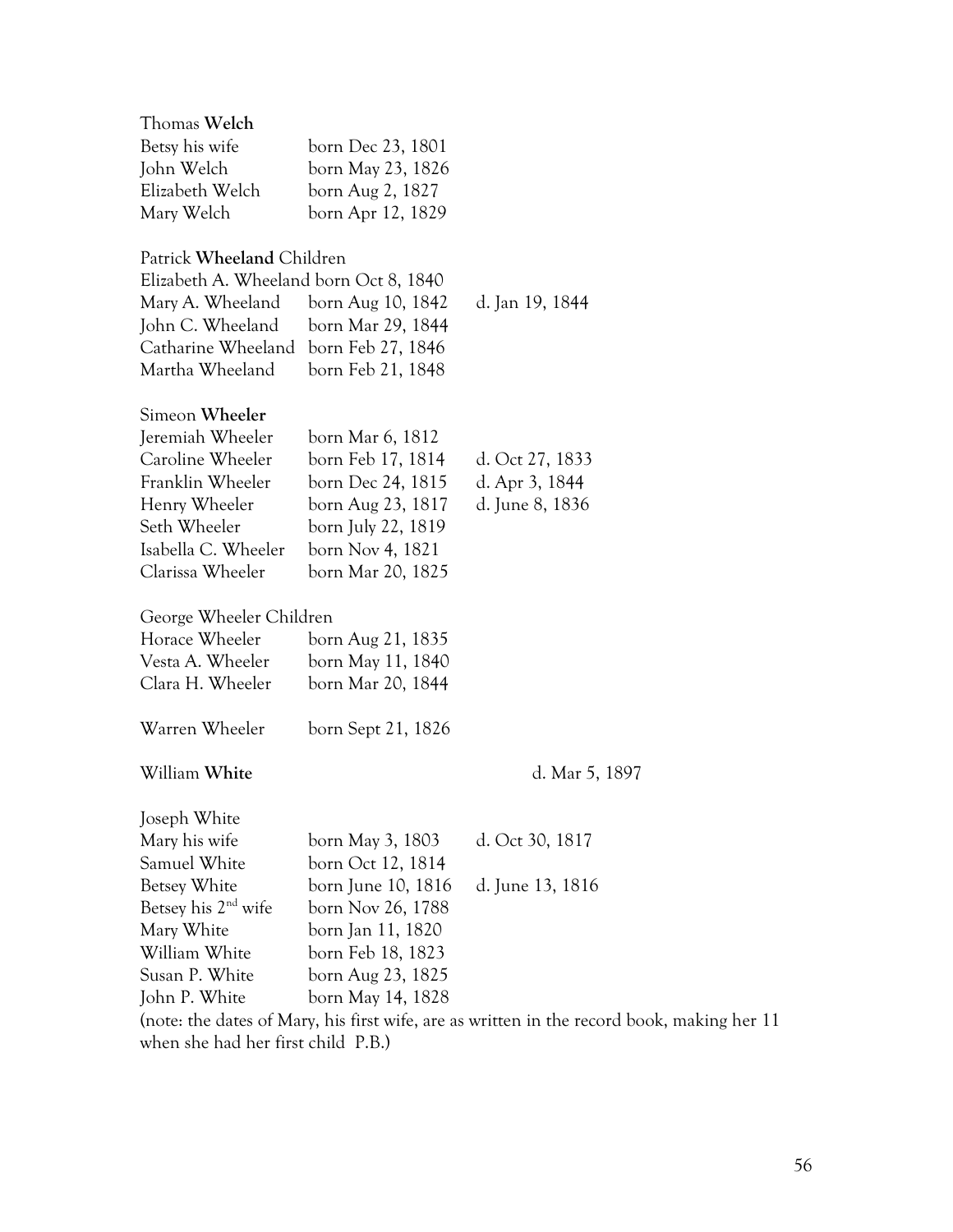Thomas **Welch**

| | | |
|---|---|---|
| Betsy his wife | born Dec 23, 1801 | |
| John Welch | born May 23, 1826 | |
| Elizabeth Welch | born Aug 2, 1827 | |
| Mary Welch | born Apr 12, 1829 | |

Patrick **Wheeland** Children

| | | |
|---|---|---|
| Elizabeth A. Wheeland | born Oct 8, 1840 | |
| Mary A. Wheeland | born Aug 10, 1842 | d. Jan 19, 1844 |
| John C. Wheeland | born Mar 29, 1844 | |
| Catharine Wheeland | born Feb 27, 1846 | |
| Martha Wheeland | born Feb 21, 1848 | |

Simeon **Wheeler**

| | | |
|---|---|---|
| Jeremiah Wheeler | born Mar 6, 1812 | |
| Caroline Wheeler | born Feb 17, 1814 | d. Oct 27, 1833 |
| Franklin Wheeler | born Dec 24, 1815 | d. Apr 3, 1844 |
| Henry Wheeler | born Aug 23, 1817 | d. June 8, 1836 |
| Seth Wheeler | born July 22, 1819 | |
| Isabella C. Wheeler | born Nov 4, 1821 | |
| Clarissa Wheeler | born Mar 20, 1825 | |

George Wheeler Children

| | | |
|---|---|---|
| Horace Wheeler | born Aug 21, 1835 | |
| Vesta A. Wheeler | born May 11, 1840 | |
| Clara H. Wheeler | born Mar 20, 1844 | |

Warren Wheeler born Sept 21, 1826

William **White** d. Mar 5, 1897

Joseph White

| | | |
|---|---|---|
| Mary his wife | born May 3, 1803 | d. Oct 30, 1817 |
| Samuel White | born Oct 12, 1814 | |
| Betsey White | born June 10, 1816 | d. June 13, 1816 |
| Betsey his 2nd wife | born Nov 26, 1788 | |
| Mary White | born Jan 11, 1820 | |
| William White | born Feb 18, 1823 | |
| Susan P. White | born Aug 23, 1825 | |
| John P. White | born May 14, 1828 | |

(note: the dates of Mary, his first wife, are as written in the record book, making her 11 when she had her first child P.B.)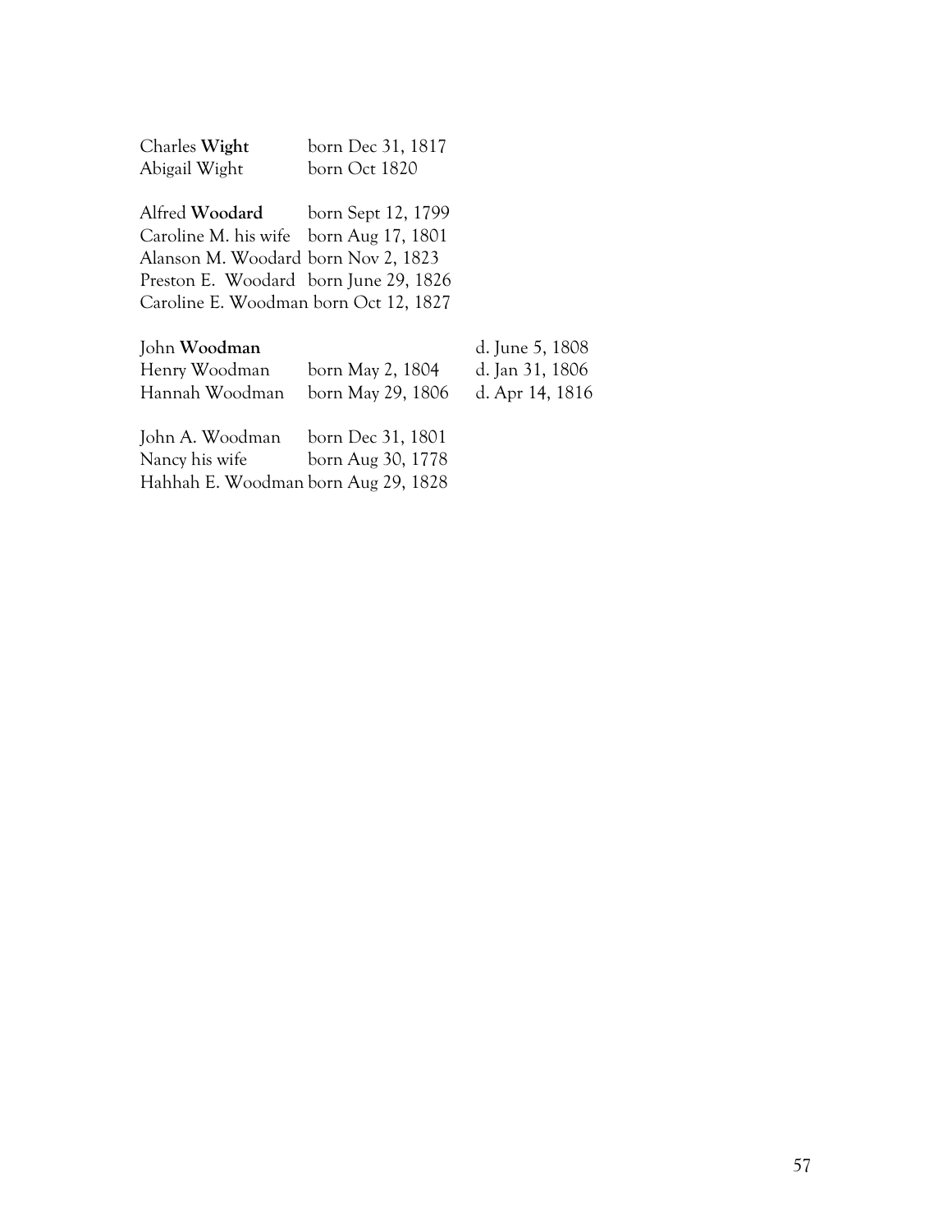| | | |
|---|---|---|
| Charles **Wight** | born Dec 31, 1817 | |
| Abigail Wight | born Oct 1820 | |
| | | |
| Alfred **Woodard** | born Sept 12, 1799 | |
| Caroline M. his wife | born Aug 17, 1801 | |
| Alanson M. Woodard | born Nov 2, 1823 | |
| Preston E. Woodard | born June 29, 1826 | |
| Caroline E. Woodman | born Oct 12, 1827 | |
| | | |
| John **Woodman** | | d. June 5, 1808 |
| Henry Woodman | born May 2, 1804 | d. Jan 31, 1806 |
| Hannah Woodman | born May 29, 1806 | d. Apr 14, 1816 |
| | | |
| John A. Woodman | born Dec 31, 1801 | |
| Nancy his wife | born Aug 30, 1778 | |
| Hahhah E. Woodman | born Aug 29, 1828 | |